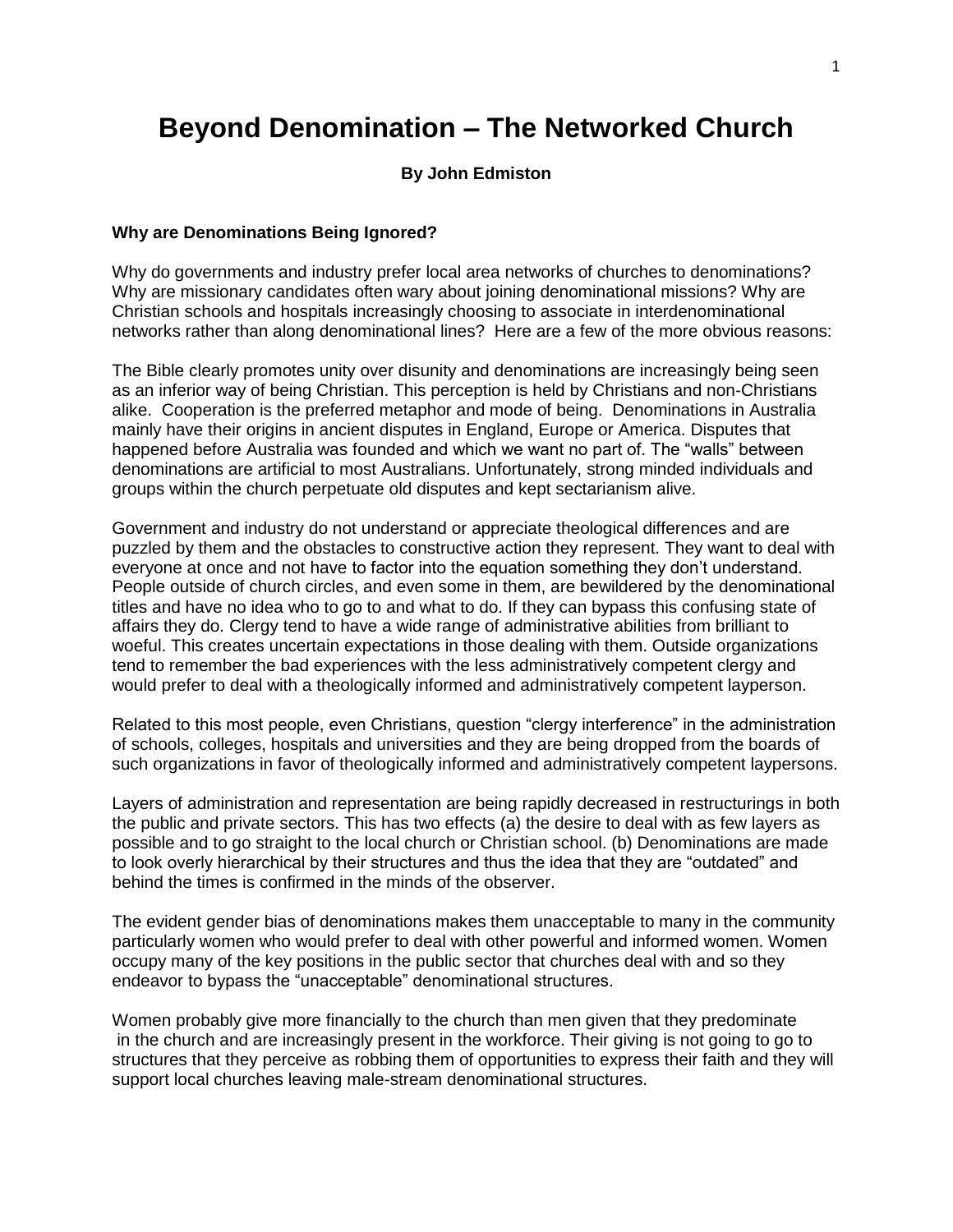# Beyond Denomination – The Networked Church

**By John Edmiston**

**Why are Denominations Being Ignored?**

Why do governments and industry prefer local area networks of churches to denominations? Why are missionary candidates often wary about joining denominational missions? Why are Christian schools and hospitals increasingly choosing to associate in interdenominational networks rather than along denominational lines? Here are a few of the more obvious reasons:

The Bible clearly promotes unity over disunity and denominations are increasingly being seen as an inferior way of being Christian. This perception is held by Christians and non-Christians alike. Cooperation is the preferred metaphor and mode of being. Denominations in Australia mainly have their origins in ancient disputes in England, Europe or America. Disputes that happened before Australia was founded and which we want no part of. The "walls" between denominations are artificial to most Australians. Unfortunately, strong minded individuals and groups within the church perpetuate old disputes and kept sectarianism alive.

Government and industry do not understand or appreciate theological differences and are puzzled by them and the obstacles to constructive action they represent. They want to deal with everyone at once and not have to factor into the equation something they don't understand. People outside of church circles, and even some in them, are bewildered by the denominational titles and have no idea who to go to and what to do. If they can bypass this confusing state of affairs they do. Clergy tend to have a wide range of administrative abilities from brilliant to woeful. This creates uncertain expectations in those dealing with them. Outside organizations tend to remember the bad experiences with the less administratively competent clergy and would prefer to deal with a theologically informed and administratively competent layperson.

Related to this most people, even Christians, question "clergy interference" in the administration of schools, colleges, hospitals and universities and they are being dropped from the boards of such organizations in favor of theologically informed and administratively competent laypersons.

Layers of administration and representation are being rapidly decreased in restructurings in both the public and private sectors. This has two effects (a) the desire to deal with as few layers as possible and to go straight to the local church or Christian school. (b) Denominations are made to look overly hierarchical by their structures and thus the idea that they are "outdated" and behind the times is confirmed in the minds of the observer.

The evident gender bias of denominations makes them unacceptable to many in the community particularly women who would prefer to deal with other powerful and informed women. Women occupy many of the key positions in the public sector that churches deal with and so they endeavor to bypass the "unacceptable" denominational structures.

Women probably give more financially to the church than men given that they predominate in the church and are increasingly present in the workforce. Their giving is not going to go to structures that they perceive as robbing them of opportunities to express their faith and they will support local churches leaving male-stream denominational structures.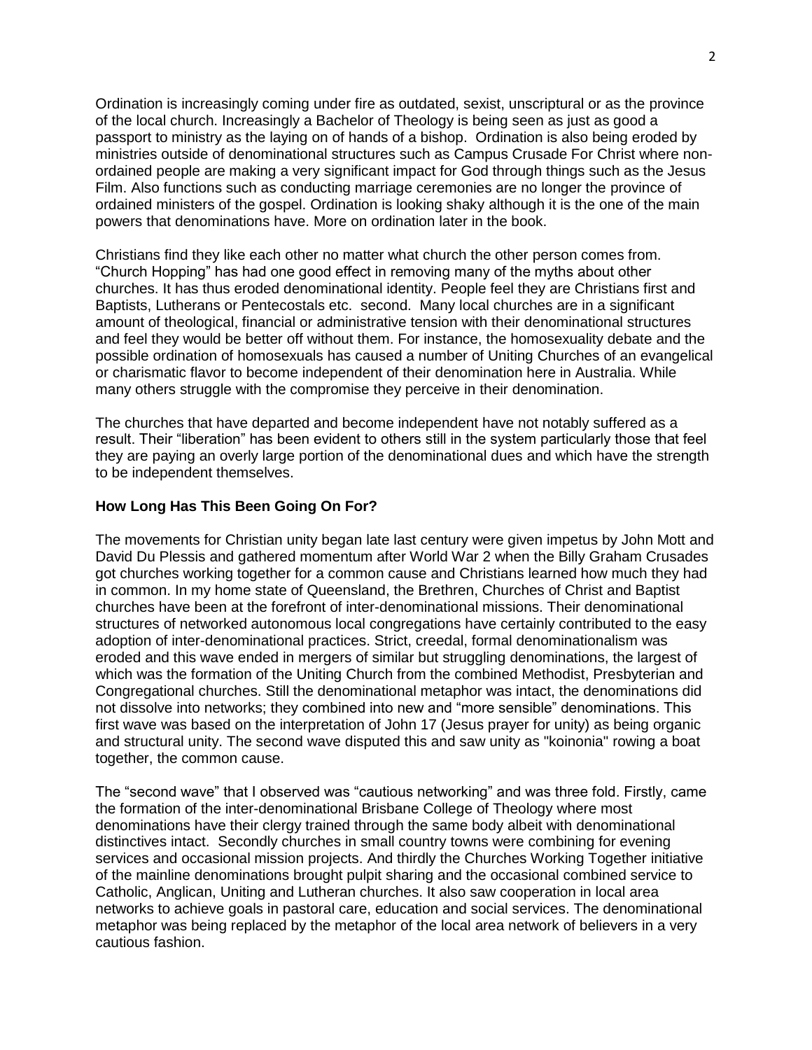Ordination is increasingly coming under fire as outdated, sexist, unscriptural or as the province of the local church. Increasingly a Bachelor of Theology is being seen as just as good a passport to ministry as the laying on of hands of a bishop. Ordination is also being eroded by ministries outside of denominational structures such as Campus Crusade For Christ where non-ordained people are making a very significant impact for God through things such as the Jesus Film. Also functions such as conducting marriage ceremonies are no longer the province of ordained ministers of the gospel. Ordination is looking shaky although it is the one of the main powers that denominations have. More on ordination later in the book.

Christians find they like each other no matter what church the other person comes from. "Church Hopping" has had one good effect in removing many of the myths about other churches. It has thus eroded denominational identity. People feel they are Christians first and Baptists, Lutherans or Pentecostals etc. second. Many local churches are in a significant amount of theological, financial or administrative tension with their denominational structures and feel they would be better off without them. For instance, the homosexuality debate and the possible ordination of homosexuals has caused a number of Uniting Churches of an evangelical or charismatic flavor to become independent of their denomination here in Australia. While many others struggle with the compromise they perceive in their denomination.

The churches that have departed and become independent have not notably suffered as a result. Their "liberation" has been evident to others still in the system particularly those that feel they are paying an overly large portion of the denominational dues and which have the strength to be independent themselves.

**How Long Has This Been Going On For?**

The movements for Christian unity began late last century were given impetus by John Mott and David Du Plessis and gathered momentum after World War 2 when the Billy Graham Crusades got churches working together for a common cause and Christians learned how much they had in common. In my home state of Queensland, the Brethren, Churches of Christ and Baptist churches have been at the forefront of inter-denominational missions. Their denominational structures of networked autonomous local congregations have certainly contributed to the easy adoption of inter-denominational practices. Strict, creedal, formal denominationalism was eroded and this wave ended in mergers of similar but struggling denominations, the largest of which was the formation of the Uniting Church from the combined Methodist, Presbyterian and Congregational churches. Still the denominational metaphor was intact, the denominations did not dissolve into networks; they combined into new and "more sensible" denominations. This first wave was based on the interpretation of John 17 (Jesus prayer for unity) as being organic and structural unity. The second wave disputed this and saw unity as "koinonia" rowing a boat together, the common cause.

The "second wave" that I observed was "cautious networking" and was three fold. Firstly, came the formation of the inter-denominational Brisbane College of Theology where most denominations have their clergy trained through the same body albeit with denominational distinctives intact. Secondly churches in small country towns were combining for evening services and occasional mission projects. And thirdly the Churches Working Together initiative of the mainline denominations brought pulpit sharing and the occasional combined service to Catholic, Anglican, Uniting and Lutheran churches. It also saw cooperation in local area networks to achieve goals in pastoral care, education and social services. The denominational metaphor was being replaced by the metaphor of the local area network of believers in a very cautious fashion.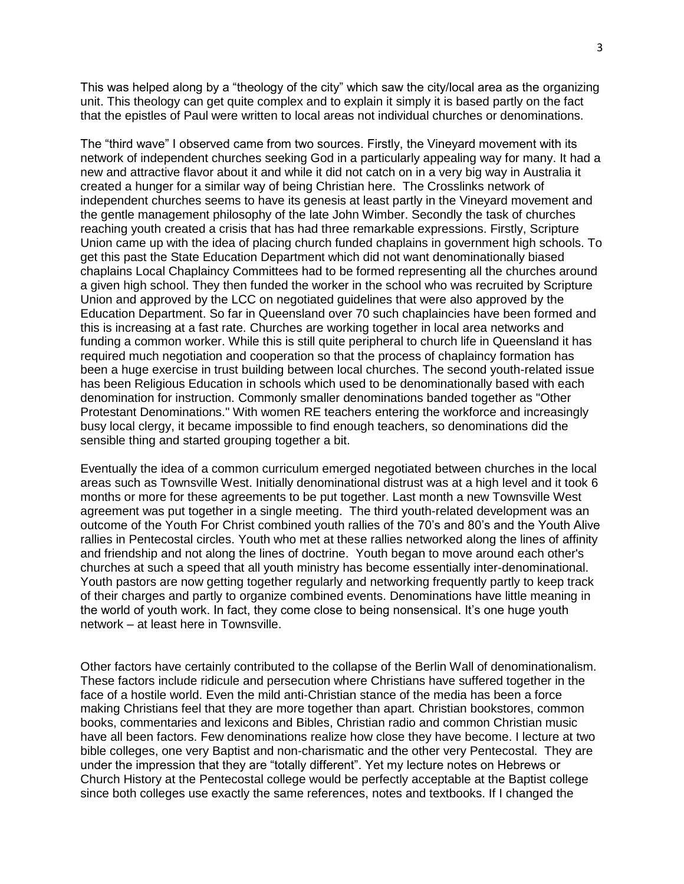This was helped along by a "theology of the city" which saw the city/local area as the organizing unit. This theology can get quite complex and to explain it simply it is based partly on the fact that the epistles of Paul were written to local areas not individual churches or denominations.

The "third wave" I observed came from two sources. Firstly, the Vineyard movement with its network of independent churches seeking God in a particularly appealing way for many. It had a new and attractive flavor about it and while it did not catch on in a very big way in Australia it created a hunger for a similar way of being Christian here. The Crosslinks network of independent churches seems to have its genesis at least partly in the Vineyard movement and the gentle management philosophy of the late John Wimber. Secondly the task of churches reaching youth created a crisis that has had three remarkable expressions. Firstly, Scripture Union came up with the idea of placing church funded chaplains in government high schools. To get this past the State Education Department which did not want denominationally biased chaplains Local Chaplaincy Committees had to be formed representing all the churches around a given high school. They then funded the worker in the school who was recruited by Scripture Union and approved by the LCC on negotiated guidelines that were also approved by the Education Department. So far in Queensland over 70 such chaplaincies have been formed and this is increasing at a fast rate. Churches are working together in local area networks and funding a common worker. While this is still quite peripheral to church life in Queensland it has required much negotiation and cooperation so that the process of chaplaincy formation has been a huge exercise in trust building between local churches. The second youth-related issue has been Religious Education in schools which used to be denominationally based with each denomination for instruction. Commonly smaller denominations banded together as "Other Protestant Denominations." With women RE teachers entering the workforce and increasingly busy local clergy, it became impossible to find enough teachers, so denominations did the sensible thing and started grouping together a bit.

Eventually the idea of a common curriculum emerged negotiated between churches in the local areas such as Townsville West. Initially denominational distrust was at a high level and it took 6 months or more for these agreements to be put together. Last month a new Townsville West agreement was put together in a single meeting. The third youth-related development was an outcome of the Youth For Christ combined youth rallies of the 70's and 80's and the Youth Alive rallies in Pentecostal circles. Youth who met at these rallies networked along the lines of affinity and friendship and not along the lines of doctrine. Youth began to move around each other's churches at such a speed that all youth ministry has become essentially inter-denominational. Youth pastors are now getting together regularly and networking frequently partly to keep track of their charges and partly to organize combined events. Denominations have little meaning in the world of youth work. In fact, they come close to being nonsensical. It's one huge youth network – at least here in Townsville.

Other factors have certainly contributed to the collapse of the Berlin Wall of denominationalism. These factors include ridicule and persecution where Christians have suffered together in the face of a hostile world. Even the mild anti-Christian stance of the media has been a force making Christians feel that they are more together than apart. Christian bookstores, common books, commentaries and lexicons and Bibles, Christian radio and common Christian music have all been factors. Few denominations realize how close they have become. I lecture at two bible colleges, one very Baptist and non-charismatic and the other very Pentecostal. They are under the impression that they are "totally different". Yet my lecture notes on Hebrews or Church History at the Pentecostal college would be perfectly acceptable at the Baptist college since both colleges use exactly the same references, notes and textbooks. If I changed the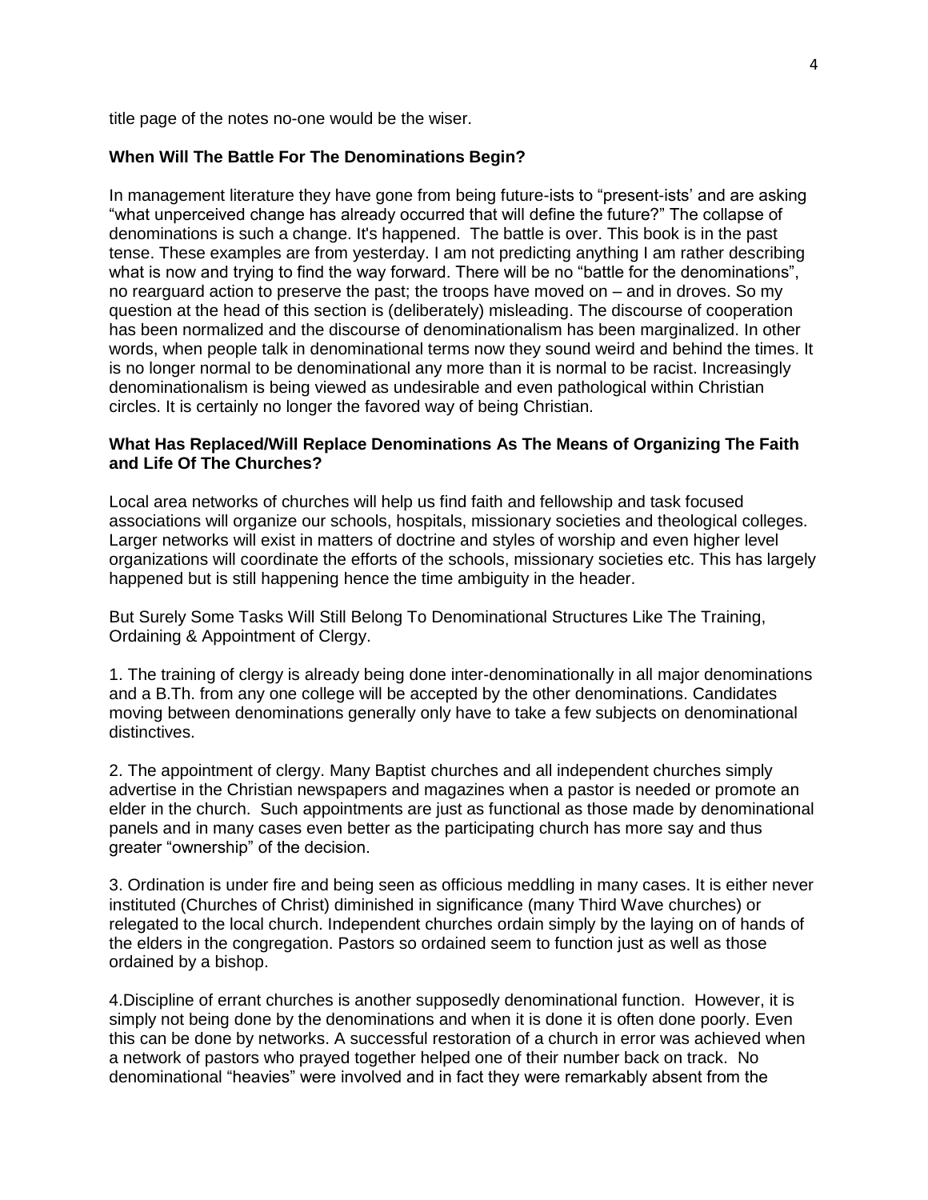title page of the notes no-one would be the wiser.

**When Will The Battle For The Denominations Begin?**

In management literature they have gone from being future-ists to "present-ists' and are asking "what unperceived change has already occurred that will define the future?" The collapse of denominations is such a change. It's happened. The battle is over. This book is in the past tense. These examples are from yesterday. I am not predicting anything I am rather describing what is now and trying to find the way forward. There will be no "battle for the denominations", no rearguard action to preserve the past; the troops have moved on – and in droves. So my question at the head of this section is (deliberately) misleading. The discourse of cooperation has been normalized and the discourse of denominationalism has been marginalized. In other words, when people talk in denominational terms now they sound weird and behind the times. It is no longer normal to be denominational any more than it is normal to be racist. Increasingly denominationalism is being viewed as undesirable and even pathological within Christian circles. It is certainly no longer the favored way of being Christian.

**What Has Replaced/Will Replace Denominations As The Means of Organizing The Faith and Life Of The Churches?**

Local area networks of churches will help us find faith and fellowship and task focused associations will organize our schools, hospitals, missionary societies and theological colleges. Larger networks will exist in matters of doctrine and styles of worship and even higher level organizations will coordinate the efforts of the schools, missionary societies etc. This has largely happened but is still happening hence the time ambiguity in the header.

But Surely Some Tasks Will Still Belong To Denominational Structures Like The Training, Ordaining & Appointment of Clergy.

1. The training of clergy is already being done inter-denominationally in all major denominations and a B.Th. from any one college will be accepted by the other denominations. Candidates moving between denominations generally only have to take a few subjects on denominational distinctives.

2. The appointment of clergy. Many Baptist churches and all independent churches simply advertise in the Christian newspapers and magazines when a pastor is needed or promote an elder in the church. Such appointments are just as functional as those made by denominational panels and in many cases even better as the participating church has more say and thus greater "ownership" of the decision.

3. Ordination is under fire and being seen as officious meddling in many cases. It is either never instituted (Churches of Christ) diminished in significance (many Third Wave churches) or relegated to the local church. Independent churches ordain simply by the laying on of hands of the elders in the congregation. Pastors so ordained seem to function just as well as those ordained by a bishop.

4.Discipline of errant churches is another supposedly denominational function. However, it is simply not being done by the denominations and when it is done it is often done poorly. Even this can be done by networks. A successful restoration of a church in error was achieved when a network of pastors who prayed together helped one of their number back on track. No denominational "heavies" were involved and in fact they were remarkably absent from the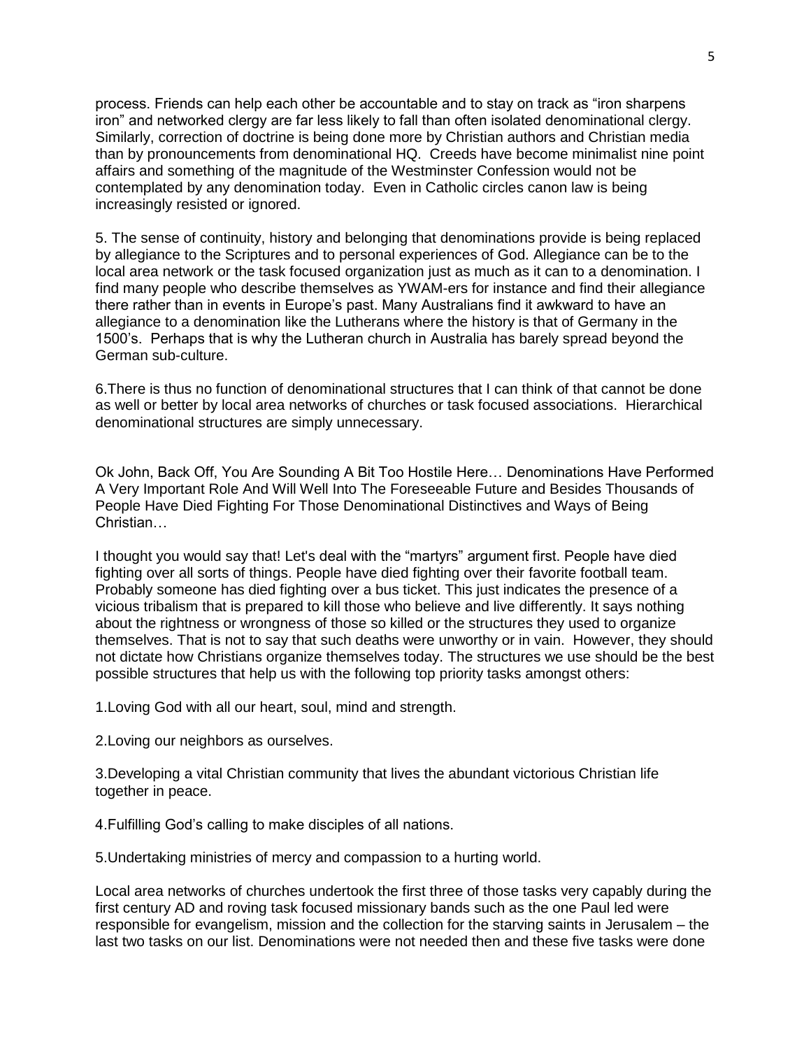process. Friends can help each other be accountable and to stay on track as “iron sharpens iron” and networked clergy are far less likely to fall than often isolated denominational clergy. Similarly, correction of doctrine is being done more by Christian authors and Christian media than by pronouncements from denominational HQ. Creeds have become minimalist nine point affairs and something of the magnitude of the Westminster Confession would not be contemplated by any denomination today. Even in Catholic circles canon law is being increasingly resisted or ignored.

5. The sense of continuity, history and belonging that denominations provide is being replaced by allegiance to the Scriptures and to personal experiences of God. Allegiance can be to the local area network or the task focused organization just as much as it can to a denomination. I find many people who describe themselves as YWAM-ers for instance and find their allegiance there rather than in events in Europe’s past. Many Australians find it awkward to have an allegiance to a denomination like the Lutherans where the history is that of Germany in the 1500’s. Perhaps that is why the Lutheran church in Australia has barely spread beyond the German sub-culture.

6.There is thus no function of denominational structures that I can think of that cannot be done as well or better by local area networks of churches or task focused associations. Hierarchical denominational structures are simply unnecessary.

Ok John, Back Off, You Are Sounding A Bit Too Hostile Here… Denominations Have Performed A Very Important Role And Will Well Into The Foreseeable Future and Besides Thousands of People Have Died Fighting For Those Denominational Distinctives and Ways of Being Christian…

I thought you would say that! Let's deal with the “martyrs” argument first. People have died fighting over all sorts of things. People have died fighting over their favorite football team. Probably someone has died fighting over a bus ticket. This just indicates the presence of a vicious tribalism that is prepared to kill those who believe and live differently. It says nothing about the rightness or wrongness of those so killed or the structures they used to organize themselves. That is not to say that such deaths were unworthy or in vain. However, they should not dictate how Christians organize themselves today. The structures we use should be the best possible structures that help us with the following top priority tasks amongst others:

1.Loving God with all our heart, soul, mind and strength.

2.Loving our neighbors as ourselves.

3.Developing a vital Christian community that lives the abundant victorious Christian life together in peace.

4.Fulfilling God’s calling to make disciples of all nations.

5.Undertaking ministries of mercy and compassion to a hurting world.

Local area networks of churches undertook the first three of those tasks very capably during the first century AD and roving task focused missionary bands such as the one Paul led were responsible for evangelism, mission and the collection for the starving saints in Jerusalem – the last two tasks on our list. Denominations were not needed then and these five tasks were done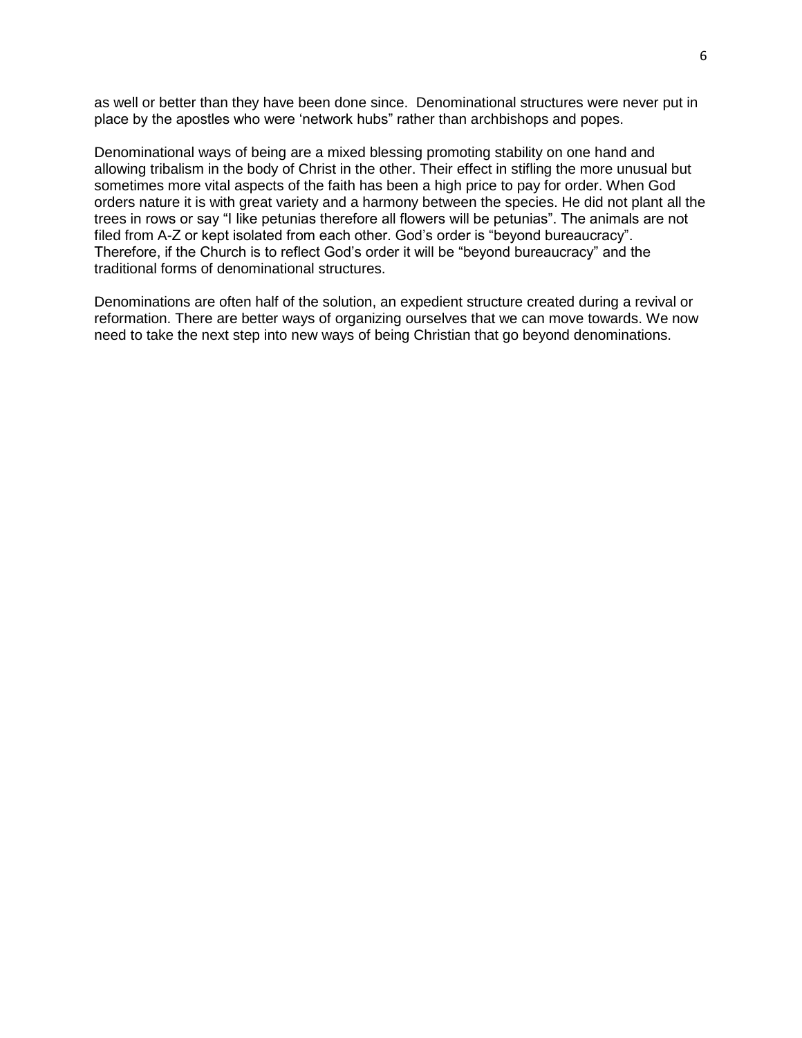as well or better than they have been done since. Denominational structures were never put in place by the apostles who were ‘network hubs” rather than archbishops and popes.

Denominational ways of being are a mixed blessing promoting stability on one hand and allowing tribalism in the body of Christ in the other. Their effect in stifling the more unusual but sometimes more vital aspects of the faith has been a high price to pay for order. When God orders nature it is with great variety and a harmony between the species. He did not plant all the trees in rows or say “I like petunias therefore all flowers will be petunias”. The animals are not filed from A-Z or kept isolated from each other. God’s order is “beyond bureaucracy”. Therefore, if the Church is to reflect God’s order it will be “beyond bureaucracy” and the traditional forms of denominational structures.

Denominations are often half of the solution, an expedient structure created during a revival or reformation. There are better ways of organizing ourselves that we can move towards. We now need to take the next step into new ways of being Christian that go beyond denominations.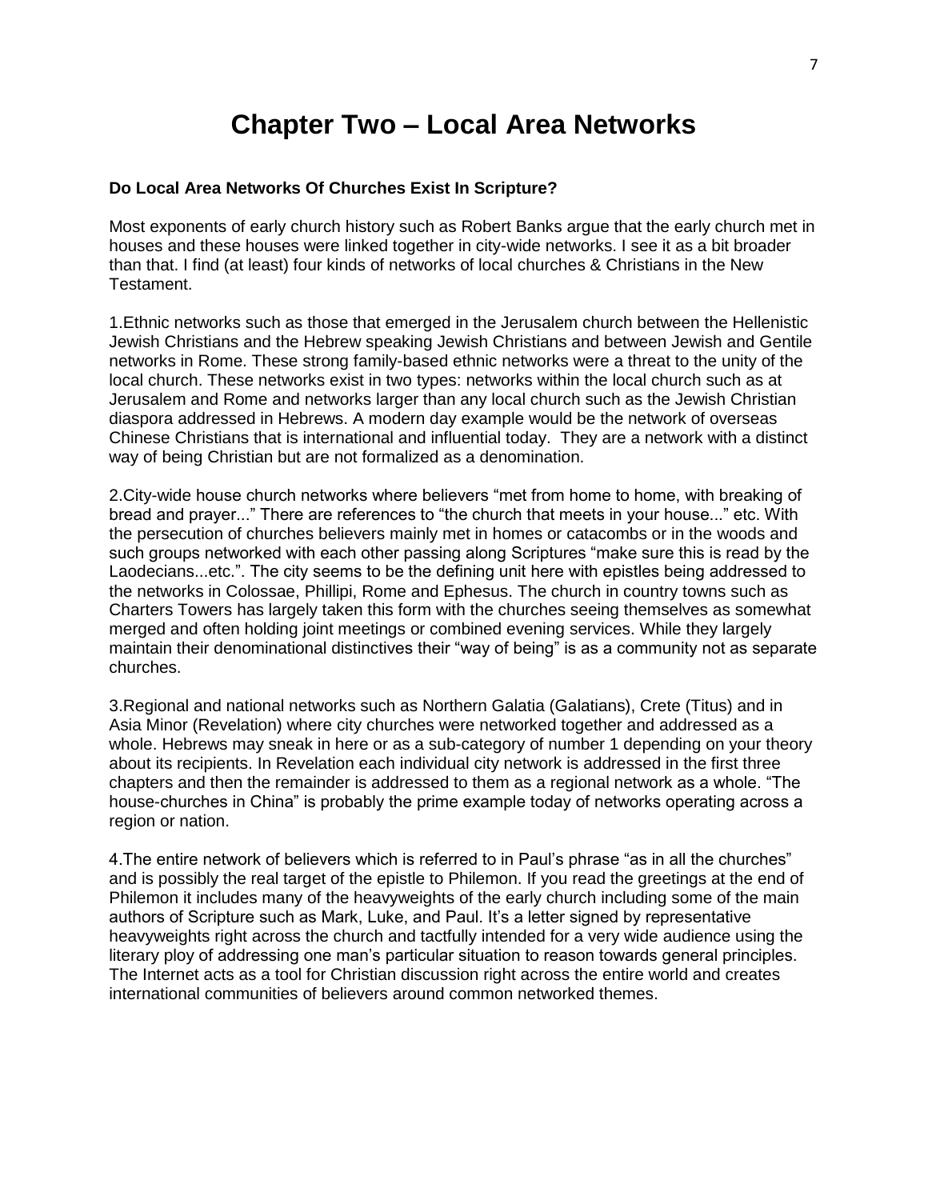# Chapter Two – Local Area Networks

**Do Local Area Networks Of Churches Exist In Scripture?**

Most exponents of early church history such as Robert Banks argue that the early church met in houses and these houses were linked together in city-wide networks. I see it as a bit broader than that. I find (at least) four kinds of networks of local churches & Christians in the New Testament.

1.Ethnic networks such as those that emerged in the Jerusalem church between the Hellenistic Jewish Christians and the Hebrew speaking Jewish Christians and between Jewish and Gentile networks in Rome. These strong family-based ethnic networks were a threat to the unity of the local church. These networks exist in two types: networks within the local church such as at Jerusalem and Rome and networks larger than any local church such as the Jewish Christian diaspora addressed in Hebrews. A modern day example would be the network of overseas Chinese Christians that is international and influential today. They are a network with a distinct way of being Christian but are not formalized as a denomination.

2.City-wide house church networks where believers "met from home to home, with breaking of bread and prayer..." There are references to "the church that meets in your house..." etc. With the persecution of churches believers mainly met in homes or catacombs or in the woods and such groups networked with each other passing along Scriptures "make sure this is read by the Laodecians...etc.". The city seems to be the defining unit here with epistles being addressed to the networks in Colossae, Phillipi, Rome and Ephesus. The church in country towns such as Charters Towers has largely taken this form with the churches seeing themselves as somewhat merged and often holding joint meetings or combined evening services. While they largely maintain their denominational distinctives their "way of being" is as a community not as separate churches.

3.Regional and national networks such as Northern Galatia (Galatians), Crete (Titus) and in Asia Minor (Revelation) where city churches were networked together and addressed as a whole. Hebrews may sneak in here or as a sub-category of number 1 depending on your theory about its recipients. In Revelation each individual city network is addressed in the first three chapters and then the remainder is addressed to them as a regional network as a whole. "The house-churches in China" is probably the prime example today of networks operating across a region or nation.

4.The entire network of believers which is referred to in Paul's phrase "as in all the churches" and is possibly the real target of the epistle to Philemon. If you read the greetings at the end of Philemon it includes many of the heavyweights of the early church including some of the main authors of Scripture such as Mark, Luke, and Paul. It's a letter signed by representative heavyweights right across the church and tactfully intended for a very wide audience using the literary ploy of addressing one man's particular situation to reason towards general principles. The Internet acts as a tool for Christian discussion right across the entire world and creates international communities of believers around common networked themes.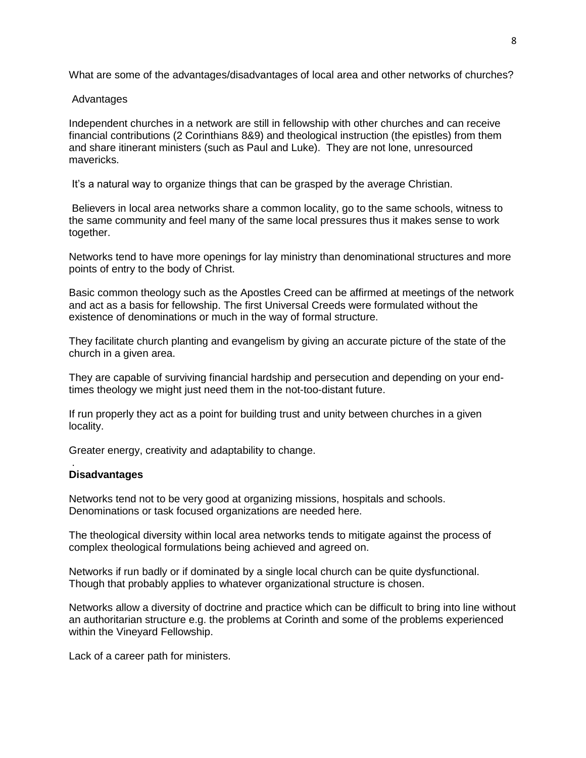What are some of the advantages/disadvantages of local area and other networks of churches?

Advantages

Independent churches in a network are still in fellowship with other churches and can receive financial contributions (2 Corinthians 8&9) and theological instruction (the epistles) from them and share itinerant ministers (such as Paul and Luke). They are not lone, unresourced mavericks.

It's a natural way to organize things that can be grasped by the average Christian.

Believers in local area networks share a common locality, go to the same schools, witness to the same community and feel many of the same local pressures thus it makes sense to work together.

Networks tend to have more openings for lay ministry than denominational structures and more points of entry to the body of Christ.

Basic common theology such as the Apostles Creed can be affirmed at meetings of the network and act as a basis for fellowship. The first Universal Creeds were formulated without the existence of denominations or much in the way of formal structure.

They facilitate church planting and evangelism by giving an accurate picture of the state of the church in a given area.

They are capable of surviving financial hardship and persecution and depending on your end-times theology we might just need them in the not-too-distant future.

If run properly they act as a point for building trust and unity between churches in a given locality.

Greater energy, creativity and adaptability to change.

**Disadvantages**

Networks tend not to be very good at organizing missions, hospitals and schools. Denominations or task focused organizations are needed here.

The theological diversity within local area networks tends to mitigate against the process of complex theological formulations being achieved and agreed on.

Networks if run badly or if dominated by a single local church can be quite dysfunctional. Though that probably applies to whatever organizational structure is chosen.

Networks allow a diversity of doctrine and practice which can be difficult to bring into line without an authoritarian structure e.g. the problems at Corinth and some of the problems experienced within the Vineyard Fellowship.

Lack of a career path for ministers.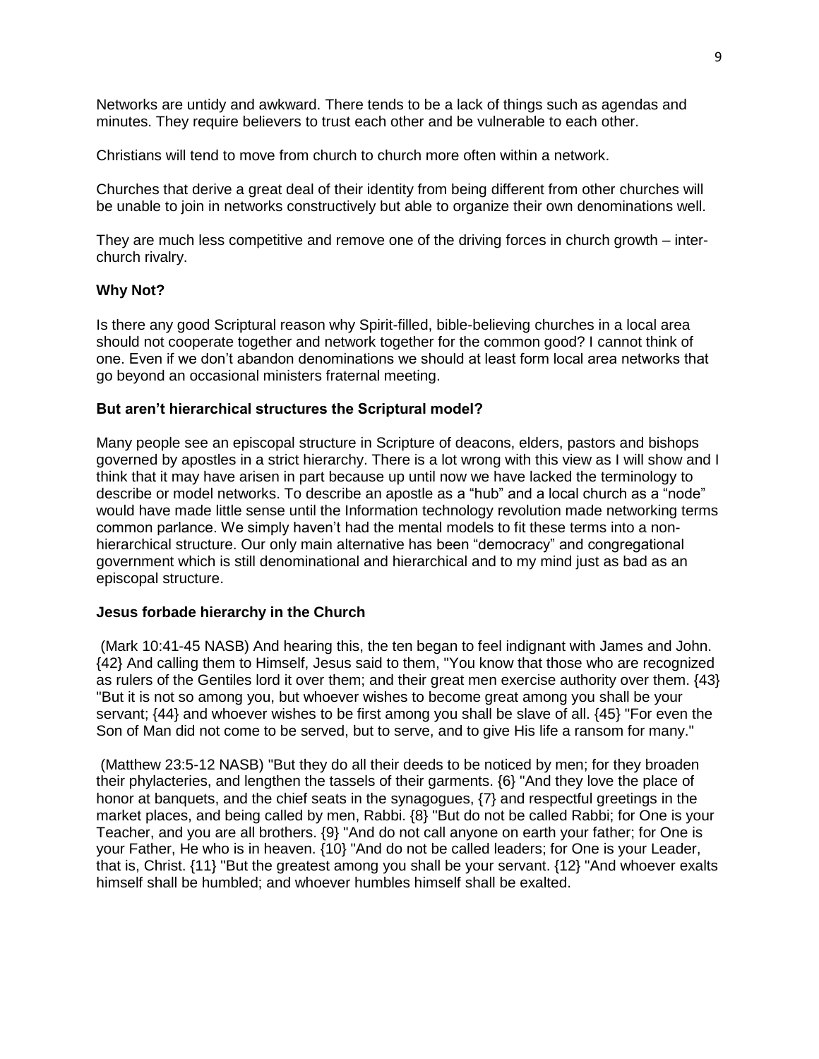Networks are untidy and awkward. There tends to be a lack of things such as agendas and minutes. They require believers to trust each other and be vulnerable to each other.

Christians will tend to move from church to church more often within a network.

Churches that derive a great deal of their identity from being different from other churches will be unable to join in networks constructively but able to organize their own denominations well.

They are much less competitive and remove one of the driving forces in church growth – inter-church rivalry.

### Why Not?

Is there any good Scriptural reason why Spirit-filled, bible-believing churches in a local area should not cooperate together and network together for the common good? I cannot think of one. Even if we don't abandon denominations we should at least form local area networks that go beyond an occasional ministers fraternal meeting.

### But aren't hierarchical structures the Scriptural model?

Many people see an episcopal structure in Scripture of deacons, elders, pastors and bishops governed by apostles in a strict hierarchy. There is a lot wrong with this view as I will show and I think that it may have arisen in part because up until now we have lacked the terminology to describe or model networks. To describe an apostle as a "hub" and a local church as a "node" would have made little sense until the Information technology revolution made networking terms common parlance. We simply haven't had the mental models to fit these terms into a non-hierarchical structure. Our only main alternative has been "democracy" and congregational government which is still denominational and hierarchical and to my mind just as bad as an episcopal structure.

### Jesus forbade hierarchy in the Church

(Mark 10:41-45 NASB) And hearing this, the ten began to feel indignant with James and John. {42} And calling them to Himself, Jesus said to them, "You know that those who are recognized as rulers of the Gentiles lord it over them; and their great men exercise authority over them. {43} "But it is not so among you, but whoever wishes to become great among you shall be your servant; {44} and whoever wishes to be first among you shall be slave of all. {45} "For even the Son of Man did not come to be served, but to serve, and to give His life a ransom for many."

(Matthew 23:5-12 NASB) "But they do all their deeds to be noticed by men; for they broaden their phylacteries, and lengthen the tassels of their garments. {6} "And they love the place of honor at banquets, and the chief seats in the synagogues, {7} and respectful greetings in the market places, and being called by men, Rabbi. {8} "But do not be called Rabbi; for One is your Teacher, and you are all brothers. {9} "And do not call anyone on earth your father; for One is your Father, He who is in heaven. {10} "And do not be called leaders; for One is your Leader, that is, Christ. {11} "But the greatest among you shall be your servant. {12} "And whoever exalts himself shall be humbled; and whoever humbles himself shall be exalted.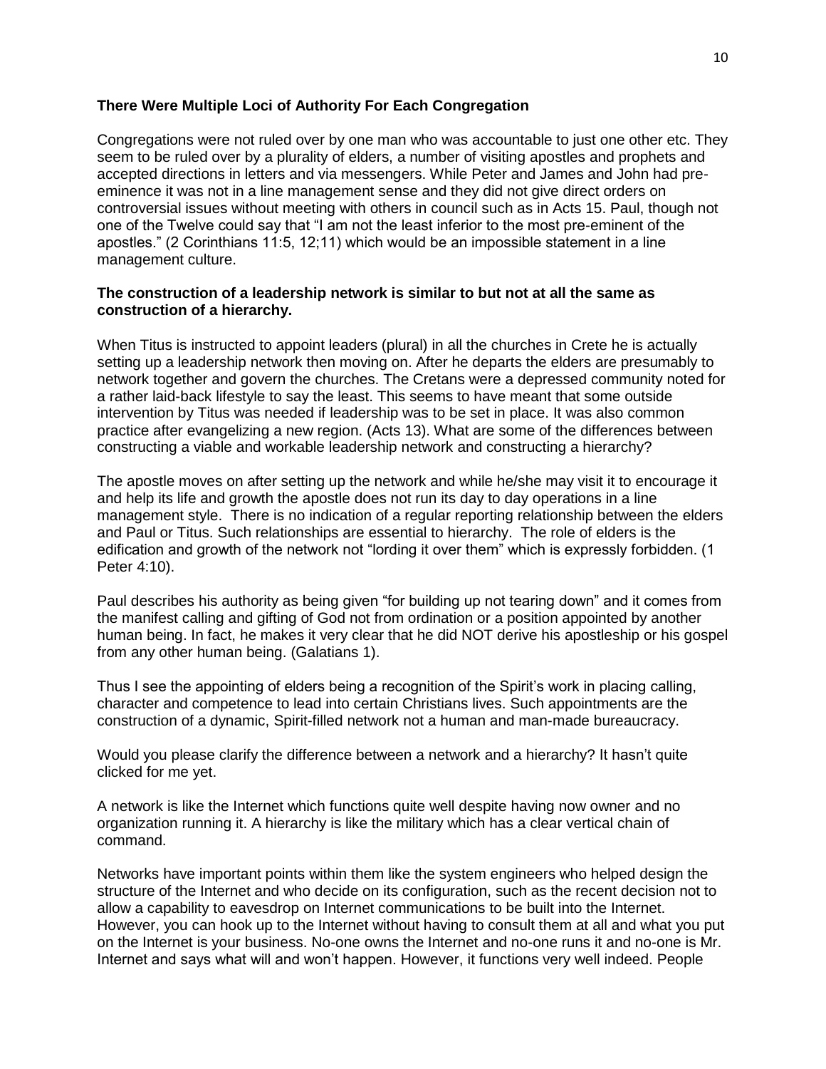**There Were Multiple Loci of Authority For Each Congregation**

Congregations were not ruled over by one man who was accountable to just one other etc. They seem to be ruled over by a plurality of elders, a number of visiting apostles and prophets and accepted directions in letters and via messengers. While Peter and James and John had pre-eminence it was not in a line management sense and they did not give direct orders on controversial issues without meeting with others in council such as in Acts 15. Paul, though not one of the Twelve could say that "I am not the least inferior to the most pre-eminent of the apostles." (2 Corinthians 11:5, 12;11) which would be an impossible statement in a line management culture.

**The construction of a leadership network is similar to but not at all the same as construction of a hierarchy.**

When Titus is instructed to appoint leaders (plural) in all the churches in Crete he is actually setting up a leadership network then moving on. After he departs the elders are presumably to network together and govern the churches. The Cretans were a depressed community noted for a rather laid-back lifestyle to say the least. This seems to have meant that some outside intervention by Titus was needed if leadership was to be set in place. It was also common practice after evangelizing a new region. (Acts 13). What are some of the differences between constructing a viable and workable leadership network and constructing a hierarchy?

The apostle moves on after setting up the network and while he/she may visit it to encourage it and help its life and growth the apostle does not run its day to day operations in a line management style. There is no indication of a regular reporting relationship between the elders and Paul or Titus. Such relationships are essential to hierarchy. The role of elders is the edification and growth of the network not "lording it over them" which is expressly forbidden. (1 Peter 4:10).

Paul describes his authority as being given "for building up not tearing down" and it comes from the manifest calling and gifting of God not from ordination or a position appointed by another human being. In fact, he makes it very clear that he did NOT derive his apostleship or his gospel from any other human being. (Galatians 1).

Thus I see the appointing of elders being a recognition of the Spirit's work in placing calling, character and competence to lead into certain Christians lives. Such appointments are the construction of a dynamic, Spirit-filled network not a human and man-made bureaucracy.

Would you please clarify the difference between a network and a hierarchy? It hasn't quite clicked for me yet.

A network is like the Internet which functions quite well despite having now owner and no organization running it. A hierarchy is like the military which has a clear vertical chain of command.

Networks have important points within them like the system engineers who helped design the structure of the Internet and who decide on its configuration, such as the recent decision not to allow a capability to eavesdrop on Internet communications to be built into the Internet. However, you can hook up to the Internet without having to consult them at all and what you put on the Internet is your business. No-one owns the Internet and no-one runs it and no-one is Mr. Internet and says what will and won't happen. However, it functions very well indeed. People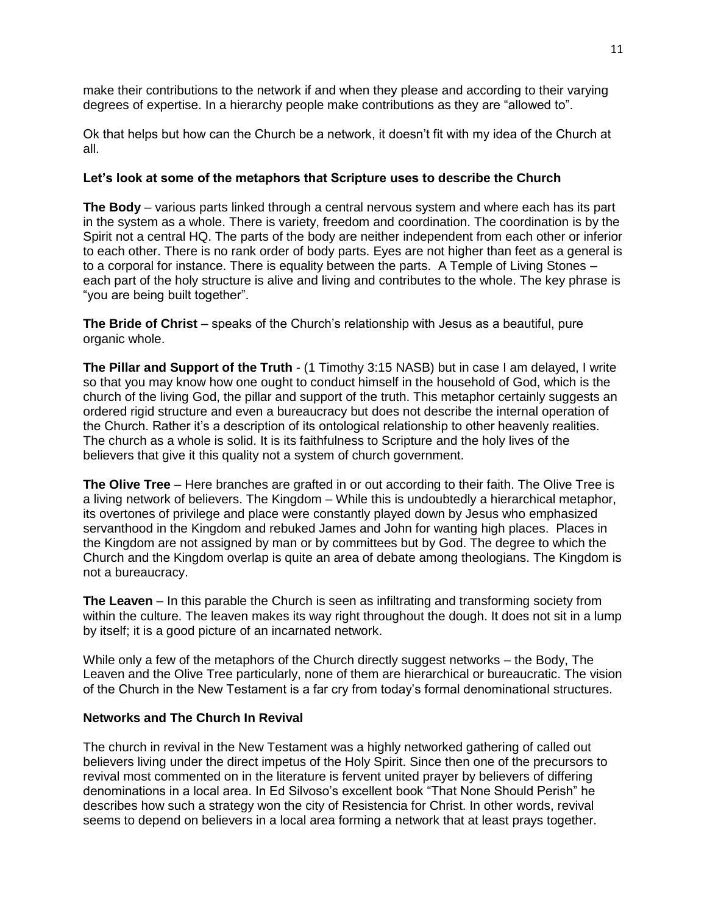make their contributions to the network if and when they please and according to their varying degrees of expertise. In a hierarchy people make contributions as they are "allowed to".

Ok that helps but how can the Church be a network, it doesn't fit with my idea of the Church at all.

**Let's look at some of the metaphors that Scripture uses to describe the Church**

**The Body** – various parts linked through a central nervous system and where each has its part in the system as a whole. There is variety, freedom and coordination. The coordination is by the Spirit not a central HQ. The parts of the body are neither independent from each other or inferior to each other. There is no rank order of body parts. Eyes are not higher than feet as a general is to a corporal for instance. There is equality between the parts. A Temple of Living Stones – each part of the holy structure is alive and living and contributes to the whole. The key phrase is "you are being built together".

**The Bride of Christ** – speaks of the Church's relationship with Jesus as a beautiful, pure organic whole.

**The Pillar and Support of the Truth** - (1 Timothy 3:15 NASB) but in case I am delayed, I write so that you may know how one ought to conduct himself in the household of God, which is the church of the living God, the pillar and support of the truth. This metaphor certainly suggests an ordered rigid structure and even a bureaucracy but does not describe the internal operation of the Church. Rather it's a description of its ontological relationship to other heavenly realities. The church as a whole is solid. It is its faithfulness to Scripture and the holy lives of the believers that give it this quality not a system of church government.

**The Olive Tree** – Here branches are grafted in or out according to their faith. The Olive Tree is a living network of believers. The Kingdom – While this is undoubtedly a hierarchical metaphor, its overtones of privilege and place were constantly played down by Jesus who emphasized servanthood in the Kingdom and rebuked James and John for wanting high places. Places in the Kingdom are not assigned by man or by committees but by God. The degree to which the Church and the Kingdom overlap is quite an area of debate among theologians. The Kingdom is not a bureaucracy.

**The Leaven** – In this parable the Church is seen as infiltrating and transforming society from within the culture. The leaven makes its way right throughout the dough. It does not sit in a lump by itself; it is a good picture of an incarnated network.

While only a few of the metaphors of the Church directly suggest networks – the Body, The Leaven and the Olive Tree particularly, none of them are hierarchical or bureaucratic. The vision of the Church in the New Testament is a far cry from today's formal denominational structures.

**Networks and The Church In Revival**

The church in revival in the New Testament was a highly networked gathering of called out believers living under the direct impetus of the Holy Spirit. Since then one of the precursors to revival most commented on in the literature is fervent united prayer by believers of differing denominations in a local area. In Ed Silvoso's excellent book "That None Should Perish" he describes how such a strategy won the city of Resistencia for Christ. In other words, revival seems to depend on believers in a local area forming a network that at least prays together.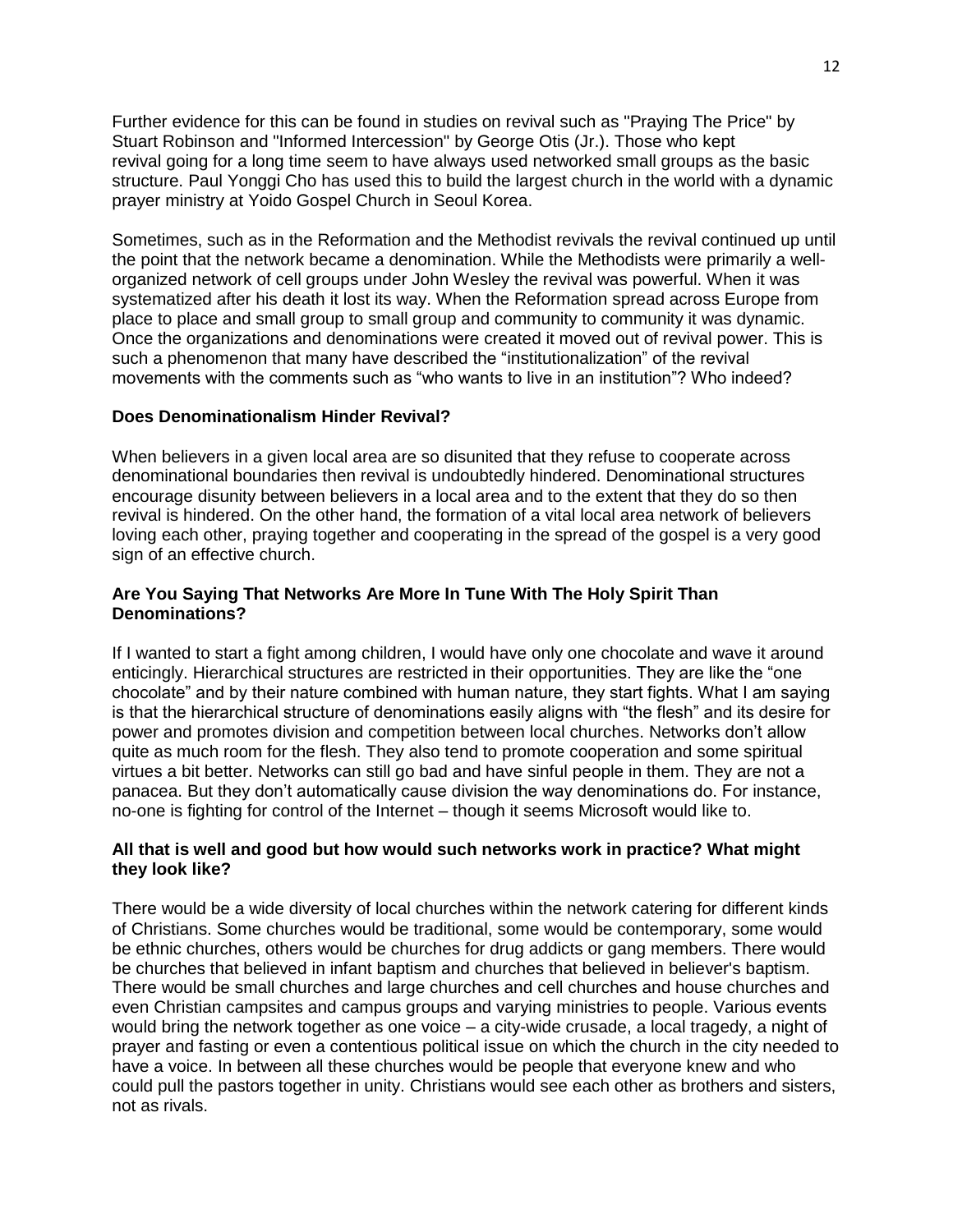Further evidence for this can be found in studies on revival such as "Praying The Price" by Stuart Robinson and "Informed Intercession" by George Otis (Jr.). Those who kept revival going for a long time seem to have always used networked small groups as the basic structure. Paul Yonggi Cho has used this to build the largest church in the world with a dynamic prayer ministry at Yoido Gospel Church in Seoul Korea.

Sometimes, such as in the Reformation and the Methodist revivals the revival continued up until the point that the network became a denomination. While the Methodists were primarily a well-organized network of cell groups under John Wesley the revival was powerful. When it was systematized after his death it lost its way. When the Reformation spread across Europe from place to place and small group to small group and community to community it was dynamic. Once the organizations and denominations were created it moved out of revival power. This is such a phenomenon that many have described the "institutionalization" of the revival movements with the comments such as "who wants to live in an institution"? Who indeed?

**Does Denominationalism Hinder Revival?**

When believers in a given local area are so disunited that they refuse to cooperate across denominational boundaries then revival is undoubtedly hindered. Denominational structures encourage disunity between believers in a local area and to the extent that they do so then revival is hindered. On the other hand, the formation of a vital local area network of believers loving each other, praying together and cooperating in the spread of the gospel is a very good sign of an effective church.

**Are You Saying That Networks Are More In Tune With The Holy Spirit Than Denominations?**

If I wanted to start a fight among children, I would have only one chocolate and wave it around enticingly. Hierarchical structures are restricted in their opportunities. They are like the "one chocolate" and by their nature combined with human nature, they start fights. What I am saying is that the hierarchical structure of denominations easily aligns with "the flesh" and its desire for power and promotes division and competition between local churches. Networks don't allow quite as much room for the flesh. They also tend to promote cooperation and some spiritual virtues a bit better. Networks can still go bad and have sinful people in them. They are not a panacea. But they don't automatically cause division the way denominations do. For instance, no-one is fighting for control of the Internet – though it seems Microsoft would like to.

**All that is well and good but how would such networks work in practice? What might they look like?**

There would be a wide diversity of local churches within the network catering for different kinds of Christians. Some churches would be traditional, some would be contemporary, some would be ethnic churches, others would be churches for drug addicts or gang members. There would be churches that believed in infant baptism and churches that believed in believer's baptism. There would be small churches and large churches and cell churches and house churches and even Christian campsites and campus groups and varying ministries to people. Various events would bring the network together as one voice – a city-wide crusade, a local tragedy, a night of prayer and fasting or even a contentious political issue on which the church in the city needed to have a voice. In between all these churches would be people that everyone knew and who could pull the pastors together in unity. Christians would see each other as brothers and sisters, not as rivals.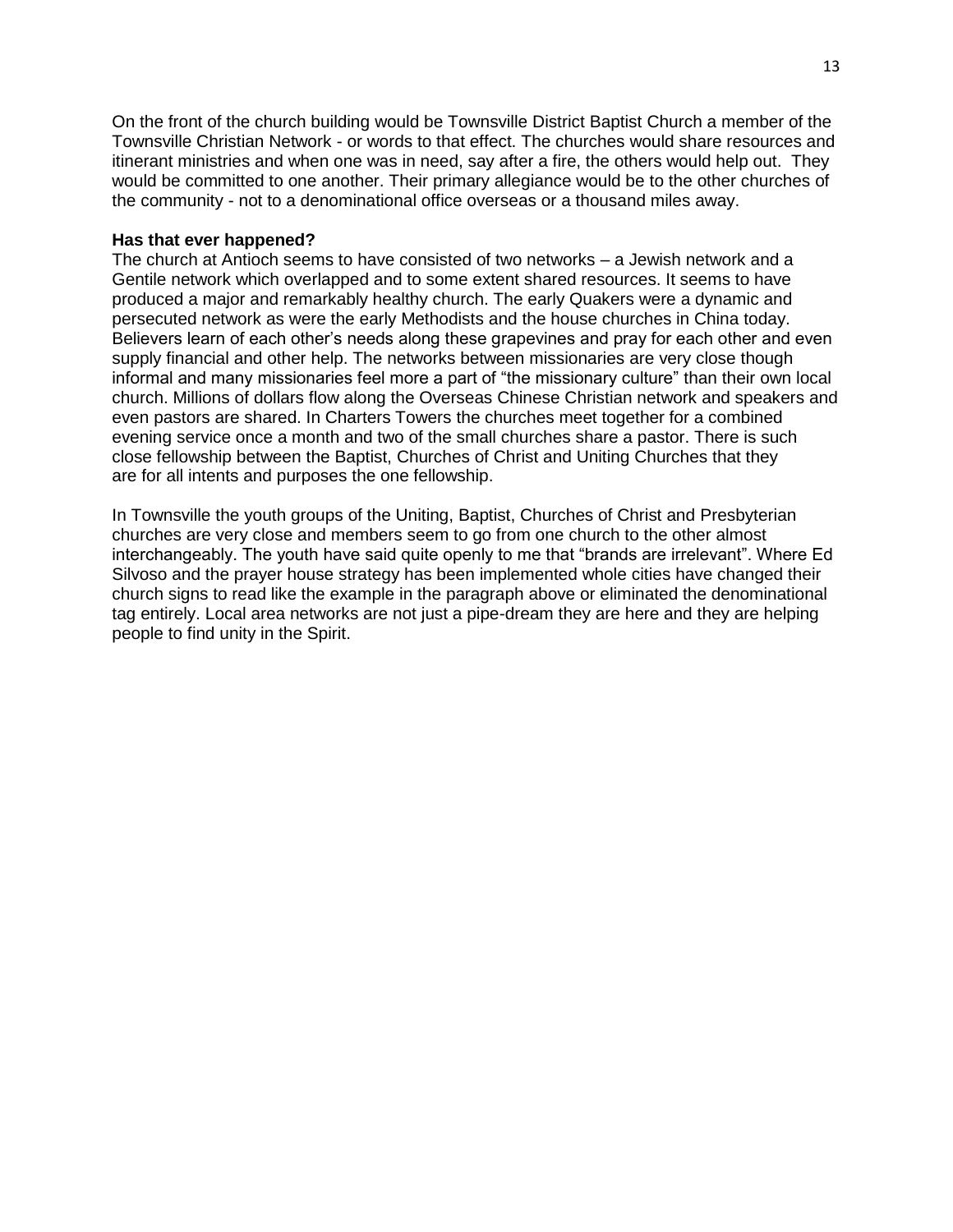On the front of the church building would be Townsville District Baptist Church a member of the Townsville Christian Network - or words to that effect. The churches would share resources and itinerant ministries and when one was in need, say after a fire, the others would help out. They would be committed to one another. Their primary allegiance would be to the other churches of the community - not to a denominational office overseas or a thousand miles away.

**Has that ever happened?**

The church at Antioch seems to have consisted of two networks – a Jewish network and a Gentile network which overlapped and to some extent shared resources. It seems to have produced a major and remarkably healthy church. The early Quakers were a dynamic and persecuted network as were the early Methodists and the house churches in China today. Believers learn of each other's needs along these grapevines and pray for each other and even supply financial and other help. The networks between missionaries are very close though informal and many missionaries feel more a part of "the missionary culture" than their own local church. Millions of dollars flow along the Overseas Chinese Christian network and speakers and even pastors are shared. In Charters Towers the churches meet together for a combined evening service once a month and two of the small churches share a pastor. There is such close fellowship between the Baptist, Churches of Christ and Uniting Churches that they are for all intents and purposes the one fellowship.

In Townsville the youth groups of the Uniting, Baptist, Churches of Christ and Presbyterian churches are very close and members seem to go from one church to the other almost interchangeably. The youth have said quite openly to me that "brands are irrelevant". Where Ed Silvoso and the prayer house strategy has been implemented whole cities have changed their church signs to read like the example in the paragraph above or eliminated the denominational tag entirely. Local area networks are not just a pipe-dream they are here and they are helping people to find unity in the Spirit.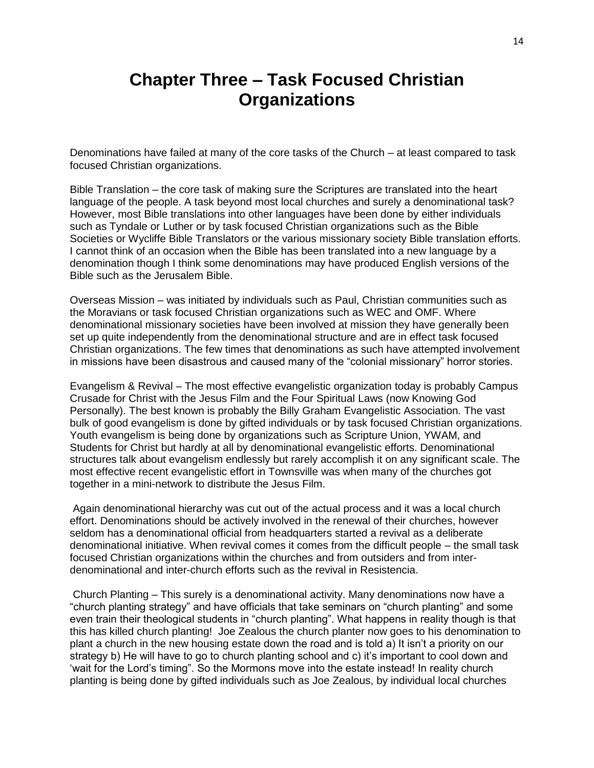# Chapter Three – Task Focused Christian Organizations

Denominations have failed at many of the core tasks of the Church – at least compared to task focused Christian organizations.

Bible Translation – the core task of making sure the Scriptures are translated into the heart language of the people. A task beyond most local churches and surely a denominational task? However, most Bible translations into other languages have been done by either individuals such as Tyndale or Luther or by task focused Christian organizations such as the Bible Societies or Wycliffe Bible Translators or the various missionary society Bible translation efforts. I cannot think of an occasion when the Bible has been translated into a new language by a denomination though I think some denominations may have produced English versions of the Bible such as the Jerusalem Bible.

Overseas Mission – was initiated by individuals such as Paul, Christian communities such as the Moravians or task focused Christian organizations such as WEC and OMF. Where denominational missionary societies have been involved at mission they have generally been set up quite independently from the denominational structure and are in effect task focused Christian organizations. The few times that denominations as such have attempted involvement in missions have been disastrous and caused many of the "colonial missionary" horror stories.

Evangelism & Revival – The most effective evangelistic organization today is probably Campus Crusade for Christ with the Jesus Film and the Four Spiritual Laws (now Knowing God Personally). The best known is probably the Billy Graham Evangelistic Association. The vast bulk of good evangelism is done by gifted individuals or by task focused Christian organizations. Youth evangelism is being done by organizations such as Scripture Union, YWAM, and Students for Christ but hardly at all by denominational evangelistic efforts. Denominational structures talk about evangelism endlessly but rarely accomplish it on any significant scale. The most effective recent evangelistic effort in Townsville was when many of the churches got together in a mini-network to distribute the Jesus Film.

Again denominational hierarchy was cut out of the actual process and it was a local church effort. Denominations should be actively involved in the renewal of their churches, however seldom has a denominational official from headquarters started a revival as a deliberate denominational initiative. When revival comes it comes from the difficult people – the small task focused Christian organizations within the churches and from outsiders and from inter-denominational and inter-church efforts such as the revival in Resistencia.

Church Planting – This surely is a denominational activity. Many denominations now have a "church planting strategy" and have officials that take seminars on "church planting" and some even train their theological students in "church planting". What happens in reality though is that this has killed church planting! Joe Zealous the church planter now goes to his denomination to plant a church in the new housing estate down the road and is told a) It isn't a priority on our strategy b) He will have to go to church planting school and c) it's important to cool down and 'wait for the Lord's timing". So the Mormons move into the estate instead! In reality church planting is being done by gifted individuals such as Joe Zealous, by individual local churches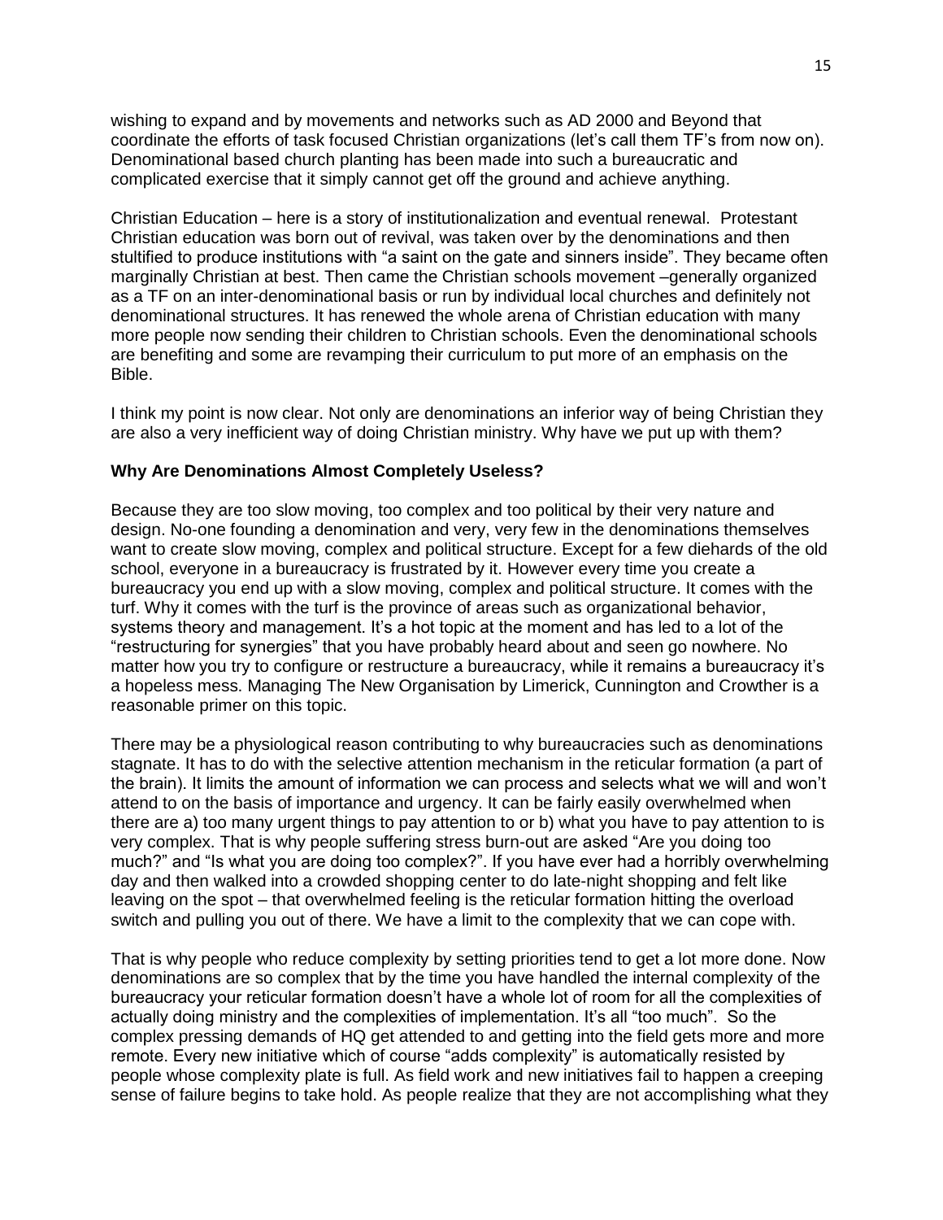wishing to expand and by movements and networks such as AD 2000 and Beyond that coordinate the efforts of task focused Christian organizations (let's call them TF's from now on). Denominational based church planting has been made into such a bureaucratic and complicated exercise that it simply cannot get off the ground and achieve anything.

Christian Education – here is a story of institutionalization and eventual renewal. Protestant Christian education was born out of revival, was taken over by the denominations and then stultified to produce institutions with "a saint on the gate and sinners inside". They became often marginally Christian at best. Then came the Christian schools movement –generally organized as a TF on an inter-denominational basis or run by individual local churches and definitely not denominational structures. It has renewed the whole arena of Christian education with many more people now sending their children to Christian schools. Even the denominational schools are benefiting and some are revamping their curriculum to put more of an emphasis on the Bible.

I think my point is now clear. Not only are denominations an inferior way of being Christian they are also a very inefficient way of doing Christian ministry. Why have we put up with them?

**Why Are Denominations Almost Completely Useless?**

Because they are too slow moving, too complex and too political by their very nature and design. No-one founding a denomination and very, very few in the denominations themselves want to create slow moving, complex and political structure. Except for a few diehards of the old school, everyone in a bureaucracy is frustrated by it. However every time you create a bureaucracy you end up with a slow moving, complex and political structure. It comes with the turf. Why it comes with the turf is the province of areas such as organizational behavior, systems theory and management. It's a hot topic at the moment and has led to a lot of the "restructuring for synergies" that you have probably heard about and seen go nowhere. No matter how you try to configure or restructure a bureaucracy, while it remains a bureaucracy it's a hopeless mess. Managing The New Organisation by Limerick, Cunnington and Crowther is a reasonable primer on this topic.

There may be a physiological reason contributing to why bureaucracies such as denominations stagnate. It has to do with the selective attention mechanism in the reticular formation (a part of the brain). It limits the amount of information we can process and selects what we will and won't attend to on the basis of importance and urgency. It can be fairly easily overwhelmed when there are a) too many urgent things to pay attention to or b) what you have to pay attention to is very complex. That is why people suffering stress burn-out are asked "Are you doing too much?" and "Is what you are doing too complex?". If you have ever had a horribly overwhelming day and then walked into a crowded shopping center to do late-night shopping and felt like leaving on the spot – that overwhelmed feeling is the reticular formation hitting the overload switch and pulling you out of there. We have a limit to the complexity that we can cope with.

That is why people who reduce complexity by setting priorities tend to get a lot more done. Now denominations are so complex that by the time you have handled the internal complexity of the bureaucracy your reticular formation doesn't have a whole lot of room for all the complexities of actually doing ministry and the complexities of implementation. It's all "too much". So the complex pressing demands of HQ get attended to and getting into the field gets more and more remote. Every new initiative which of course "adds complexity" is automatically resisted by people whose complexity plate is full. As field work and new initiatives fail to happen a creeping sense of failure begins to take hold. As people realize that they are not accomplishing what they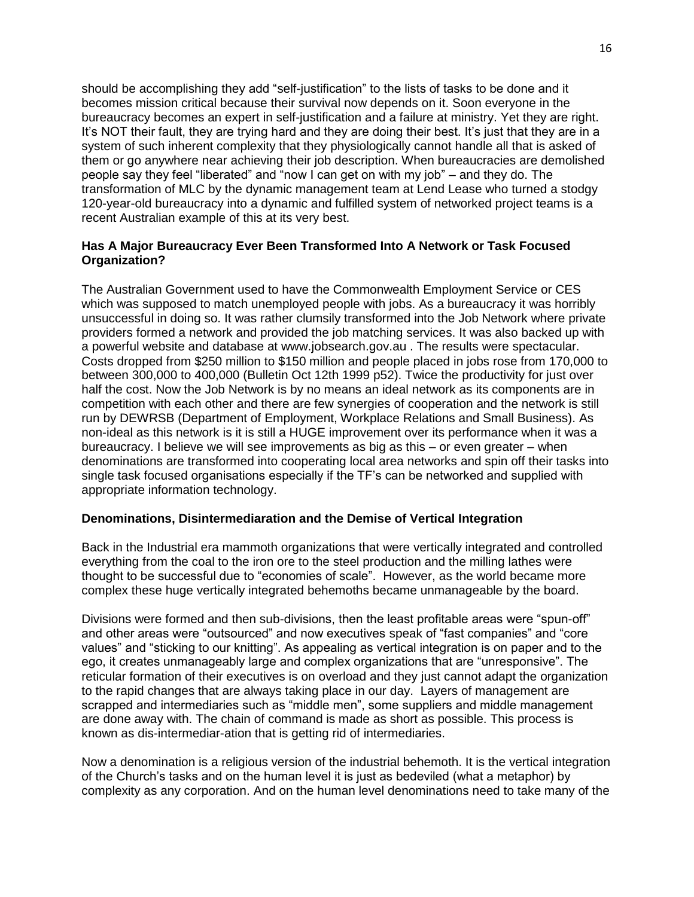should be accomplishing they add "self-justification" to the lists of tasks to be done and it becomes mission critical because their survival now depends on it. Soon everyone in the bureaucracy becomes an expert in self-justification and a failure at ministry. Yet they are right. It's NOT their fault, they are trying hard and they are doing their best. It's just that they are in a system of such inherent complexity that they physiologically cannot handle all that is asked of them or go anywhere near achieving their job description. When bureaucracies are demolished people say they feel "liberated" and "now I can get on with my job" – and they do. The transformation of MLC by the dynamic management team at Lend Lease who turned a stodgy 120-year-old bureaucracy into a dynamic and fulfilled system of networked project teams is a recent Australian example of this at its very best.

**Has A Major Bureaucracy Ever Been Transformed Into A Network or Task Focused Organization?**

The Australian Government used to have the Commonwealth Employment Service or CES which was supposed to match unemployed people with jobs. As a bureaucracy it was horribly unsuccessful in doing so. It was rather clumsily transformed into the Job Network where private providers formed a network and provided the job matching services. It was also backed up with a powerful website and database at www.jobsearch.gov.au . The results were spectacular. Costs dropped from $250 million to $150 million and people placed in jobs rose from 170,000 to between 300,000 to 400,000 (Bulletin Oct 12th 1999 p52). Twice the productivity for just over half the cost. Now the Job Network is by no means an ideal network as its components are in competition with each other and there are few synergies of cooperation and the network is still run by DEWRSB (Department of Employment, Workplace Relations and Small Business). As non-ideal as this network is it is still a HUGE improvement over its performance when it was a bureaucracy. I believe we will see improvements as big as this – or even greater – when denominations are transformed into cooperating local area networks and spin off their tasks into single task focused organisations especially if the TF's can be networked and supplied with appropriate information technology.

**Denominations, Disintermediaration and the Demise of Vertical Integration**

Back in the Industrial era mammoth organizations that were vertically integrated and controlled everything from the coal to the iron ore to the steel production and the milling lathes were thought to be successful due to "economies of scale". However, as the world became more complex these huge vertically integrated behemoths became unmanageable by the board.

Divisions were formed and then sub-divisions, then the least profitable areas were "spun-off" and other areas were "outsourced" and now executives speak of "fast companies" and "core values" and "sticking to our knitting". As appealing as vertical integration is on paper and to the ego, it creates unmanageably large and complex organizations that are "unresponsive". The reticular formation of their executives is on overload and they just cannot adapt the organization to the rapid changes that are always taking place in our day. Layers of management are scrapped and intermediaries such as "middle men", some suppliers and middle management are done away with. The chain of command is made as short as possible. This process is known as dis-intermediar-ation that is getting rid of intermediaries.

Now a denomination is a religious version of the industrial behemoth. It is the vertical integration of the Church's tasks and on the human level it is just as bedeviled (what a metaphor) by complexity as any corporation. And on the human level denominations need to take many of the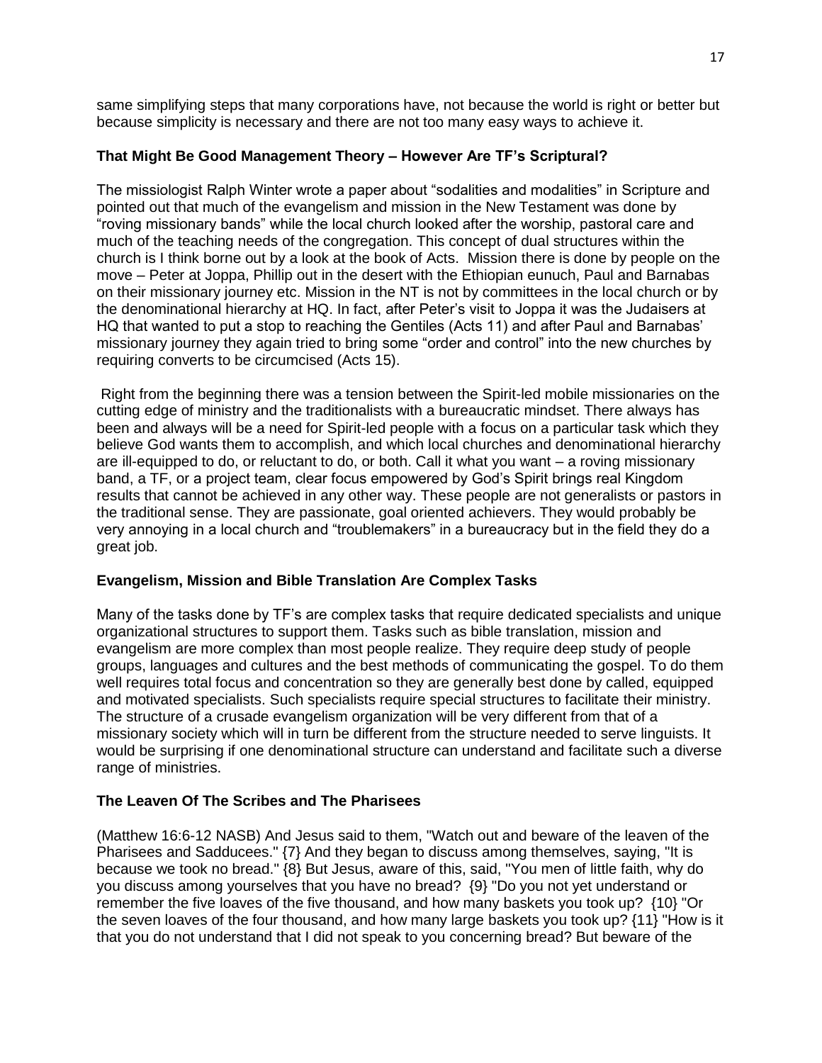same simplifying steps that many corporations have, not because the world is right or better but because simplicity is necessary and there are not too many easy ways to achieve it.

**That Might Be Good Management Theory – However Are TF's Scriptural?**

The missiologist Ralph Winter wrote a paper about "sodalities and modalities" in Scripture and pointed out that much of the evangelism and mission in the New Testament was done by "roving missionary bands" while the local church looked after the worship, pastoral care and much of the teaching needs of the congregation. This concept of dual structures within the church is I think borne out by a look at the book of Acts. Mission there is done by people on the move – Peter at Joppa, Phillip out in the desert with the Ethiopian eunuch, Paul and Barnabas on their missionary journey etc. Mission in the NT is not by committees in the local church or by the denominational hierarchy at HQ. In fact, after Peter's visit to Joppa it was the Judaisers at HQ that wanted to put a stop to reaching the Gentiles (Acts 11) and after Paul and Barnabas' missionary journey they again tried to bring some "order and control" into the new churches by requiring converts to be circumcised (Acts 15).

Right from the beginning there was a tension between the Spirit-led mobile missionaries on the cutting edge of ministry and the traditionalists with a bureaucratic mindset. There always has been and always will be a need for Spirit-led people with a focus on a particular task which they believe God wants them to accomplish, and which local churches and denominational hierarchy are ill-equipped to do, or reluctant to do, or both. Call it what you want – a roving missionary band, a TF, or a project team, clear focus empowered by God's Spirit brings real Kingdom results that cannot be achieved in any other way. These people are not generalists or pastors in the traditional sense. They are passionate, goal oriented achievers. They would probably be very annoying in a local church and "troublemakers" in a bureaucracy but in the field they do a great job.

**Evangelism, Mission and Bible Translation Are Complex Tasks**

Many of the tasks done by TF's are complex tasks that require dedicated specialists and unique organizational structures to support them. Tasks such as bible translation, mission and evangelism are more complex than most people realize. They require deep study of people groups, languages and cultures and the best methods of communicating the gospel. To do them well requires total focus and concentration so they are generally best done by called, equipped and motivated specialists. Such specialists require special structures to facilitate their ministry. The structure of a crusade evangelism organization will be very different from that of a missionary society which will in turn be different from the structure needed to serve linguists. It would be surprising if one denominational structure can understand and facilitate such a diverse range of ministries.

**The Leaven Of The Scribes and The Pharisees**

(Matthew 16:6-12 NASB) And Jesus said to them, "Watch out and beware of the leaven of the Pharisees and Sadducees." {7} And they began to discuss among themselves, saying, "It is because we took no bread." {8} But Jesus, aware of this, said, "You men of little faith, why do you discuss among yourselves that you have no bread? {9} "Do you not yet understand or remember the five loaves of the five thousand, and how many baskets you took up? {10} "Or the seven loaves of the four thousand, and how many large baskets you took up? {11} "How is it that you do not understand that I did not speak to you concerning bread? But beware of the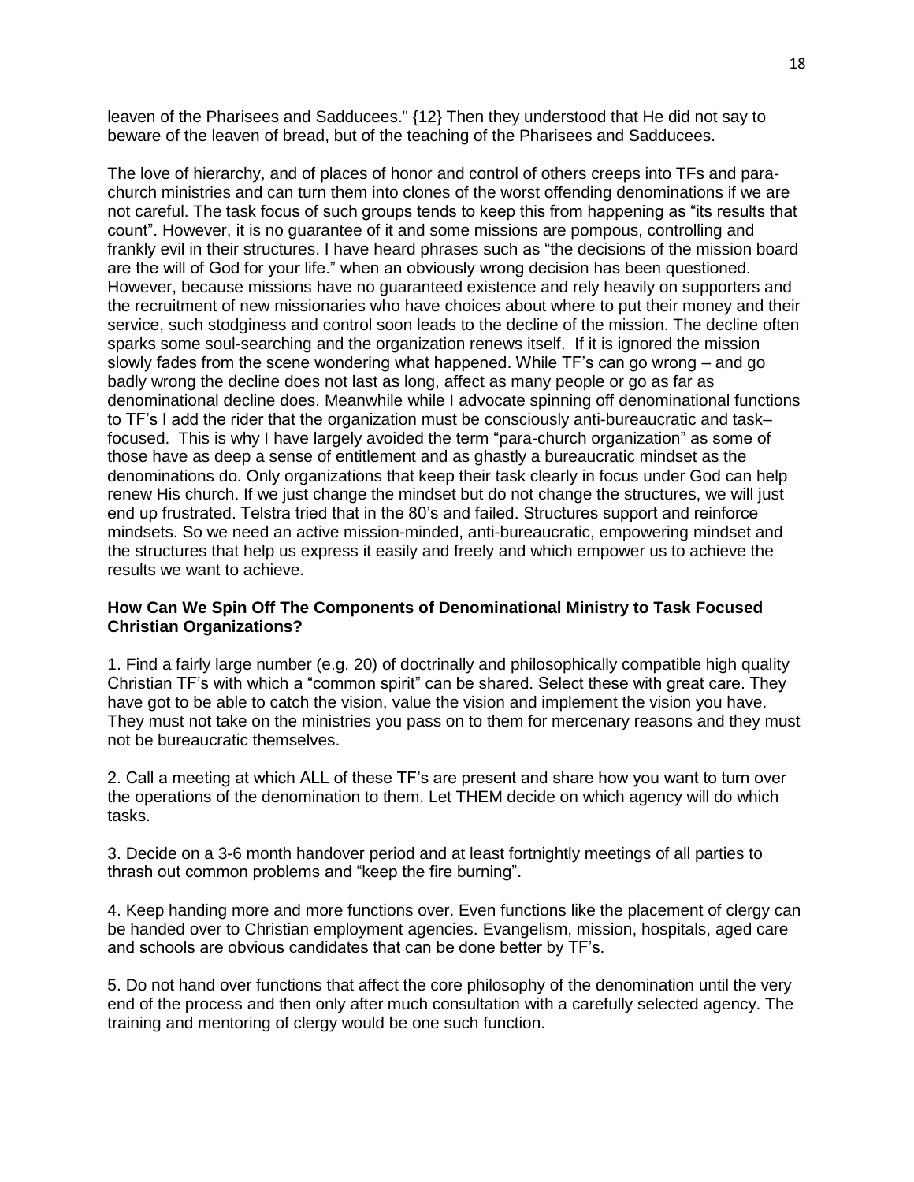leaven of the Pharisees and Sadducees." {12} Then they understood that He did not say to beware of the leaven of bread, but of the teaching of the Pharisees and Sadducees.

The love of hierarchy, and of places of honor and control of others creeps into TFs and para-church ministries and can turn them into clones of the worst offending denominations if we are not careful. The task focus of such groups tends to keep this from happening as "its results that count". However, it is no guarantee of it and some missions are pompous, controlling and frankly evil in their structures. I have heard phrases such as "the decisions of the mission board are the will of God for your life." when an obviously wrong decision has been questioned. However, because missions have no guaranteed existence and rely heavily on supporters and the recruitment of new missionaries who have choices about where to put their money and their service, such stodginess and control soon leads to the decline of the mission. The decline often sparks some soul-searching and the organization renews itself. If it is ignored the mission slowly fades from the scene wondering what happened. While TF's can go wrong – and go badly wrong the decline does not last as long, affect as many people or go as far as denominational decline does. Meanwhile while I advocate spinning off denominational functions to TF's I add the rider that the organization must be consciously anti-bureaucratic and task–focused. This is why I have largely avoided the term "para-church organization" as some of those have as deep a sense of entitlement and as ghastly a bureaucratic mindset as the denominations do. Only organizations that keep their task clearly in focus under God can help renew His church. If we just change the mindset but do not change the structures, we will just end up frustrated. Telstra tried that in the 80's and failed. Structures support and reinforce mindsets. So we need an active mission-minded, anti-bureaucratic, empowering mindset and the structures that help us express it easily and freely and which empower us to achieve the results we want to achieve.

**How Can We Spin Off The Components of Denominational Ministry to Task Focused Christian Organizations?**

1. Find a fairly large number (e.g. 20) of doctrinally and philosophically compatible high quality Christian TF's with which a "common spirit" can be shared. Select these with great care. They have got to be able to catch the vision, value the vision and implement the vision you have. They must not take on the ministries you pass on to them for mercenary reasons and they must not be bureaucratic themselves.

2. Call a meeting at which ALL of these TF's are present and share how you want to turn over the operations of the denomination to them. Let THEM decide on which agency will do which tasks.

3. Decide on a 3-6 month handover period and at least fortnightly meetings of all parties to thrash out common problems and "keep the fire burning".

4. Keep handing more and more functions over. Even functions like the placement of clergy can be handed over to Christian employment agencies. Evangelism, mission, hospitals, aged care and schools are obvious candidates that can be done better by TF's.

5. Do not hand over functions that affect the core philosophy of the denomination until the very end of the process and then only after much consultation with a carefully selected agency. The training and mentoring of clergy would be one such function.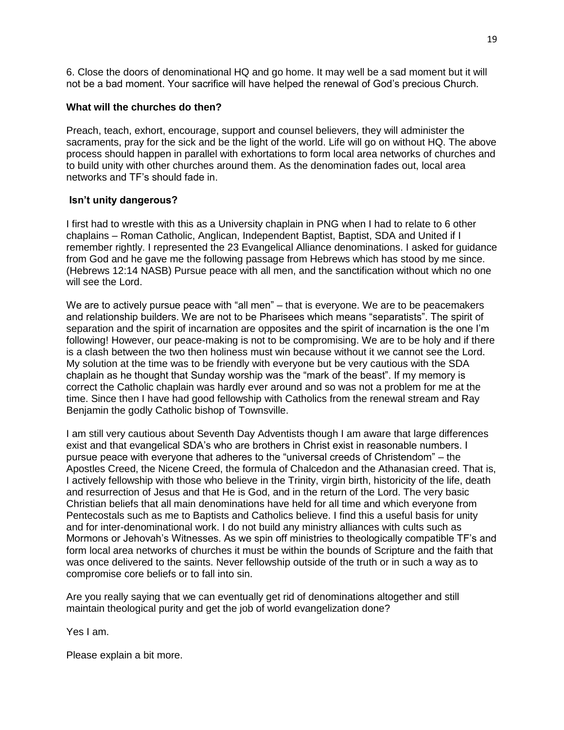6. Close the doors of denominational HQ and go home. It may well be a sad moment but it will not be a bad moment. Your sacrifice will have helped the renewal of God's precious Church.

**What will the churches do then?**

Preach, teach, exhort, encourage, support and counsel believers, they will administer the sacraments, pray for the sick and be the light of the world. Life will go on without HQ. The above process should happen in parallel with exhortations to form local area networks of churches and to build unity with other churches around them. As the denomination fades out, local area networks and TF's should fade in.

**Isn't unity dangerous?**

I first had to wrestle with this as a University chaplain in PNG when I had to relate to 6 other chaplains – Roman Catholic, Anglican, Independent Baptist, Baptist, SDA and United if I remember rightly. I represented the 23 Evangelical Alliance denominations. I asked for guidance from God and he gave me the following passage from Hebrews which has stood by me since. (Hebrews 12:14 NASB) Pursue peace with all men, and the sanctification without which no one will see the Lord.

We are to actively pursue peace with "all men" – that is everyone. We are to be peacemakers and relationship builders. We are not to be Pharisees which means "separatists". The spirit of separation and the spirit of incarnation are opposites and the spirit of incarnation is the one I'm following! However, our peace-making is not to be compromising. We are to be holy and if there is a clash between the two then holiness must win because without it we cannot see the Lord. My solution at the time was to be friendly with everyone but be very cautious with the SDA chaplain as he thought that Sunday worship was the "mark of the beast". If my memory is correct the Catholic chaplain was hardly ever around and so was not a problem for me at the time. Since then I have had good fellowship with Catholics from the renewal stream and Ray Benjamin the godly Catholic bishop of Townsville.

I am still very cautious about Seventh Day Adventists though I am aware that large differences exist and that evangelical SDA's who are brothers in Christ exist in reasonable numbers. I pursue peace with everyone that adheres to the "universal creeds of Christendom" – the Apostles Creed, the Nicene Creed, the formula of Chalcedon and the Athanasian creed. That is, I actively fellowship with those who believe in the Trinity, virgin birth, historicity of the life, death and resurrection of Jesus and that He is God, and in the return of the Lord. The very basic Christian beliefs that all main denominations have held for all time and which everyone from Pentecostals such as me to Baptists and Catholics believe. I find this a useful basis for unity and for inter-denominational work. I do not build any ministry alliances with cults such as Mormons or Jehovah's Witnesses. As we spin off ministries to theologically compatible TF's and form local area networks of churches it must be within the bounds of Scripture and the faith that was once delivered to the saints. Never fellowship outside of the truth or in such a way as to compromise core beliefs or to fall into sin.

Are you really saying that we can eventually get rid of denominations altogether and still maintain theological purity and get the job of world evangelization done?

Yes I am.

Please explain a bit more.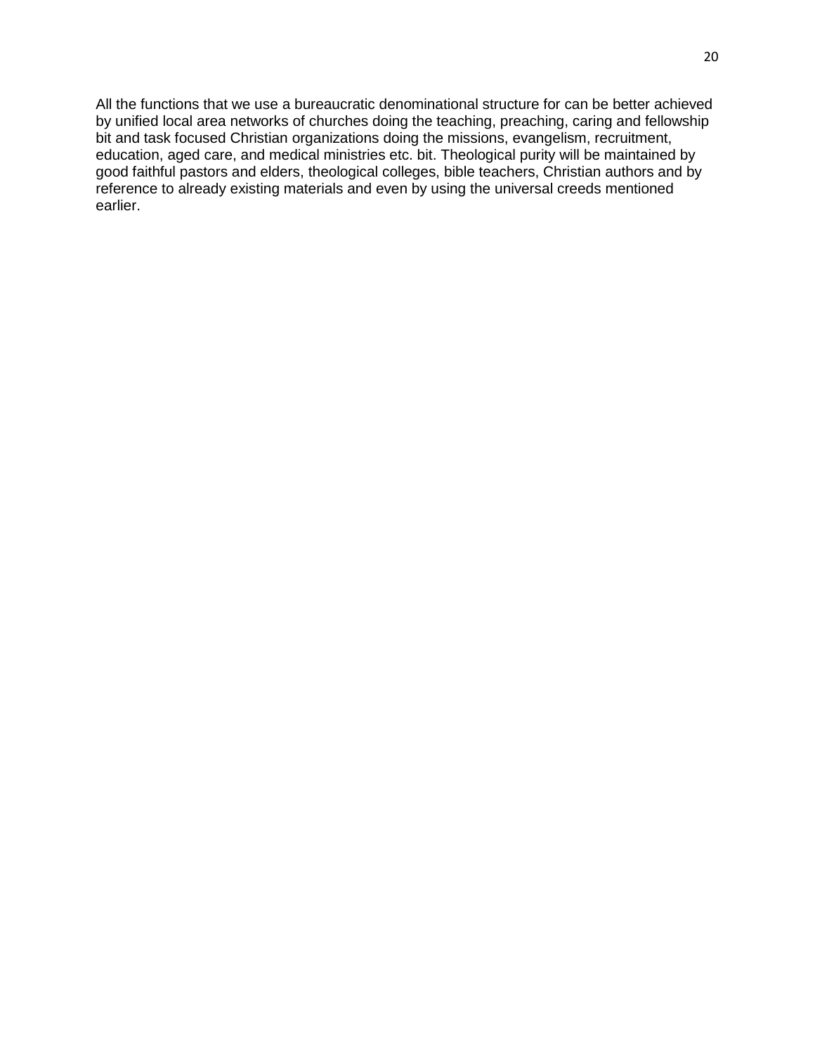All the functions that we use a bureaucratic denominational structure for can be better achieved by unified local area networks of churches doing the teaching, preaching, caring and fellowship bit and task focused Christian organizations doing the missions, evangelism, recruitment, education, aged care, and medical ministries etc. bit. Theological purity will be maintained by good faithful pastors and elders, theological colleges, bible teachers, Christian authors and by reference to already existing materials and even by using the universal creeds mentioned earlier.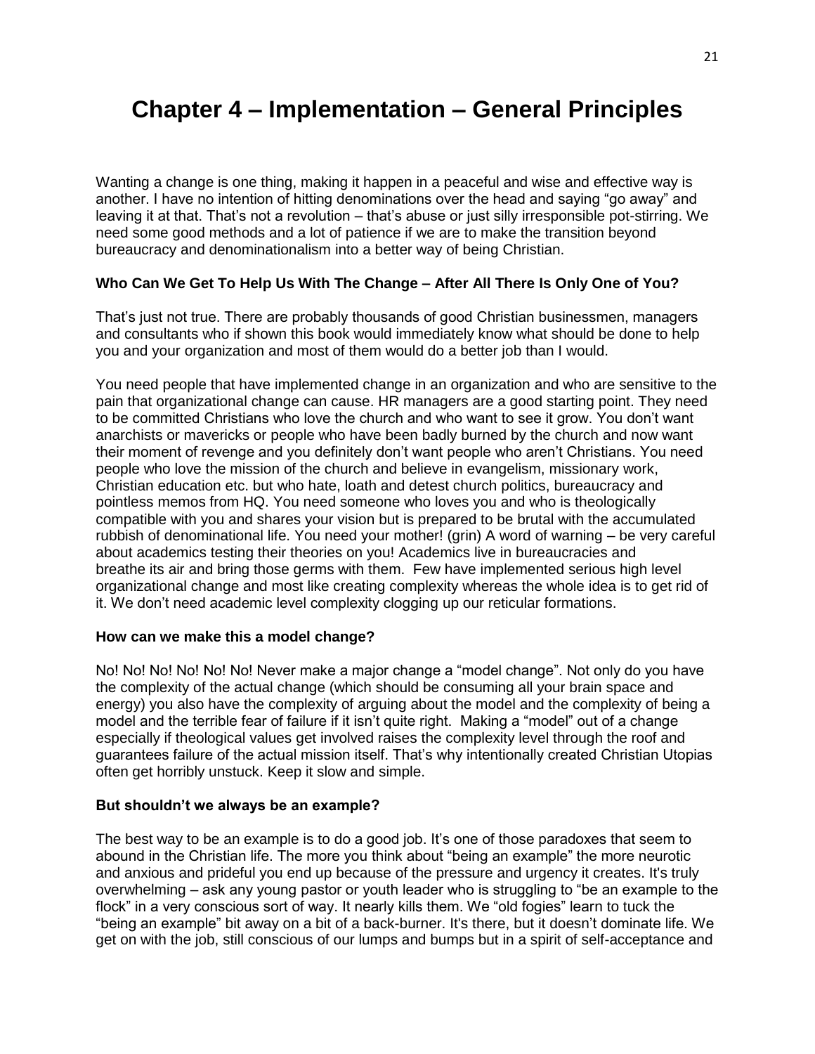# Chapter 4 – Implementation – General Principles

Wanting a change is one thing, making it happen in a peaceful and wise and effective way is another. I have no intention of hitting denominations over the head and saying "go away" and leaving it at that. That's not a revolution – that's abuse or just silly irresponsible pot-stirring. We need some good methods and a lot of patience if we are to make the transition beyond bureaucracy and denominationalism into a better way of being Christian.

**Who Can We Get To Help Us With The Change – After All There Is Only One of You?**

That's just not true. There are probably thousands of good Christian businessmen, managers and consultants who if shown this book would immediately know what should be done to help you and your organization and most of them would do a better job than I would.

You need people that have implemented change in an organization and who are sensitive to the pain that organizational change can cause. HR managers are a good starting point. They need to be committed Christians who love the church and who want to see it grow. You don't want anarchists or mavericks or people who have been badly burned by the church and now want their moment of revenge and you definitely don't want people who aren't Christians. You need people who love the mission of the church and believe in evangelism, missionary work, Christian education etc. but who hate, loath and detest church politics, bureaucracy and pointless memos from HQ. You need someone who loves you and who is theologically compatible with you and shares your vision but is prepared to be brutal with the accumulated rubbish of denominational life. You need your mother! (grin) A word of warning – be very careful about academics testing their theories on you! Academics live in bureaucracies and breathe its air and bring those germs with them. Few have implemented serious high level organizational change and most like creating complexity whereas the whole idea is to get rid of it. We don't need academic level complexity clogging up our reticular formations.

**How can we make this a model change?**

No! No! No! No! No! No! Never make a major change a "model change". Not only do you have the complexity of the actual change (which should be consuming all your brain space and energy) you also have the complexity of arguing about the model and the complexity of being a model and the terrible fear of failure if it isn't quite right. Making a "model" out of a change especially if theological values get involved raises the complexity level through the roof and guarantees failure of the actual mission itself. That's why intentionally created Christian Utopias often get horribly unstuck. Keep it slow and simple.

**But shouldn't we always be an example?**

The best way to be an example is to do a good job. It's one of those paradoxes that seem to abound in the Christian life. The more you think about "being an example" the more neurotic and anxious and prideful you end up because of the pressure and urgency it creates. It's truly overwhelming – ask any young pastor or youth leader who is struggling to "be an example to the flock" in a very conscious sort of way. It nearly kills them. We "old fogies" learn to tuck the "being an example" bit away on a bit of a back-burner. It's there, but it doesn't dominate life. We get on with the job, still conscious of our lumps and bumps but in a spirit of self-acceptance and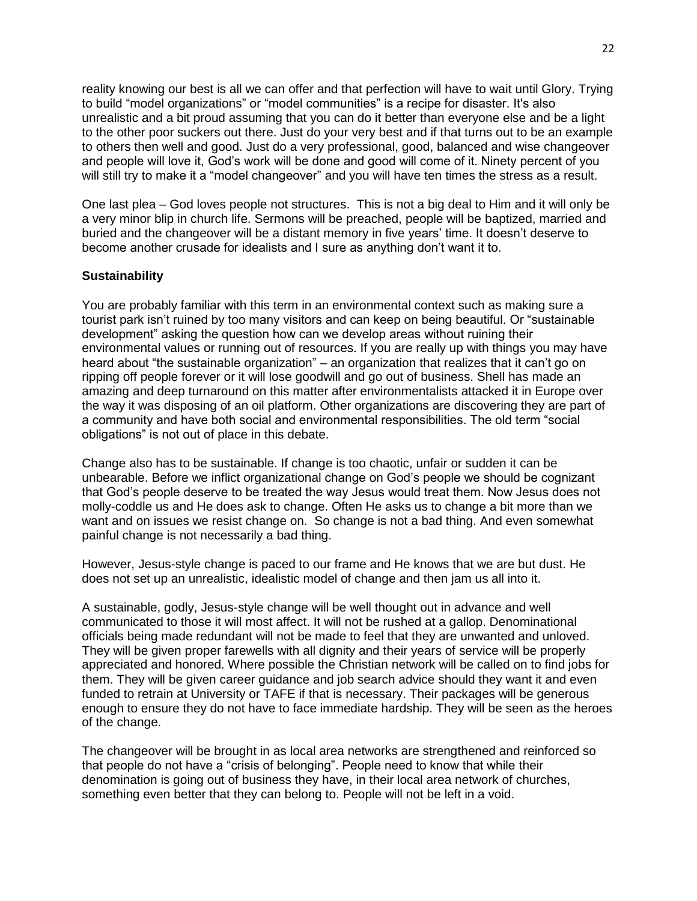reality knowing our best is all we can offer and that perfection will have to wait until Glory. Trying to build "model organizations" or "model communities" is a recipe for disaster. It's also unrealistic and a bit proud assuming that you can do it better than everyone else and be a light to the other poor suckers out there. Just do your very best and if that turns out to be an example to others then well and good. Just do a very professional, good, balanced and wise changeover and people will love it, God's work will be done and good will come of it. Ninety percent of you will still try to make it a "model changeover" and you will have ten times the stress as a result.

One last plea – God loves people not structures. This is not a big deal to Him and it will only be a very minor blip in church life. Sermons will be preached, people will be baptized, married and buried and the changeover will be a distant memory in five years' time. It doesn't deserve to become another crusade for idealists and I sure as anything don't want it to.

**Sustainability**

You are probably familiar with this term in an environmental context such as making sure a tourist park isn't ruined by too many visitors and can keep on being beautiful. Or "sustainable development" asking the question how can we develop areas without ruining their environmental values or running out of resources. If you are really up with things you may have heard about "the sustainable organization" – an organization that realizes that it can't go on ripping off people forever or it will lose goodwill and go out of business. Shell has made an amazing and deep turnaround on this matter after environmentalists attacked it in Europe over the way it was disposing of an oil platform. Other organizations are discovering they are part of a community and have both social and environmental responsibilities. The old term "social obligations" is not out of place in this debate.

Change also has to be sustainable. If change is too chaotic, unfair or sudden it can be unbearable. Before we inflict organizational change on God's people we should be cognizant that God's people deserve to be treated the way Jesus would treat them. Now Jesus does not molly-coddle us and He does ask to change. Often He asks us to change a bit more than we want and on issues we resist change on. So change is not a bad thing. And even somewhat painful change is not necessarily a bad thing.

However, Jesus-style change is paced to our frame and He knows that we are but dust. He does not set up an unrealistic, idealistic model of change and then jam us all into it.

A sustainable, godly, Jesus-style change will be well thought out in advance and well communicated to those it will most affect. It will not be rushed at a gallop. Denominational officials being made redundant will not be made to feel that they are unwanted and unloved. They will be given proper farewells with all dignity and their years of service will be properly appreciated and honored. Where possible the Christian network will be called on to find jobs for them. They will be given career guidance and job search advice should they want it and even funded to retrain at University or TAFE if that is necessary. Their packages will be generous enough to ensure they do not have to face immediate hardship. They will be seen as the heroes of the change.

The changeover will be brought in as local area networks are strengthened and reinforced so that people do not have a "crisis of belonging". People need to know that while their denomination is going out of business they have, in their local area network of churches, something even better that they can belong to. People will not be left in a void.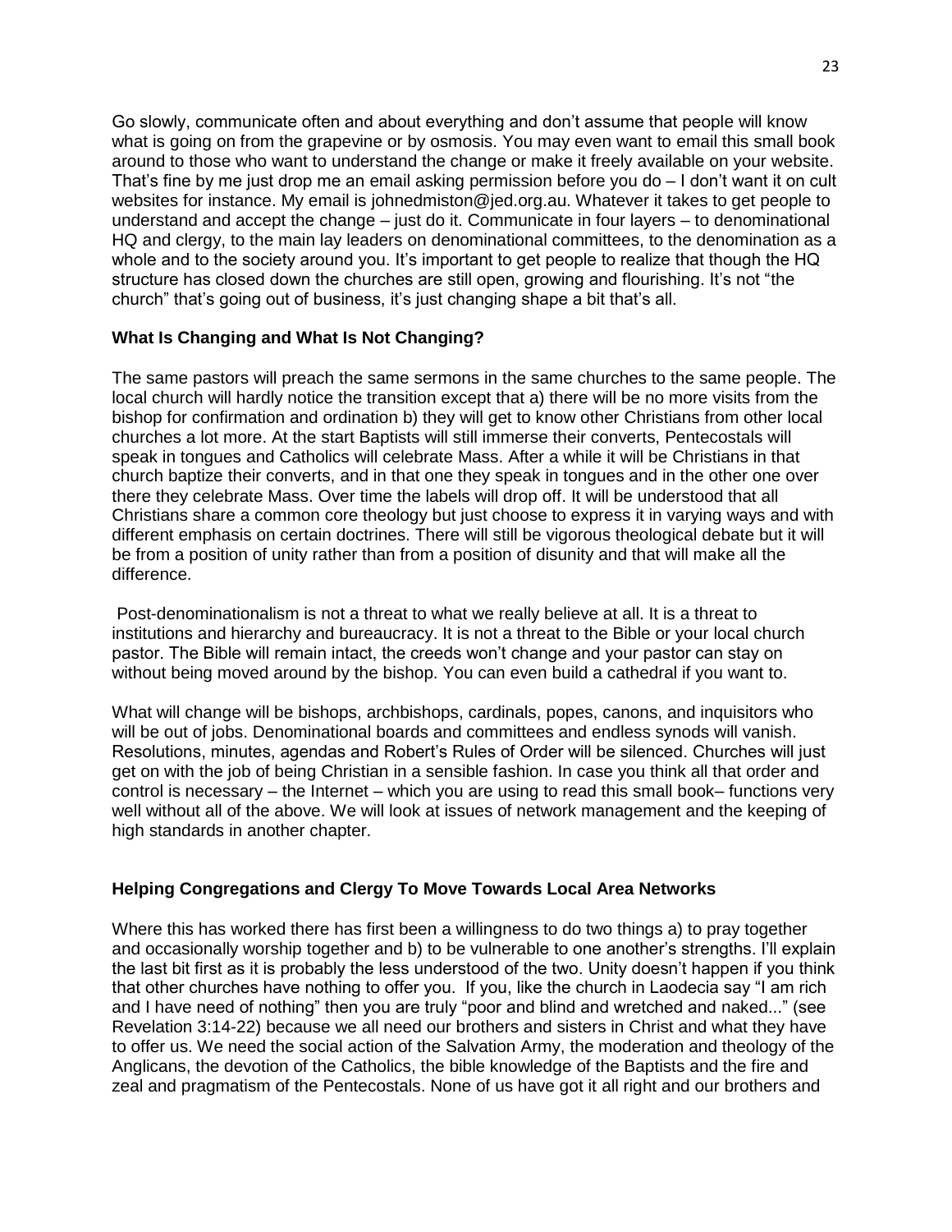Go slowly, communicate often and about everything and don't assume that people will know what is going on from the grapevine or by osmosis. You may even want to email this small book around to those who want to understand the change or make it freely available on your website. That's fine by me just drop me an email asking permission before you do – I don't want it on cult websites for instance. My email is johnedmiston@jed.org.au. Whatever it takes to get people to understand and accept the change – just do it. Communicate in four layers – to denominational HQ and clergy, to the main lay leaders on denominational committees, to the denomination as a whole and to the society around you. It's important to get people to realize that though the HQ structure has closed down the churches are still open, growing and flourishing. It's not "the church" that's going out of business, it's just changing shape a bit that's all.

### What Is Changing and What Is Not Changing?

The same pastors will preach the same sermons in the same churches to the same people. The local church will hardly notice the transition except that a) there will be no more visits from the bishop for confirmation and ordination b) they will get to know other Christians from other local churches a lot more. At the start Baptists will still immerse their converts, Pentecostals will speak in tongues and Catholics will celebrate Mass. After a while it will be Christians in that church baptize their converts, and in that one they speak in tongues and in the other one over there they celebrate Mass. Over time the labels will drop off. It will be understood that all Christians share a common core theology but just choose to express it in varying ways and with different emphasis on certain doctrines. There will still be vigorous theological debate but it will be from a position of unity rather than from a position of disunity and that will make all the difference.

Post-denominationalism is not a threat to what we really believe at all. It is a threat to institutions and hierarchy and bureaucracy. It is not a threat to the Bible or your local church pastor. The Bible will remain intact, the creeds won't change and your pastor can stay on without being moved around by the bishop. You can even build a cathedral if you want to.

What will change will be bishops, archbishops, cardinals, popes, canons, and inquisitors who will be out of jobs. Denominational boards and committees and endless synods will vanish. Resolutions, minutes, agendas and Robert's Rules of Order will be silenced. Churches will just get on with the job of being Christian in a sensible fashion. In case you think all that order and control is necessary – the Internet – which you are using to read this small book– functions very well without all of the above. We will look at issues of network management and the keeping of high standards in another chapter.

### Helping Congregations and Clergy To Move Towards Local Area Networks

Where this has worked there has first been a willingness to do two things a) to pray together and occasionally worship together and b) to be vulnerable to one another's strengths. I'll explain the last bit first as it is probably the less understood of the two. Unity doesn't happen if you think that other churches have nothing to offer you. If you, like the church in Laodecia say "I am rich and I have need of nothing" then you are truly "poor and blind and wretched and naked..." (see Revelation 3:14-22) because we all need our brothers and sisters in Christ and what they have to offer us. We need the social action of the Salvation Army, the moderation and theology of the Anglicans, the devotion of the Catholics, the bible knowledge of the Baptists and the fire and zeal and pragmatism of the Pentecostals. None of us have got it all right and our brothers and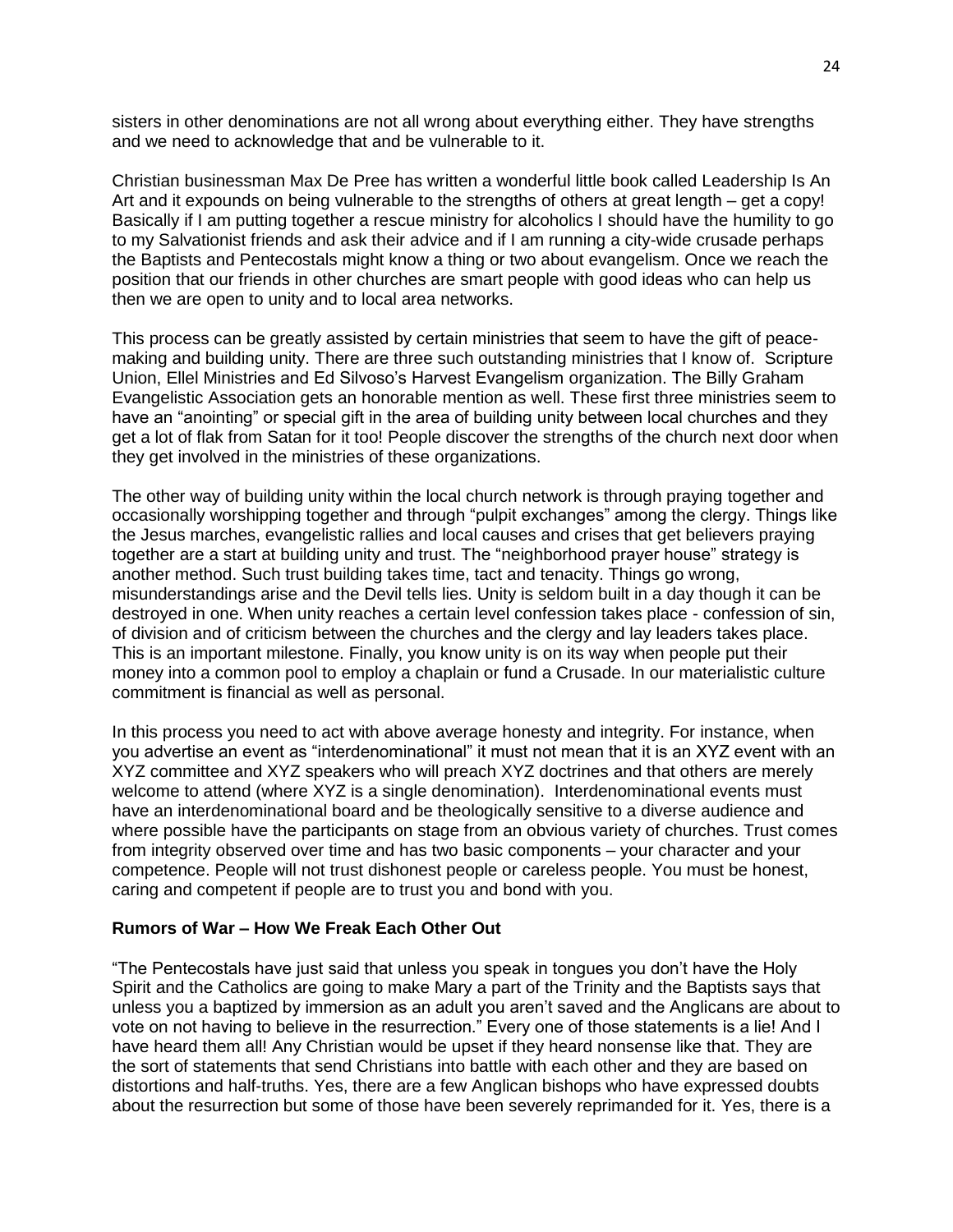sisters in other denominations are not all wrong about everything either. They have strengths and we need to acknowledge that and be vulnerable to it.

Christian businessman Max De Pree has written a wonderful little book called Leadership Is An Art and it expounds on being vulnerable to the strengths of others at great length – get a copy! Basically if I am putting together a rescue ministry for alcoholics I should have the humility to go to my Salvationist friends and ask their advice and if I am running a city-wide crusade perhaps the Baptists and Pentecostals might know a thing or two about evangelism. Once we reach the position that our friends in other churches are smart people with good ideas who can help us then we are open to unity and to local area networks.

This process can be greatly assisted by certain ministries that seem to have the gift of peace-making and building unity. There are three such outstanding ministries that I know of. Scripture Union, Ellel Ministries and Ed Silvoso's Harvest Evangelism organization. The Billy Graham Evangelistic Association gets an honorable mention as well. These first three ministries seem to have an "anointing" or special gift in the area of building unity between local churches and they get a lot of flak from Satan for it too! People discover the strengths of the church next door when they get involved in the ministries of these organizations.

The other way of building unity within the local church network is through praying together and occasionally worshipping together and through "pulpit exchanges" among the clergy. Things like the Jesus marches, evangelistic rallies and local causes and crises that get believers praying together are a start at building unity and trust. The "neighborhood prayer house" strategy is another method. Such trust building takes time, tact and tenacity. Things go wrong, misunderstandings arise and the Devil tells lies. Unity is seldom built in a day though it can be destroyed in one. When unity reaches a certain level confession takes place - confession of sin, of division and of criticism between the churches and the clergy and lay leaders takes place. This is an important milestone. Finally, you know unity is on its way when people put their money into a common pool to employ a chaplain or fund a Crusade. In our materialistic culture commitment is financial as well as personal.

In this process you need to act with above average honesty and integrity. For instance, when you advertise an event as "interdenominational" it must not mean that it is an XYZ event with an XYZ committee and XYZ speakers who will preach XYZ doctrines and that others are merely welcome to attend (where XYZ is a single denomination). Interdenominational events must have an interdenominational board and be theologically sensitive to a diverse audience and where possible have the participants on stage from an obvious variety of churches. Trust comes from integrity observed over time and has two basic components – your character and your competence. People will not trust dishonest people or careless people. You must be honest, caring and competent if people are to trust you and bond with you.

**Rumors of War – How We Freak Each Other Out**

"The Pentecostals have just said that unless you speak in tongues you don't have the Holy Spirit and the Catholics are going to make Mary a part of the Trinity and the Baptists says that unless you a baptized by immersion as an adult you aren't saved and the Anglicans are about to vote on not having to believe in the resurrection." Every one of those statements is a lie! And I have heard them all! Any Christian would be upset if they heard nonsense like that. They are the sort of statements that send Christians into battle with each other and they are based on distortions and half-truths. Yes, there are a few Anglican bishops who have expressed doubts about the resurrection but some of those have been severely reprimanded for it. Yes, there is a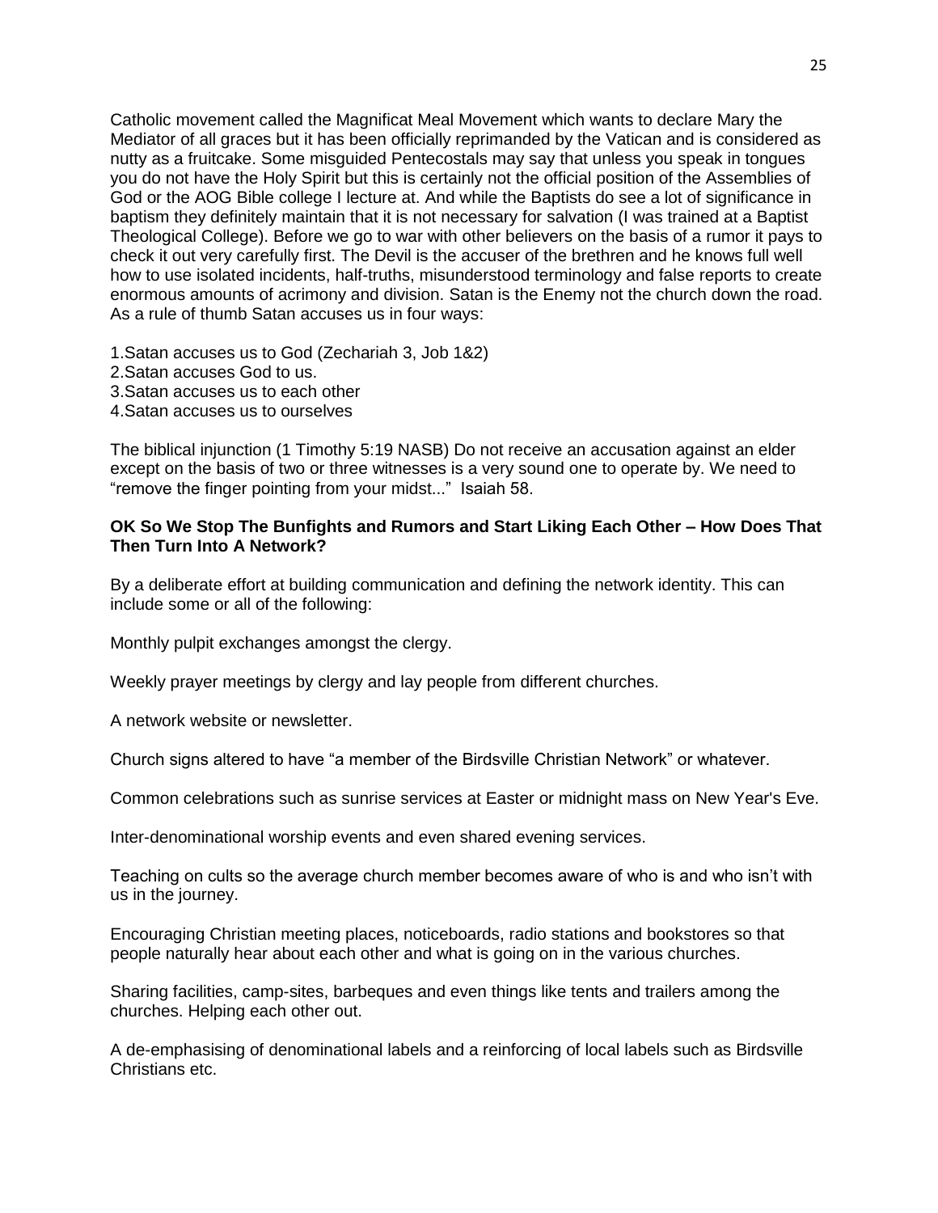Catholic movement called the Magnificat Meal Movement which wants to declare Mary the Mediator of all graces but it has been officially reprimanded by the Vatican and is considered as nutty as a fruitcake. Some misguided Pentecostals may say that unless you speak in tongues you do not have the Holy Spirit but this is certainly not the official position of the Assemblies of God or the AOG Bible college I lecture at. And while the Baptists do see a lot of significance in baptism they definitely maintain that it is not necessary for salvation (I was trained at a Baptist Theological College). Before we go to war with other believers on the basis of a rumor it pays to check it out very carefully first. The Devil is the accuser of the brethren and he knows full well how to use isolated incidents, half-truths, misunderstood terminology and false reports to create enormous amounts of acrimony and division. Satan is the Enemy not the church down the road. As a rule of thumb Satan accuses us in four ways:

1. Satan accuses us to God (Zechariah 3, Job 1&2)
2. Satan accuses God to us.
3. Satan accuses us to each other
4. Satan accuses us to ourselves

The biblical injunction (1 Timothy 5:19 NASB) Do not receive an accusation against an elder except on the basis of two or three witnesses is a very sound one to operate by. We need to "remove the finger pointing from your midst..." Isaiah 58.

**OK So We Stop The Bunfights and Rumors and Start Liking Each Other – How Does That Then Turn Into A Network?**

By a deliberate effort at building communication and defining the network identity. This can include some or all of the following:

Monthly pulpit exchanges amongst the clergy.

Weekly prayer meetings by clergy and lay people from different churches.

A network website or newsletter.

Church signs altered to have "a member of the Birdsville Christian Network" or whatever.

Common celebrations such as sunrise services at Easter or midnight mass on New Year's Eve.

Inter-denominational worship events and even shared evening services.

Teaching on cults so the average church member becomes aware of who is and who isn't with us in the journey.

Encouraging Christian meeting places, noticeboards, radio stations and bookstores so that people naturally hear about each other and what is going on in the various churches.

Sharing facilities, camp-sites, barbeques and even things like tents and trailers among the churches. Helping each other out.

A de-emphasising of denominational labels and a reinforcing of local labels such as Birdsville Christians etc.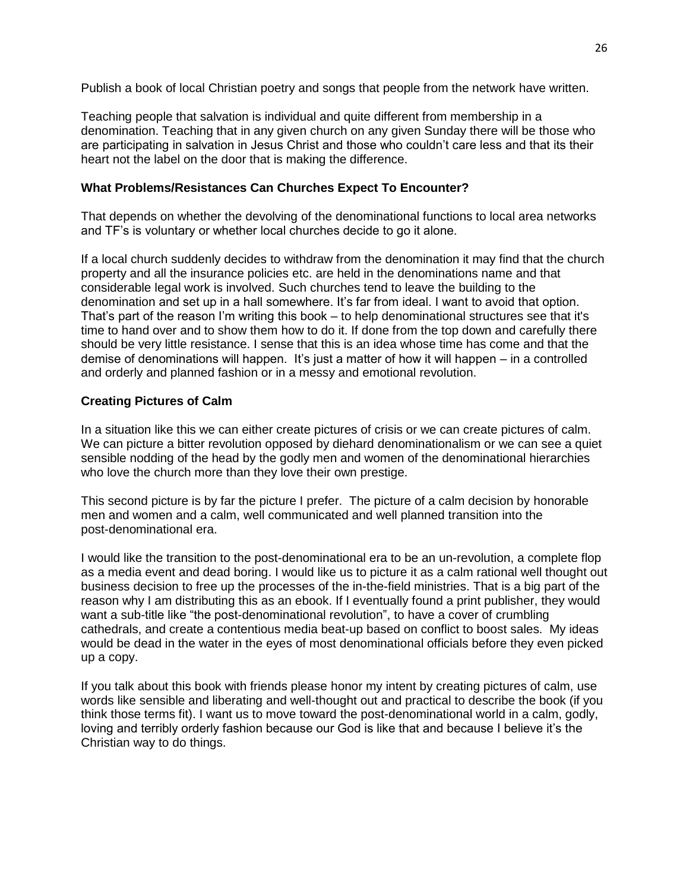Publish a book of local Christian poetry and songs that people from the network have written.

Teaching people that salvation is individual and quite different from membership in a denomination. Teaching that in any given church on any given Sunday there will be those who are participating in salvation in Jesus Christ and those who couldn't care less and that its their heart not the label on the door that is making the difference.

### What Problems/Resistances Can Churches Expect To Encounter?

That depends on whether the devolving of the denominational functions to local area networks and TF's is voluntary or whether local churches decide to go it alone.

If a local church suddenly decides to withdraw from the denomination it may find that the church property and all the insurance policies etc. are held in the denominations name and that considerable legal work is involved. Such churches tend to leave the building to the denomination and set up in a hall somewhere. It's far from ideal. I want to avoid that option. That's part of the reason I'm writing this book – to help denominational structures see that it's time to hand over and to show them how to do it. If done from the top down and carefully there should be very little resistance. I sense that this is an idea whose time has come and that the demise of denominations will happen. It's just a matter of how it will happen – in a controlled and orderly and planned fashion or in a messy and emotional revolution.

### Creating Pictures of Calm

In a situation like this we can either create pictures of crisis or we can create pictures of calm. We can picture a bitter revolution opposed by diehard denominationalism or we can see a quiet sensible nodding of the head by the godly men and women of the denominational hierarchies who love the church more than they love their own prestige.

This second picture is by far the picture I prefer. The picture of a calm decision by honorable men and women and a calm, well communicated and well planned transition into the post-denominational era.

I would like the transition to the post-denominational era to be an un-revolution, a complete flop as a media event and dead boring. I would like us to picture it as a calm rational well thought out business decision to free up the processes of the in-the-field ministries. That is a big part of the reason why I am distributing this as an ebook. If I eventually found a print publisher, they would want a sub-title like "the post-denominational revolution", to have a cover of crumbling cathedrals, and create a contentious media beat-up based on conflict to boost sales. My ideas would be dead in the water in the eyes of most denominational officials before they even picked up a copy.

If you talk about this book with friends please honor my intent by creating pictures of calm, use words like sensible and liberating and well-thought out and practical to describe the book (if you think those terms fit). I want us to move toward the post-denominational world in a calm, godly, loving and terribly orderly fashion because our God is like that and because I believe it's the Christian way to do things.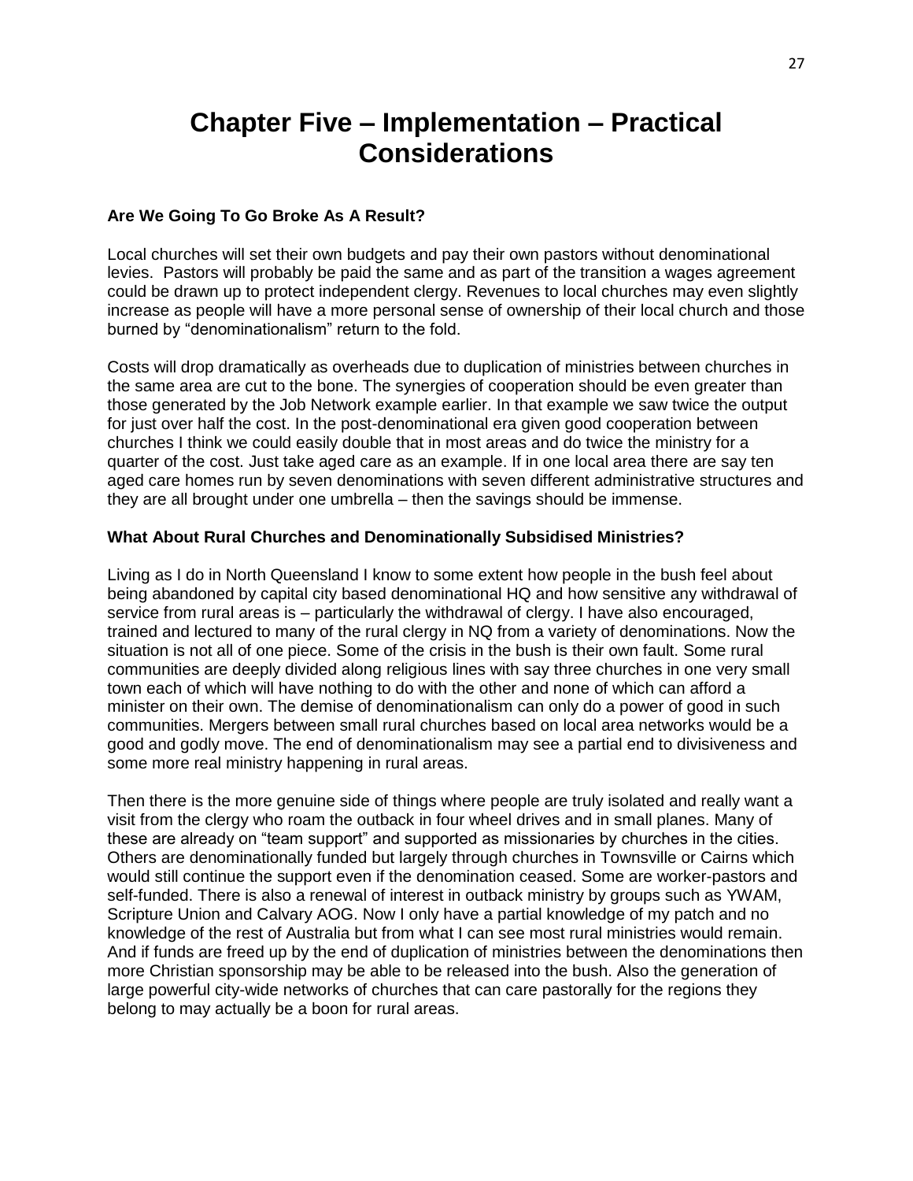# Chapter Five – Implementation – Practical Considerations

### Are We Going To Go Broke As A Result?

Local churches will set their own budgets and pay their own pastors without denominational levies. Pastors will probably be paid the same and as part of the transition a wages agreement could be drawn up to protect independent clergy. Revenues to local churches may even slightly increase as people will have a more personal sense of ownership of their local church and those burned by "denominationalism" return to the fold.

Costs will drop dramatically as overheads due to duplication of ministries between churches in the same area are cut to the bone. The synergies of cooperation should be even greater than those generated by the Job Network example earlier. In that example we saw twice the output for just over half the cost. In the post-denominational era given good cooperation between churches I think we could easily double that in most areas and do twice the ministry for a quarter of the cost. Just take aged care as an example. If in one local area there are say ten aged care homes run by seven denominations with seven different administrative structures and they are all brought under one umbrella – then the savings should be immense.

### What About Rural Churches and Denominationally Subsidised Ministries?

Living as I do in North Queensland I know to some extent how people in the bush feel about being abandoned by capital city based denominational HQ and how sensitive any withdrawal of service from rural areas is – particularly the withdrawal of clergy. I have also encouraged, trained and lectured to many of the rural clergy in NQ from a variety of denominations. Now the situation is not all of one piece. Some of the crisis in the bush is their own fault. Some rural communities are deeply divided along religious lines with say three churches in one very small town each of which will have nothing to do with the other and none of which can afford a minister on their own. The demise of denominationalism can only do a power of good in such communities. Mergers between small rural churches based on local area networks would be a good and godly move. The end of denominationalism may see a partial end to divisiveness and some more real ministry happening in rural areas.

Then there is the more genuine side of things where people are truly isolated and really want a visit from the clergy who roam the outback in four wheel drives and in small planes. Many of these are already on "team support" and supported as missionaries by churches in the cities. Others are denominationally funded but largely through churches in Townsville or Cairns which would still continue the support even if the denomination ceased. Some are worker-pastors and self-funded. There is also a renewal of interest in outback ministry by groups such as YWAM, Scripture Union and Calvary AOG. Now I only have a partial knowledge of my patch and no knowledge of the rest of Australia but from what I can see most rural ministries would remain. And if funds are freed up by the end of duplication of ministries between the denominations then more Christian sponsorship may be able to be released into the bush. Also the generation of large powerful city-wide networks of churches that can care pastorally for the regions they belong to may actually be a boon for rural areas.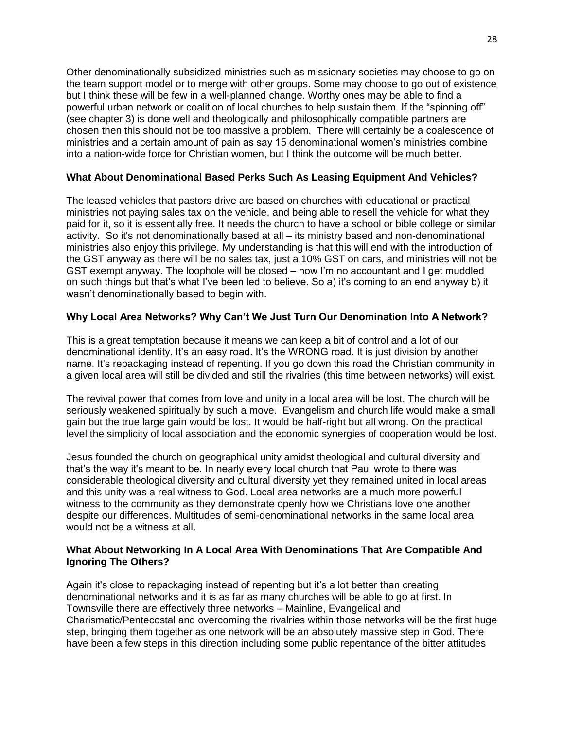Other denominationally subsidized ministries such as missionary societies may choose to go on the team support model or to merge with other groups. Some may choose to go out of existence but I think these will be few in a well-planned change. Worthy ones may be able to find a powerful urban network or coalition of local churches to help sustain them. If the "spinning off" (see chapter 3) is done well and theologically and philosophically compatible partners are chosen then this should not be too massive a problem. There will certainly be a coalescence of ministries and a certain amount of pain as say 15 denominational women's ministries combine into a nation-wide force for Christian women, but I think the outcome will be much better.

**What About Denominational Based Perks Such As Leasing Equipment And Vehicles?**

The leased vehicles that pastors drive are based on churches with educational or practical ministries not paying sales tax on the vehicle, and being able to resell the vehicle for what they paid for it, so it is essentially free. It needs the church to have a school or bible college or similar activity. So it's not denominationally based at all – its ministry based and non-denominational ministries also enjoy this privilege. My understanding is that this will end with the introduction of the GST anyway as there will be no sales tax, just a 10% GST on cars, and ministries will not be GST exempt anyway. The loophole will be closed – now I'm no accountant and I get muddled on such things but that's what I've been led to believe. So a) it's coming to an end anyway b) it wasn't denominationally based to begin with.

**Why Local Area Networks? Why Can't We Just Turn Our Denomination Into A Network?**

This is a great temptation because it means we can keep a bit of control and a lot of our denominational identity. It's an easy road. It's the WRONG road. It is just division by another name. It's repackaging instead of repenting. If you go down this road the Christian community in a given local area will still be divided and still the rivalries (this time between networks) will exist.

The revival power that comes from love and unity in a local area will be lost. The church will be seriously weakened spiritually by such a move. Evangelism and church life would make a small gain but the true large gain would be lost. It would be half-right but all wrong. On the practical level the simplicity of local association and the economic synergies of cooperation would be lost.

Jesus founded the church on geographical unity amidst theological and cultural diversity and that's the way it's meant to be. In nearly every local church that Paul wrote to there was considerable theological diversity and cultural diversity yet they remained united in local areas and this unity was a real witness to God. Local area networks are a much more powerful witness to the community as they demonstrate openly how we Christians love one another despite our differences. Multitudes of semi-denominational networks in the same local area would not be a witness at all.

**What About Networking In A Local Area With Denominations That Are Compatible And Ignoring The Others?**

Again it's close to repackaging instead of repenting but it's a lot better than creating denominational networks and it is as far as many churches will be able to go at first. In Townsville there are effectively three networks – Mainline, Evangelical and Charismatic/Pentecostal and overcoming the rivalries within those networks will be the first huge step, bringing them together as one network will be an absolutely massive step in God. There have been a few steps in this direction including some public repentance of the bitter attitudes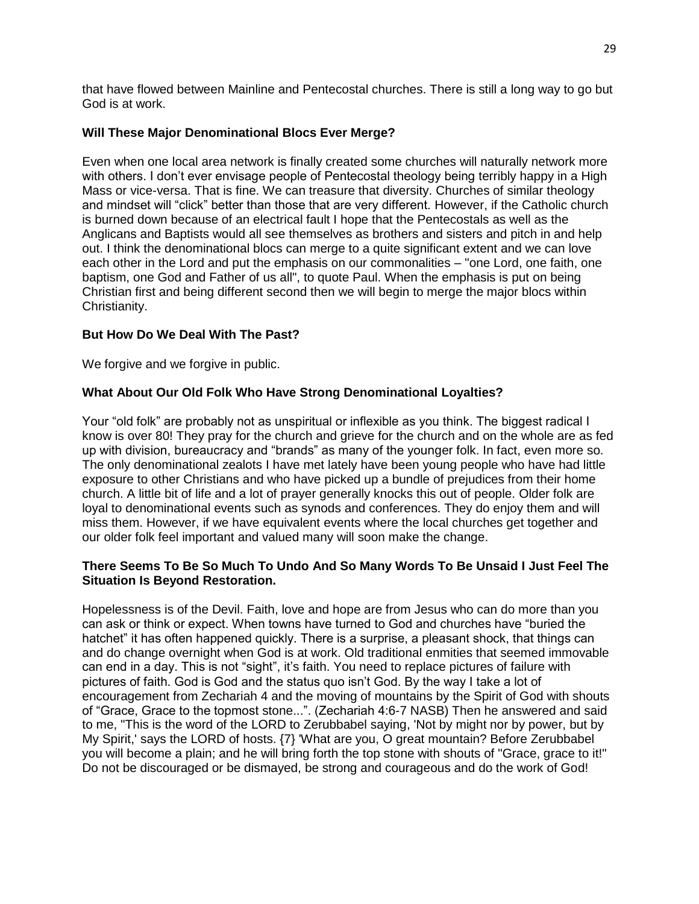that have flowed between Mainline and Pentecostal churches. There is still a long way to go but God is at work.

**Will These Major Denominational Blocs Ever Merge?**

Even when one local area network is finally created some churches will naturally network more with others. I don't ever envisage people of Pentecostal theology being terribly happy in a High Mass or vice-versa. That is fine. We can treasure that diversity. Churches of similar theology and mindset will "click" better than those that are very different. However, if the Catholic church is burned down because of an electrical fault I hope that the Pentecostals as well as the Anglicans and Baptists would all see themselves as brothers and sisters and pitch in and help out. I think the denominational blocs can merge to a quite significant extent and we can love each other in the Lord and put the emphasis on our commonalities – "one Lord, one faith, one baptism, one God and Father of us all", to quote Paul. When the emphasis is put on being Christian first and being different second then we will begin to merge the major blocs within Christianity.

**But How Do We Deal With The Past?**

We forgive and we forgive in public.

**What About Our Old Folk Who Have Strong Denominational Loyalties?**

Your "old folk" are probably not as unspiritual or inflexible as you think. The biggest radical I know is over 80! They pray for the church and grieve for the church and on the whole are as fed up with division, bureaucracy and "brands" as many of the younger folk. In fact, even more so. The only denominational zealots I have met lately have been young people who have had little exposure to other Christians and who have picked up a bundle of prejudices from their home church. A little bit of life and a lot of prayer generally knocks this out of people. Older folk are loyal to denominational events such as synods and conferences. They do enjoy them and will miss them. However, if we have equivalent events where the local churches get together and our older folk feel important and valued many will soon make the change.

**There Seems To Be So Much To Undo And So Many Words To Be Unsaid I Just Feel The Situation Is Beyond Restoration.**

Hopelessness is of the Devil. Faith, love and hope are from Jesus who can do more than you can ask or think or expect. When towns have turned to God and churches have "buried the hatchet" it has often happened quickly. There is a surprise, a pleasant shock, that things can and do change overnight when God is at work. Old traditional enmities that seemed immovable can end in a day. This is not "sight", it's faith. You need to replace pictures of failure with pictures of faith. God is God and the status quo isn't God. By the way I take a lot of encouragement from Zechariah 4 and the moving of mountains by the Spirit of God with shouts of "Grace, Grace to the topmost stone...". (Zechariah 4:6-7 NASB) Then he answered and said to me, "This is the word of the LORD to Zerubbabel saying, 'Not by might nor by power, but by My Spirit,' says the LORD of hosts. {7} 'What are you, O great mountain? Before Zerubbabel you will become a plain; and he will bring forth the top stone with shouts of "Grace, grace to it!" Do not be discouraged or be dismayed, be strong and courageous and do the work of God!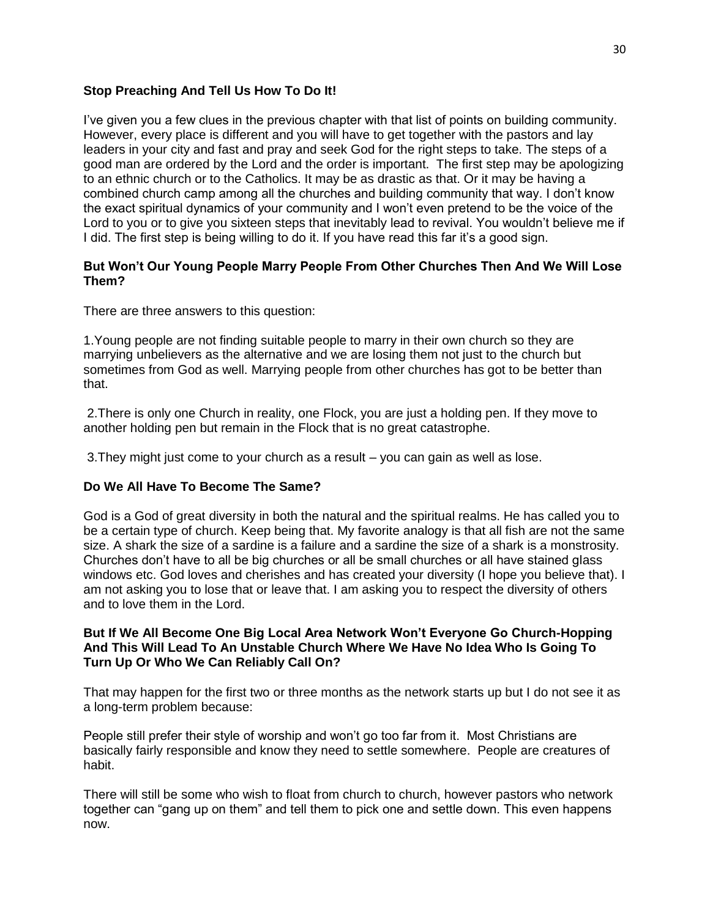### Stop Preaching And Tell Us How To Do It!

I've given you a few clues in the previous chapter with that list of points on building community. However, every place is different and you will have to get together with the pastors and lay leaders in your city and fast and pray and seek God for the right steps to take. The steps of a good man are ordered by the Lord and the order is important. The first step may be apologizing to an ethnic church or to the Catholics. It may be as drastic as that. Or it may be having a combined church camp among all the churches and building community that way. I don't know the exact spiritual dynamics of your community and I won't even pretend to be the voice of the Lord to you or to give you sixteen steps that inevitably lead to revival. You wouldn't believe me if I did. The first step is being willing to do it. If you have read this far it's a good sign.

### But Won't Our Young People Marry People From Other Churches Then And We Will Lose Them?

There are three answers to this question:

1. Young people are not finding suitable people to marry in their own church so they are marrying unbelievers as the alternative and we are losing them not just to the church but sometimes from God as well. Marrying people from other churches has got to be better than that.

2. There is only one Church in reality, one Flock, you are just a holding pen. If they move to another holding pen but remain in the Flock that is no great catastrophe.

3. They might just come to your church as a result – you can gain as well as lose.

### Do We All Have To Become The Same?

God is a God of great diversity in both the natural and the spiritual realms. He has called you to be a certain type of church. Keep being that. My favorite analogy is that all fish are not the same size. A shark the size of a sardine is a failure and a sardine the size of a shark is a monstrosity. Churches don't have to all be big churches or all be small churches or all have stained glass windows etc. God loves and cherishes and has created your diversity (I hope you believe that). I am not asking you to lose that or leave that. I am asking you to respect the diversity of others and to love them in the Lord.

### But If We All Become One Big Local Area Network Won't Everyone Go Church-Hopping And This Will Lead To An Unstable Church Where We Have No Idea Who Is Going To Turn Up Or Who We Can Reliably Call On?

That may happen for the first two or three months as the network starts up but I do not see it as a long-term problem because:

People still prefer their style of worship and won't go too far from it. Most Christians are basically fairly responsible and know they need to settle somewhere. People are creatures of habit.

There will still be some who wish to float from church to church, however pastors who network together can "gang up on them" and tell them to pick one and settle down. This even happens now.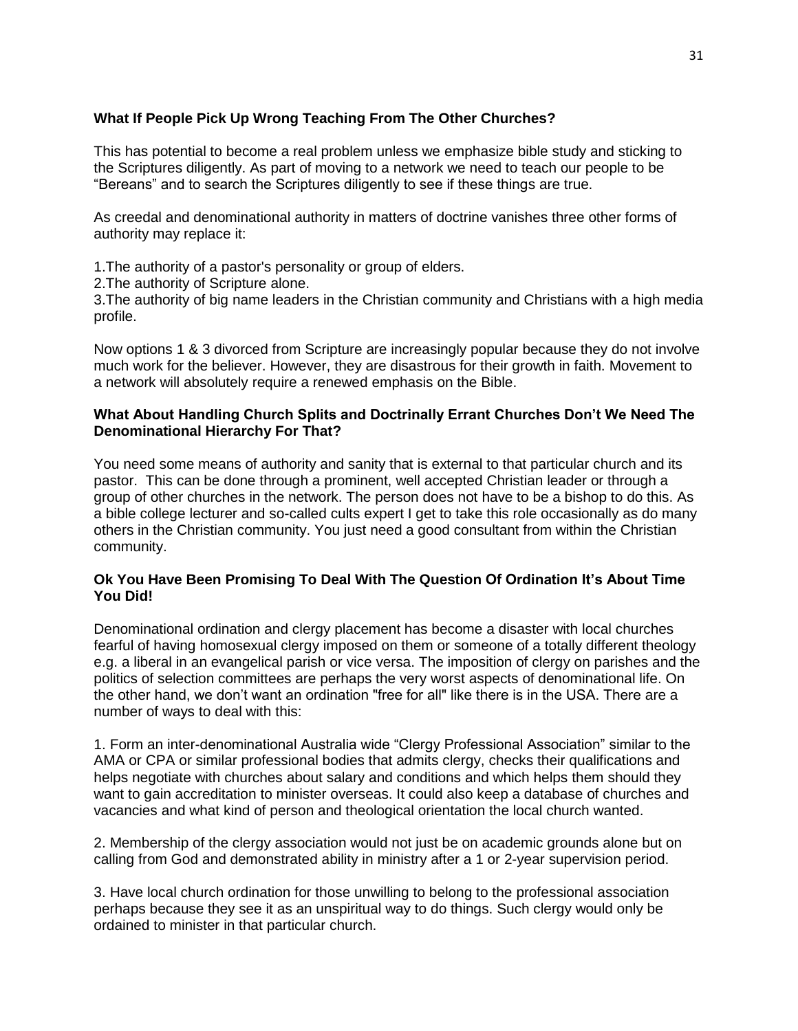**What If People Pick Up Wrong Teaching From The Other Churches?**

This has potential to become a real problem unless we emphasize bible study and sticking to the Scriptures diligently. As part of moving to a network we need to teach our people to be "Bereans" and to search the Scriptures diligently to see if these things are true.

As creedal and denominational authority in matters of doctrine vanishes three other forms of authority may replace it:

1.The authority of a pastor's personality or group of elders.
2.The authority of Scripture alone.
3.The authority of big name leaders in the Christian community and Christians with a high media profile.

Now options 1 & 3 divorced from Scripture are increasingly popular because they do not involve much work for the believer. However, they are disastrous for their growth in faith. Movement to a network will absolutely require a renewed emphasis on the Bible.

**What About Handling Church Splits and Doctrinally Errant Churches Don't We Need The Denominational Hierarchy For That?**

You need some means of authority and sanity that is external to that particular church and its pastor. This can be done through a prominent, well accepted Christian leader or through a group of other churches in the network. The person does not have to be a bishop to do this. As a bible college lecturer and so-called cults expert I get to take this role occasionally as do many others in the Christian community. You just need a good consultant from within the Christian community.

**Ok You Have Been Promising To Deal With The Question Of Ordination It's About Time You Did!**

Denominational ordination and clergy placement has become a disaster with local churches fearful of having homosexual clergy imposed on them or someone of a totally different theology e.g. a liberal in an evangelical parish or vice versa. The imposition of clergy on parishes and the politics of selection committees are perhaps the very worst aspects of denominational life. On the other hand, we don't want an ordination "free for all" like there is in the USA. There are a number of ways to deal with this:

1. Form an inter-denominational Australia wide "Clergy Professional Association" similar to the AMA or CPA or similar professional bodies that admits clergy, checks their qualifications and helps negotiate with churches about salary and conditions and which helps them should they want to gain accreditation to minister overseas. It could also keep a database of churches and vacancies and what kind of person and theological orientation the local church wanted.

2. Membership of the clergy association would not just be on academic grounds alone but on calling from God and demonstrated ability in ministry after a 1 or 2-year supervision period.

3. Have local church ordination for those unwilling to belong to the professional association perhaps because they see it as an unspiritual way to do things. Such clergy would only be ordained to minister in that particular church.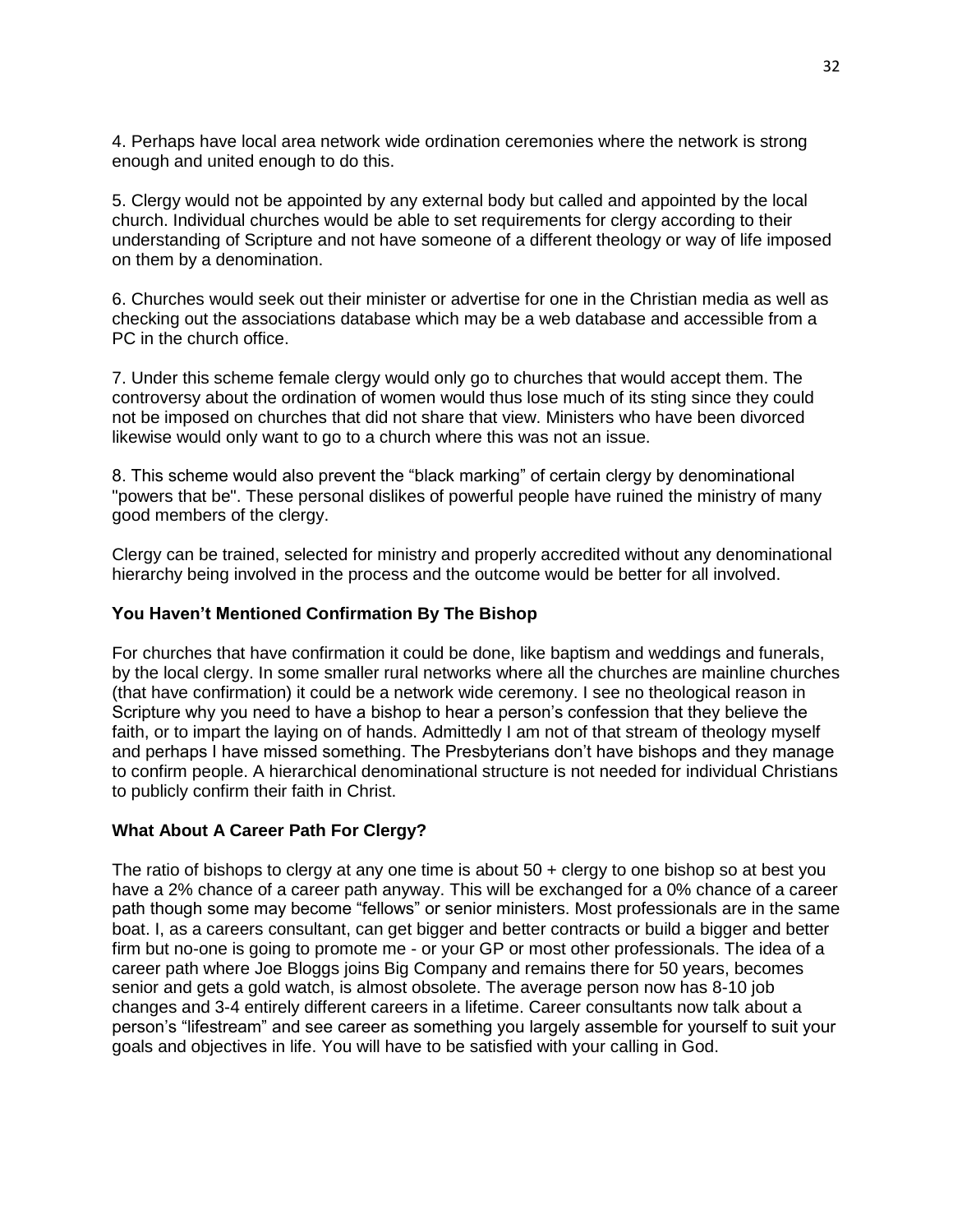4. Perhaps have local area network wide ordination ceremonies where the network is strong enough and united enough to do this.

5. Clergy would not be appointed by any external body but called and appointed by the local church. Individual churches would be able to set requirements for clergy according to their understanding of Scripture and not have someone of a different theology or way of life imposed on them by a denomination.

6. Churches would seek out their minister or advertise for one in the Christian media as well as checking out the associations database which may be a web database and accessible from a PC in the church office.

7. Under this scheme female clergy would only go to churches that would accept them. The controversy about the ordination of women would thus lose much of its sting since they could not be imposed on churches that did not share that view. Ministers who have been divorced likewise would only want to go to a church where this was not an issue.

8. This scheme would also prevent the “black marking” of certain clergy by denominational "powers that be". These personal dislikes of powerful people have ruined the ministry of many good members of the clergy.

Clergy can be trained, selected for ministry and properly accredited without any denominational hierarchy being involved in the process and the outcome would be better for all involved.

### You Haven’t Mentioned Confirmation By The Bishop

For churches that have confirmation it could be done, like baptism and weddings and funerals, by the local clergy. In some smaller rural networks where all the churches are mainline churches (that have confirmation) it could be a network wide ceremony. I see no theological reason in Scripture why you need to have a bishop to hear a person’s confession that they believe the faith, or to impart the laying on of hands. Admittedly I am not of that stream of theology myself and perhaps I have missed something. The Presbyterians don’t have bishops and they manage to confirm people. A hierarchical denominational structure is not needed for individual Christians to publicly confirm their faith in Christ.

### What About A Career Path For Clergy?

The ratio of bishops to clergy at any one time is about 50 + clergy to one bishop so at best you have a 2% chance of a career path anyway. This will be exchanged for a 0% chance of a career path though some may become “fellows” or senior ministers. Most professionals are in the same boat. I, as a careers consultant, can get bigger and better contracts or build a bigger and better firm but no-one is going to promote me - or your GP or most other professionals. The idea of a career path where Joe Bloggs joins Big Company and remains there for 50 years, becomes senior and gets a gold watch, is almost obsolete. The average person now has 8-10 job changes and 3-4 entirely different careers in a lifetime. Career consultants now talk about a person’s “lifestream” and see career as something you largely assemble for yourself to suit your goals and objectives in life. You will have to be satisfied with your calling in God.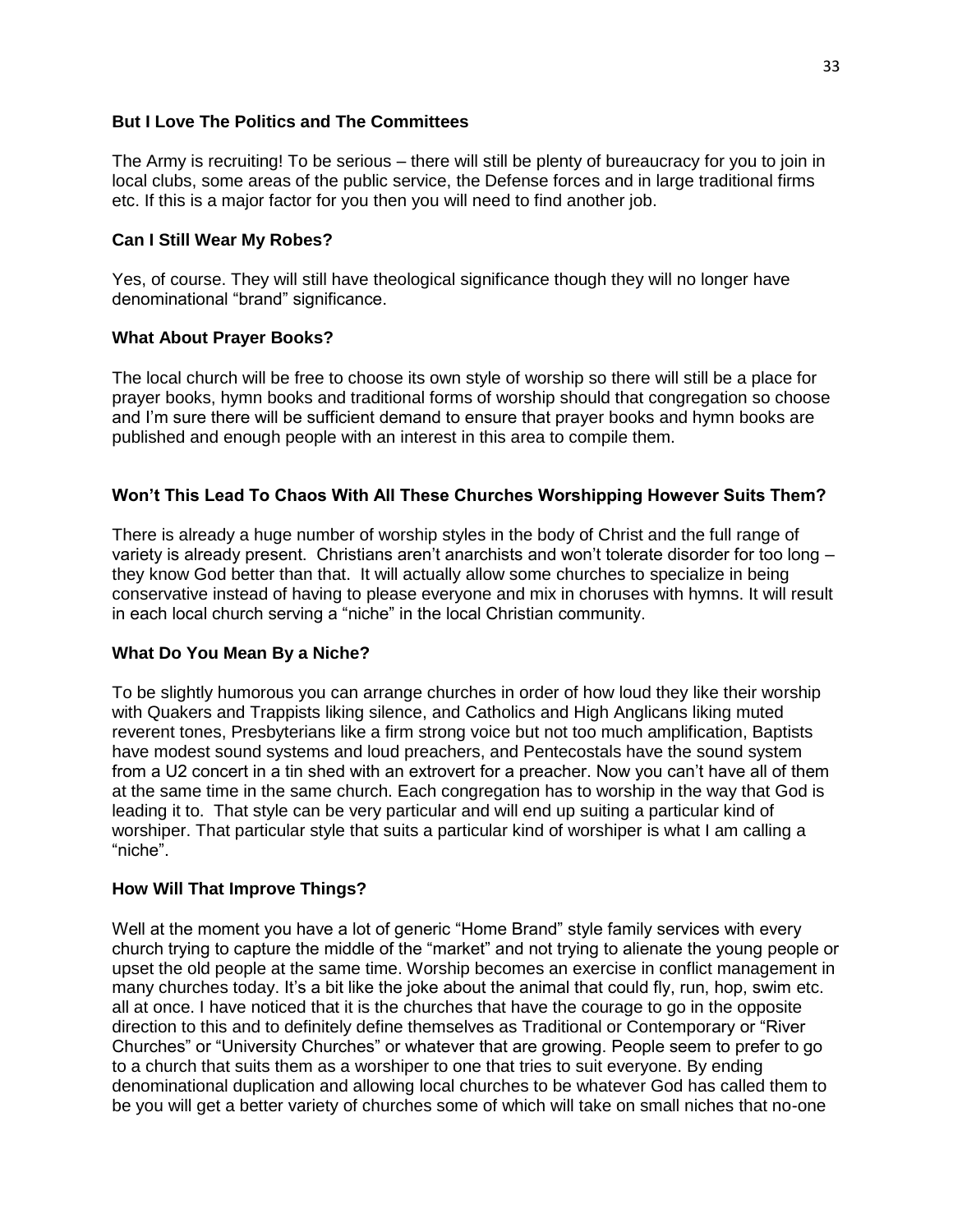### But I Love The Politics and The Committees

The Army is recruiting! To be serious – there will still be plenty of bureaucracy for you to join in local clubs, some areas of the public service, the Defense forces and in large traditional firms etc. If this is a major factor for you then you will need to find another job.

### Can I Still Wear My Robes?

Yes, of course. They will still have theological significance though they will no longer have denominational "brand" significance.

### What About Prayer Books?

The local church will be free to choose its own style of worship so there will still be a place for prayer books, hymn books and traditional forms of worship should that congregation so choose and I'm sure there will be sufficient demand to ensure that prayer books and hymn books are published and enough people with an interest in this area to compile them.

### Won't This Lead To Chaos With All These Churches Worshipping However Suits Them?

There is already a huge number of worship styles in the body of Christ and the full range of variety is already present. Christians aren't anarchists and won't tolerate disorder for too long – they know God better than that. It will actually allow some churches to specialize in being conservative instead of having to please everyone and mix in choruses with hymns. It will result in each local church serving a "niche" in the local Christian community.

### What Do You Mean By a Niche?

To be slightly humorous you can arrange churches in order of how loud they like their worship with Quakers and Trappists liking silence, and Catholics and High Anglicans liking muted reverent tones, Presbyterians like a firm strong voice but not too much amplification, Baptists have modest sound systems and loud preachers, and Pentecostals have the sound system from a U2 concert in a tin shed with an extrovert for a preacher. Now you can't have all of them at the same time in the same church. Each congregation has to worship in the way that God is leading it to. That style can be very particular and will end up suiting a particular kind of worshiper. That particular style that suits a particular kind of worshiper is what I am calling a "niche".

### How Will That Improve Things?

Well at the moment you have a lot of generic "Home Brand" style family services with every church trying to capture the middle of the "market" and not trying to alienate the young people or upset the old people at the same time. Worship becomes an exercise in conflict management in many churches today. It's a bit like the joke about the animal that could fly, run, hop, swim etc. all at once. I have noticed that it is the churches that have the courage to go in the opposite direction to this and to definitely define themselves as Traditional or Contemporary or "River Churches" or "University Churches" or whatever that are growing. People seem to prefer to go to a church that suits them as a worshiper to one that tries to suit everyone. By ending denominational duplication and allowing local churches to be whatever God has called them to be you will get a better variety of churches some of which will take on small niches that no-one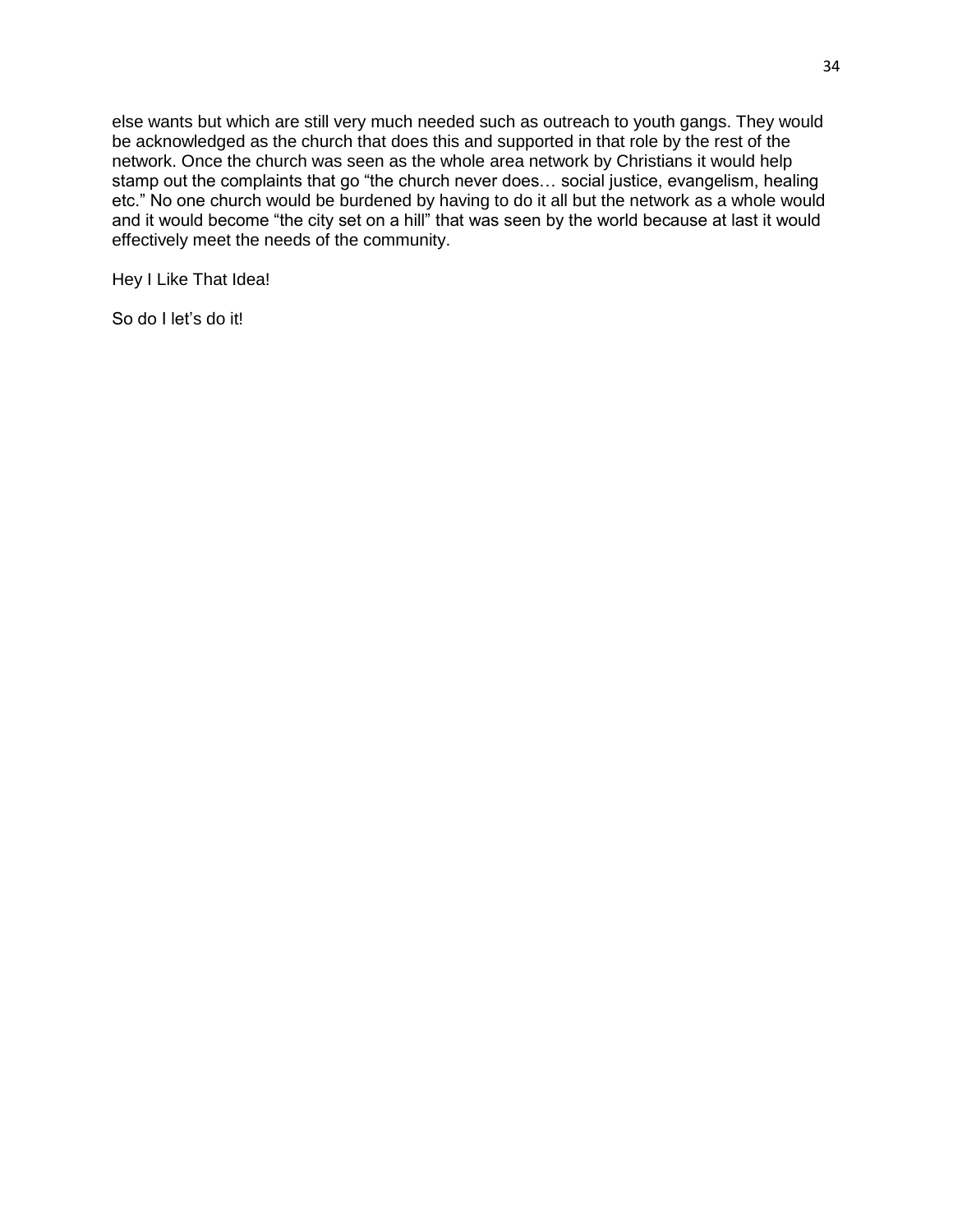else wants but which are still very much needed such as outreach to youth gangs. They would be acknowledged as the church that does this and supported in that role by the rest of the network. Once the church was seen as the whole area network by Christians it would help stamp out the complaints that go “the church never does… social justice, evangelism, healing etc.” No one church would be burdened by having to do it all but the network as a whole would and it would become “the city set on a hill” that was seen by the world because at last it would effectively meet the needs of the community.

Hey I Like That Idea!

So do I let’s do it!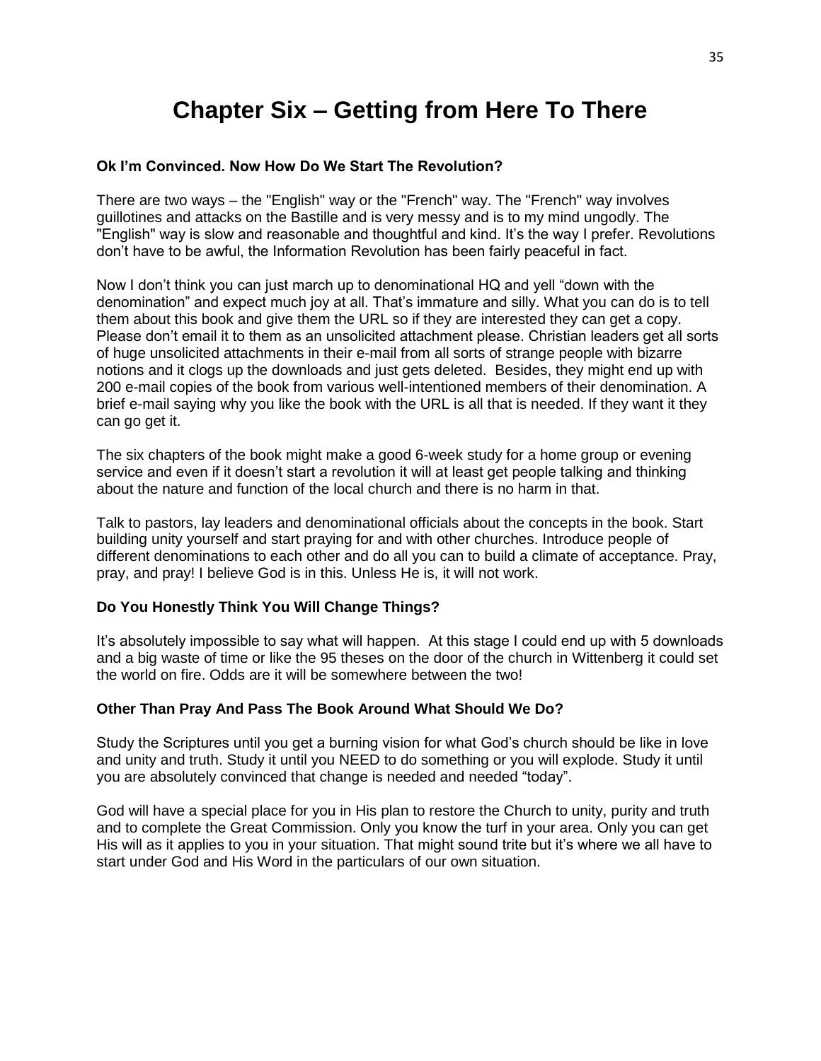# Chapter Six – Getting from Here To There

### Ok I'm Convinced. Now How Do We Start The Revolution?

There are two ways – the "English" way or the "French" way. The "French" way involves guillotines and attacks on the Bastille and is very messy and is to my mind ungodly. The "English" way is slow and reasonable and thoughtful and kind. It's the way I prefer. Revolutions don't have to be awful, the Information Revolution has been fairly peaceful in fact.

Now I don't think you can just march up to denominational HQ and yell "down with the denomination" and expect much joy at all. That's immature and silly. What you can do is to tell them about this book and give them the URL so if they are interested they can get a copy. Please don't email it to them as an unsolicited attachment please. Christian leaders get all sorts of huge unsolicited attachments in their e-mail from all sorts of strange people with bizarre notions and it clogs up the downloads and just gets deleted. Besides, they might end up with 200 e-mail copies of the book from various well-intentioned members of their denomination. A brief e-mail saying why you like the book with the URL is all that is needed. If they want it they can go get it.

The six chapters of the book might make a good 6-week study for a home group or evening service and even if it doesn't start a revolution it will at least get people talking and thinking about the nature and function of the local church and there is no harm in that.

Talk to pastors, lay leaders and denominational officials about the concepts in the book. Start building unity yourself and start praying for and with other churches. Introduce people of different denominations to each other and do all you can to build a climate of acceptance. Pray, pray, and pray! I believe God is in this. Unless He is, it will not work.

### Do You Honestly Think You Will Change Things?

It's absolutely impossible to say what will happen. At this stage I could end up with 5 downloads and a big waste of time or like the 95 theses on the door of the church in Wittenberg it could set the world on fire. Odds are it will be somewhere between the two!

### Other Than Pray And Pass The Book Around What Should We Do?

Study the Scriptures until you get a burning vision for what God's church should be like in love and unity and truth. Study it until you NEED to do something or you will explode. Study it until you are absolutely convinced that change is needed and needed "today".

God will have a special place for you in His plan to restore the Church to unity, purity and truth and to complete the Great Commission. Only you know the turf in your area. Only you can get His will as it applies to you in your situation. That might sound trite but it's where we all have to start under God and His Word in the particulars of our own situation.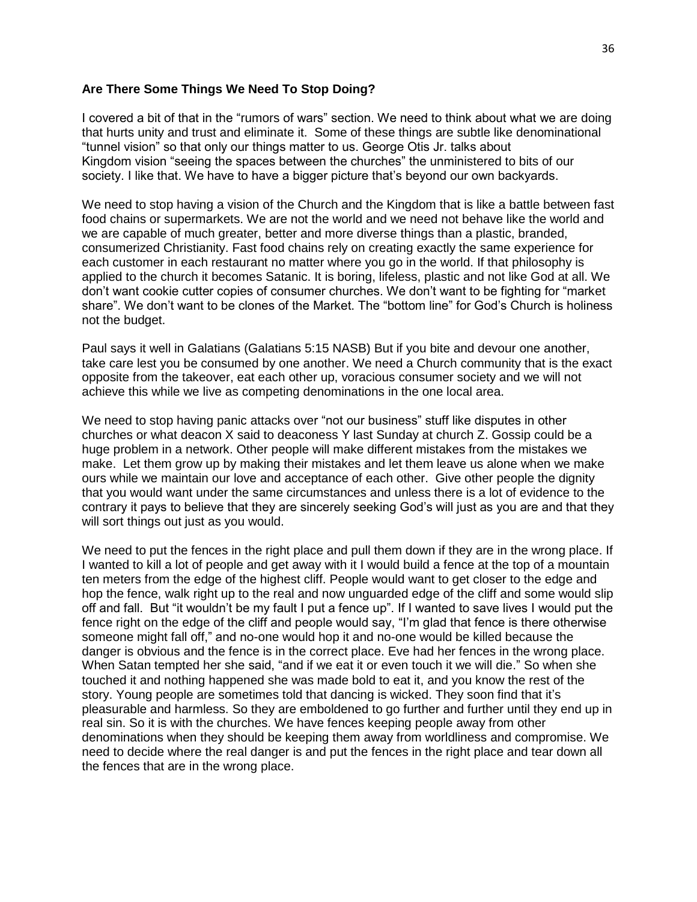**Are There Some Things We Need To Stop Doing?**

I covered a bit of that in the "rumors of wars" section. We need to think about what we are doing that hurts unity and trust and eliminate it. Some of these things are subtle like denominational "tunnel vision" so that only our things matter to us. George Otis Jr. talks about Kingdom vision "seeing the spaces between the churches" the unministered to bits of our society. I like that. We have to have a bigger picture that's beyond our own backyards.

We need to stop having a vision of the Church and the Kingdom that is like a battle between fast food chains or supermarkets. We are not the world and we need not behave like the world and we are capable of much greater, better and more diverse things than a plastic, branded, consumerized Christianity. Fast food chains rely on creating exactly the same experience for each customer in each restaurant no matter where you go in the world. If that philosophy is applied to the church it becomes Satanic. It is boring, lifeless, plastic and not like God at all. We don't want cookie cutter copies of consumer churches. We don't want to be fighting for "market share". We don't want to be clones of the Market. The "bottom line" for God's Church is holiness not the budget.

Paul says it well in Galatians (Galatians 5:15 NASB) But if you bite and devour one another, take care lest you be consumed by one another. We need a Church community that is the exact opposite from the takeover, eat each other up, voracious consumer society and we will not achieve this while we live as competing denominations in the one local area.

We need to stop having panic attacks over "not our business" stuff like disputes in other churches or what deacon X said to deaconess Y last Sunday at church Z. Gossip could be a huge problem in a network. Other people will make different mistakes from the mistakes we make. Let them grow up by making their mistakes and let them leave us alone when we make ours while we maintain our love and acceptance of each other. Give other people the dignity that you would want under the same circumstances and unless there is a lot of evidence to the contrary it pays to believe that they are sincerely seeking God's will just as you are and that they will sort things out just as you would.

We need to put the fences in the right place and pull them down if they are in the wrong place. If I wanted to kill a lot of people and get away with it I would build a fence at the top of a mountain ten meters from the edge of the highest cliff. People would want to get closer to the edge and hop the fence, walk right up to the real and now unguarded edge of the cliff and some would slip off and fall. But "it wouldn't be my fault I put a fence up". If I wanted to save lives I would put the fence right on the edge of the cliff and people would say, "I'm glad that fence is there otherwise someone might fall off," and no-one would hop it and no-one would be killed because the danger is obvious and the fence is in the correct place. Eve had her fences in the wrong place. When Satan tempted her she said, "and if we eat it or even touch it we will die." So when she touched it and nothing happened she was made bold to eat it, and you know the rest of the story. Young people are sometimes told that dancing is wicked. They soon find that it's pleasurable and harmless. So they are emboldened to go further and further until they end up in real sin. So it is with the churches. We have fences keeping people away from other denominations when they should be keeping them away from worldliness and compromise. We need to decide where the real danger is and put the fences in the right place and tear down all the fences that are in the wrong place.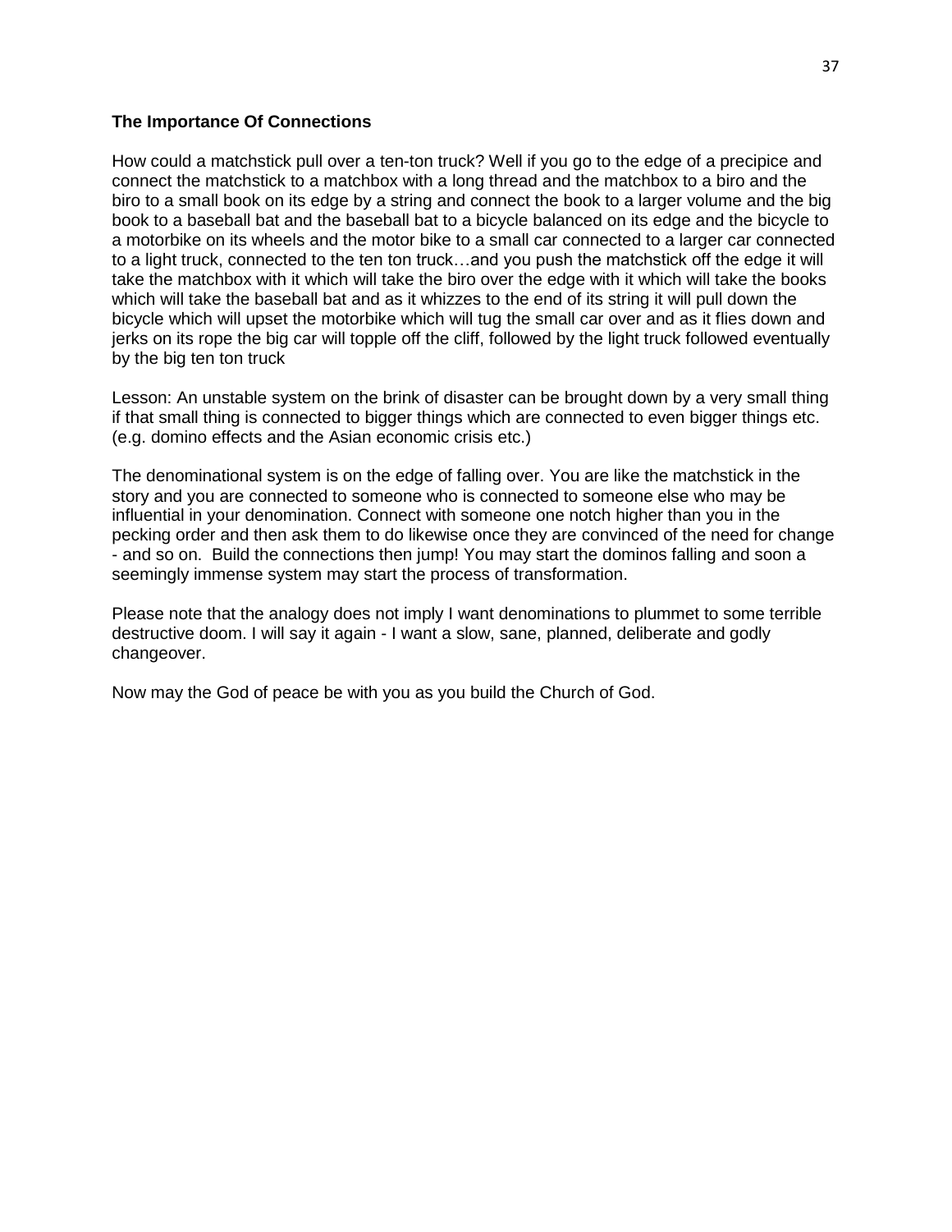**The Importance Of Connections**

How could a matchstick pull over a ten-ton truck? Well if you go to the edge of a precipice and connect the matchstick to a matchbox with a long thread and the matchbox to a biro and the biro to a small book on its edge by a string and connect the book to a larger volume and the big book to a baseball bat and the baseball bat to a bicycle balanced on its edge and the bicycle to a motorbike on its wheels and the motor bike to a small car connected to a larger car connected to a light truck, connected to the ten ton truck…and you push the matchstick off the edge it will take the matchbox with it which will take the biro over the edge with it which will take the books which will take the baseball bat and as it whizzes to the end of its string it will pull down the bicycle which will upset the motorbike which will tug the small car over and as it flies down and jerks on its rope the big car will topple off the cliff, followed by the light truck followed eventually by the big ten ton truck

Lesson: An unstable system on the brink of disaster can be brought down by a very small thing if that small thing is connected to bigger things which are connected to even bigger things etc. (e.g. domino effects and the Asian economic crisis etc.)

The denominational system is on the edge of falling over. You are like the matchstick in the story and you are connected to someone who is connected to someone else who may be influential in your denomination. Connect with someone one notch higher than you in the pecking order and then ask them to do likewise once they are convinced of the need for change - and so on.  Build the connections then jump! You may start the dominos falling and soon a seemingly immense system may start the process of transformation.

Please note that the analogy does not imply I want denominations to plummet to some terrible destructive doom. I will say it again - I want a slow, sane, planned, deliberate and godly changeover.

Now may the God of peace be with you as you build the Church of God.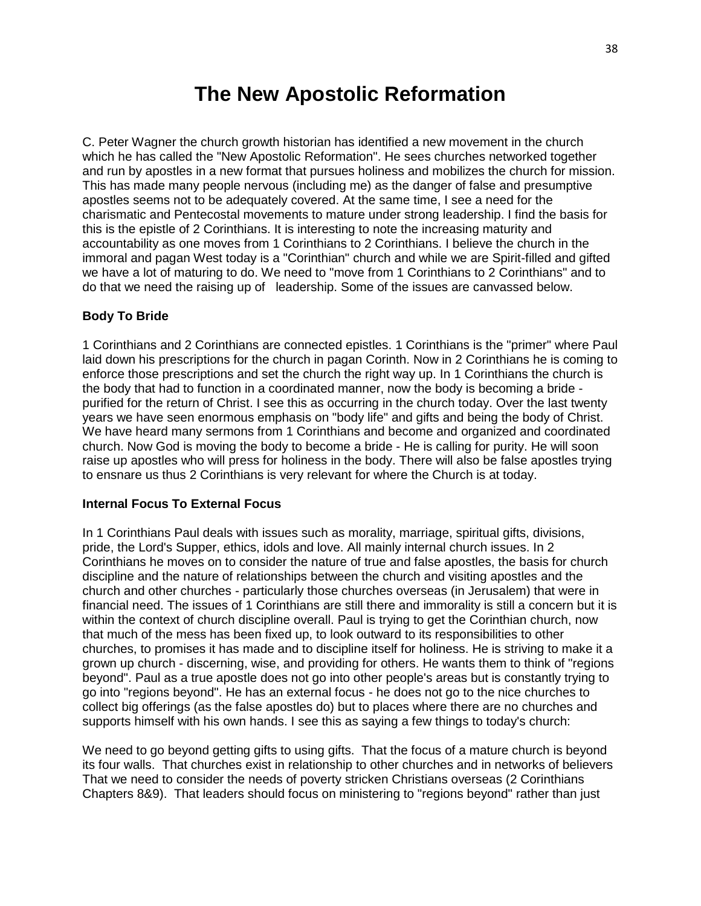# The New Apostolic Reformation

C. Peter Wagner the church growth historian has identified a new movement in the church which he has called the "New Apostolic Reformation". He sees churches networked together and run by apostles in a new format that pursues holiness and mobilizes the church for mission. This has made many people nervous (including me) as the danger of false and presumptive apostles seems not to be adequately covered. At the same time, I see a need for the charismatic and Pentecostal movements to mature under strong leadership. I find the basis for this is the epistle of 2 Corinthians. It is interesting to note the increasing maturity and accountability as one moves from 1 Corinthians to 2 Corinthians. I believe the church in the immoral and pagan West today is a "Corinthian" church and while we are Spirit-filled and gifted we have a lot of maturing to do. We need to "move from 1 Corinthians to 2 Corinthians" and to do that we need the raising up of leadership. Some of the issues are canvassed below.

**Body To Bride**

1 Corinthians and 2 Corinthians are connected epistles. 1 Corinthians is the "primer" where Paul laid down his prescriptions for the church in pagan Corinth. Now in 2 Corinthians he is coming to enforce those prescriptions and set the church the right way up. In 1 Corinthians the church is the body that had to function in a coordinated manner, now the body is becoming a bride - purified for the return of Christ. I see this as occurring in the church today. Over the last twenty years we have seen enormous emphasis on "body life" and gifts and being the body of Christ. We have heard many sermons from 1 Corinthians and become and organized and coordinated church. Now God is moving the body to become a bride - He is calling for purity. He will soon raise up apostles who will press for holiness in the body. There will also be false apostles trying to ensnare us thus 2 Corinthians is very relevant for where the Church is at today.

**Internal Focus To External Focus**

In 1 Corinthians Paul deals with issues such as morality, marriage, spiritual gifts, divisions, pride, the Lord's Supper, ethics, idols and love. All mainly internal church issues. In 2 Corinthians he moves on to consider the nature of true and false apostles, the basis for church discipline and the nature of relationships between the church and visiting apostles and the church and other churches - particularly those churches overseas (in Jerusalem) that were in financial need. The issues of 1 Corinthians are still there and immorality is still a concern but it is within the context of church discipline overall. Paul is trying to get the Corinthian church, now that much of the mess has been fixed up, to look outward to its responsibilities to other churches, to promises it has made and to discipline itself for holiness. He is striving to make it a grown up church - discerning, wise, and providing for others. He wants them to think of "regions beyond". Paul as a true apostle does not go into other people's areas but is constantly trying to go into "regions beyond". He has an external focus - he does not go to the nice churches to collect big offerings (as the false apostles do) but to places where there are no churches and supports himself with his own hands. I see this as saying a few things to today's church:

We need to go beyond getting gifts to using gifts. That the focus of a mature church is beyond its four walls. That churches exist in relationship to other churches and in networks of believers That we need to consider the needs of poverty stricken Christians overseas (2 Corinthians Chapters 8&9). That leaders should focus on ministering to "regions beyond" rather than just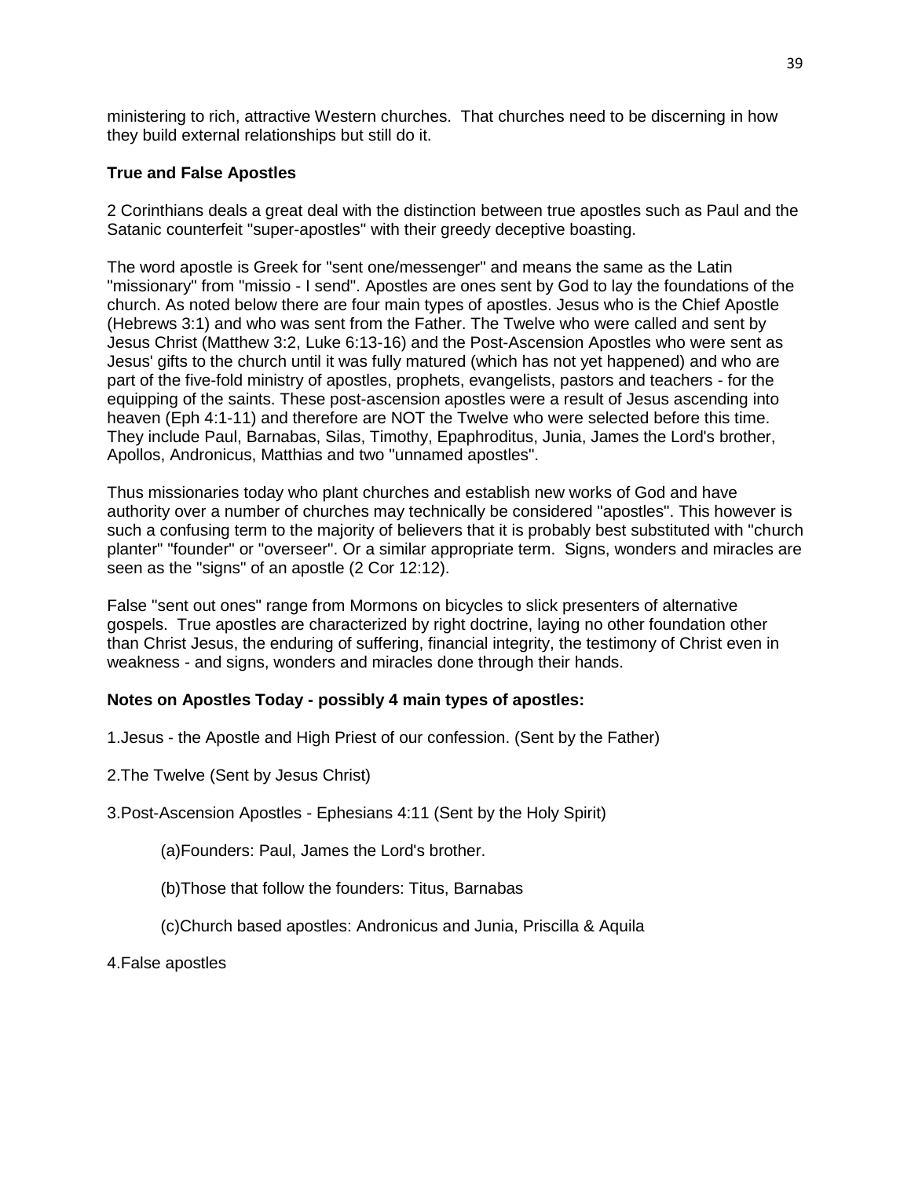ministering to rich, attractive Western churches. That churches need to be discerning in how they build external relationships but still do it.

**True and False Apostles**

2 Corinthians deals a great deal with the distinction between true apostles such as Paul and the Satanic counterfeit "super-apostles" with their greedy deceptive boasting.

The word apostle is Greek for "sent one/messenger" and means the same as the Latin "missionary" from "missio - I send". Apostles are ones sent by God to lay the foundations of the church. As noted below there are four main types of apostles. Jesus who is the Chief Apostle (Hebrews 3:1) and who was sent from the Father. The Twelve who were called and sent by Jesus Christ (Matthew 3:2, Luke 6:13-16) and the Post-Ascension Apostles who were sent as Jesus' gifts to the church until it was fully matured (which has not yet happened) and who are part of the five-fold ministry of apostles, prophets, evangelists, pastors and teachers - for the equipping of the saints. These post-ascension apostles were a result of Jesus ascending into heaven (Eph 4:1-11) and therefore are NOT the Twelve who were selected before this time. They include Paul, Barnabas, Silas, Timothy, Epaphroditus, Junia, James the Lord's brother, Apollos, Andronicus, Matthias and two "unnamed apostles".

Thus missionaries today who plant churches and establish new works of God and have authority over a number of churches may technically be considered "apostles". This however is such a confusing term to the majority of believers that it is probably best substituted with "church planter" "founder" or "overseer". Or a similar appropriate term. Signs, wonders and miracles are seen as the "signs" of an apostle (2 Cor 12:12).

False "sent out ones" range from Mormons on bicycles to slick presenters of alternative gospels. True apostles are characterized by right doctrine, laying no other foundation other than Christ Jesus, the enduring of suffering, financial integrity, the testimony of Christ even in weakness - and signs, wonders and miracles done through their hands.

**Notes on Apostles Today - possibly 4 main types of apostles:**

1.Jesus - the Apostle and High Priest of our confession. (Sent by the Father)

2.The Twelve (Sent by Jesus Christ)

3.Post-Ascension Apostles - Ephesians 4:11 (Sent by the Holy Spirit)

(a)Founders: Paul, James the Lord's brother.

(b)Those that follow the founders: Titus, Barnabas

(c)Church based apostles: Andronicus and Junia, Priscilla & Aquila

4.False apostles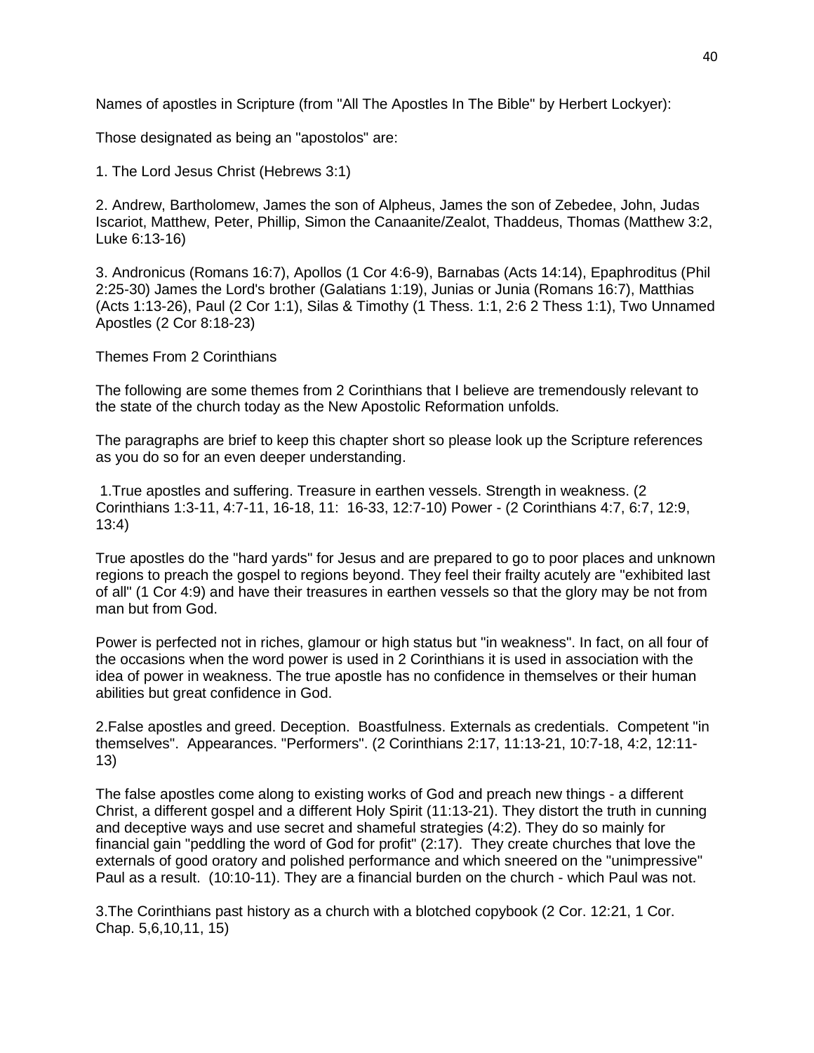Names of apostles in Scripture (from "All The Apostles In The Bible" by Herbert Lockyer):

Those designated as being an "apostolos" are:

1. The Lord Jesus Christ (Hebrews 3:1)

2. Andrew, Bartholomew, James the son of Alpheus, James the son of Zebedee, John, Judas Iscariot, Matthew, Peter, Phillip, Simon the Canaanite/Zealot, Thaddeus, Thomas (Matthew 3:2, Luke 6:13-16)

3. Andronicus (Romans 16:7), Apollos (1 Cor 4:6-9), Barnabas (Acts 14:14), Epaphroditus (Phil 2:25-30) James the Lord's brother (Galatians 1:19), Junias or Junia (Romans 16:7), Matthias (Acts 1:13-26), Paul (2 Cor 1:1), Silas & Timothy (1 Thess. 1:1, 2:6 2 Thess 1:1), Two Unnamed Apostles (2 Cor 8:18-23)

## Themes From 2 Corinthians

The following are some themes from 2 Corinthians that I believe are tremendously relevant to the state of the church today as the New Apostolic Reformation unfolds.

The paragraphs are brief to keep this chapter short so please look up the Scripture references as you do so for an even deeper understanding.

1.True apostles and suffering. Treasure in earthen vessels. Strength in weakness. (2 Corinthians 1:3-11, 4:7-11, 16-18, 11: 16-33, 12:7-10) Power - (2 Corinthians 4:7, 6:7, 12:9, 13:4)

True apostles do the "hard yards" for Jesus and are prepared to go to poor places and unknown regions to preach the gospel to regions beyond. They feel their frailty acutely are "exhibited last of all" (1 Cor 4:9) and have their treasures in earthen vessels so that the glory may be not from man but from God.

Power is perfected not in riches, glamour or high status but "in weakness". In fact, on all four of the occasions when the word power is used in 2 Corinthians it is used in association with the idea of power in weakness. The true apostle has no confidence in themselves or their human abilities but great confidence in God.

2.False apostles and greed. Deception. Boastfulness. Externals as credentials. Competent "in themselves". Appearances. "Performers". (2 Corinthians 2:17, 11:13-21, 10:7-18, 4:2, 12:11-13)

The false apostles come along to existing works of God and preach new things - a different Christ, a different gospel and a different Holy Spirit (11:13-21). They distort the truth in cunning and deceptive ways and use secret and shameful strategies (4:2). They do so mainly for financial gain "peddling the word of God for profit" (2:17). They create churches that love the externals of good oratory and polished performance and which sneered on the "unimpressive" Paul as a result. (10:10-11). They are a financial burden on the church - which Paul was not.

3.The Corinthians past history as a church with a blotched copybook (2 Cor. 12:21, 1 Cor. Chap. 5,6,10,11, 15)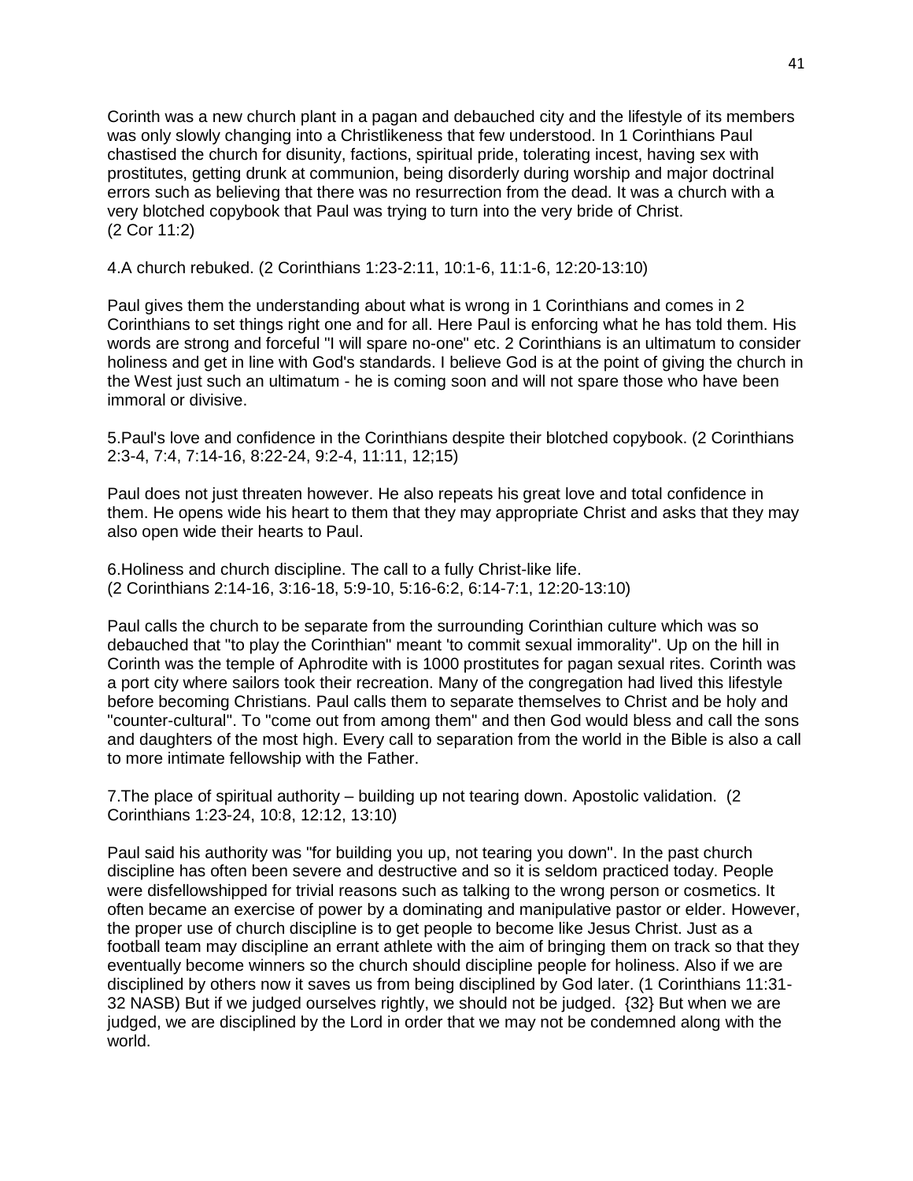Corinth was a new church plant in a pagan and debauched city and the lifestyle of its members was only slowly changing into a Christlikeness that few understood. In 1 Corinthians Paul chastised the church for disunity, factions, spiritual pride, tolerating incest, having sex with prostitutes, getting drunk at communion, being disorderly during worship and major doctrinal errors such as believing that there was no resurrection from the dead. It was a church with a very blotched copybook that Paul was trying to turn into the very bride of Christ. (2 Cor 11:2)

4.A church rebuked. (2 Corinthians 1:23-2:11, 10:1-6, 11:1-6, 12:20-13:10)

Paul gives them the understanding about what is wrong in 1 Corinthians and comes in 2 Corinthians to set things right one and for all. Here Paul is enforcing what he has told them. His words are strong and forceful "I will spare no-one" etc. 2 Corinthians is an ultimatum to consider holiness and get in line with God's standards. I believe God is at the point of giving the church in the West just such an ultimatum - he is coming soon and will not spare those who have been immoral or divisive.

5.Paul's love and confidence in the Corinthians despite their blotched copybook. (2 Corinthians 2:3-4, 7:4, 7:14-16, 8:22-24, 9:2-4, 11:11, 12;15)

Paul does not just threaten however. He also repeats his great love and total confidence in them. He opens wide his heart to them that they may appropriate Christ and asks that they may also open wide their hearts to Paul.

6.Holiness and church discipline. The call to a fully Christ-like life. (2 Corinthians 2:14-16, 3:16-18, 5:9-10, 5:16-6:2, 6:14-7:1, 12:20-13:10)

Paul calls the church to be separate from the surrounding Corinthian culture which was so debauched that "to play the Corinthian" meant 'to commit sexual immorality". Up on the hill in Corinth was the temple of Aphrodite with is 1000 prostitutes for pagan sexual rites. Corinth was a port city where sailors took their recreation. Many of the congregation had lived this lifestyle before becoming Christians. Paul calls them to separate themselves to Christ and be holy and "counter-cultural". To "come out from among them" and then God would bless and call the sons and daughters of the most high. Every call to separation from the world in the Bible is also a call to more intimate fellowship with the Father.

7.The place of spiritual authority – building up not tearing down. Apostolic validation. (2 Corinthians 1:23-24, 10:8, 12:12, 13:10)

Paul said his authority was "for building you up, not tearing you down". In the past church discipline has often been severe and destructive and so it is seldom practiced today. People were disfellowshipped for trivial reasons such as talking to the wrong person or cosmetics. It often became an exercise of power by a dominating and manipulative pastor or elder. However, the proper use of church discipline is to get people to become like Jesus Christ. Just as a football team may discipline an errant athlete with the aim of bringing them on track so that they eventually become winners so the church should discipline people for holiness. Also if we are disciplined by others now it saves us from being disciplined by God later. (1 Corinthians 11:31-32 NASB) But if we judged ourselves rightly, we should not be judged. {32} But when we are judged, we are disciplined by the Lord in order that we may not be condemned along with the world.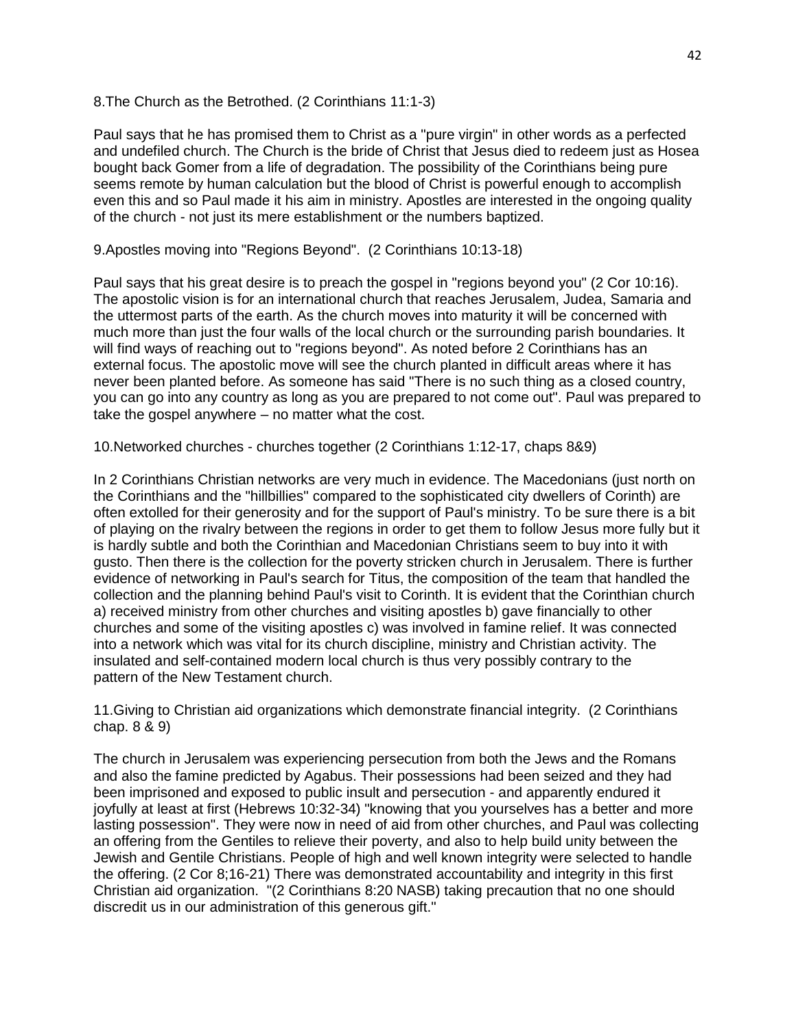8.The Church as the Betrothed. (2 Corinthians 11:1-3)

Paul says that he has promised them to Christ as a "pure virgin" in other words as a perfected and undefiled church. The Church is the bride of Christ that Jesus died to redeem just as Hosea bought back Gomer from a life of degradation. The possibility of the Corinthians being pure seems remote by human calculation but the blood of Christ is powerful enough to accomplish even this and so Paul made it his aim in ministry. Apostles are interested in the ongoing quality of the church - not just its mere establishment or the numbers baptized.

9.Apostles moving into "Regions Beyond". (2 Corinthians 10:13-18)

Paul says that his great desire is to preach the gospel in "regions beyond you" (2 Cor 10:16). The apostolic vision is for an international church that reaches Jerusalem, Judea, Samaria and the uttermost parts of the earth. As the church moves into maturity it will be concerned with much more than just the four walls of the local church or the surrounding parish boundaries. It will find ways of reaching out to "regions beyond". As noted before 2 Corinthians has an external focus. The apostolic move will see the church planted in difficult areas where it has never been planted before. As someone has said "There is no such thing as a closed country, you can go into any country as long as you are prepared to not come out". Paul was prepared to take the gospel anywhere – no matter what the cost.

10.Networked churches - churches together (2 Corinthians 1:12-17, chaps 8&9)

In 2 Corinthians Christian networks are very much in evidence. The Macedonians (just north on the Corinthians and the "hillbillies" compared to the sophisticated city dwellers of Corinth) are often extolled for their generosity and for the support of Paul's ministry. To be sure there is a bit of playing on the rivalry between the regions in order to get them to follow Jesus more fully but it is hardly subtle and both the Corinthian and Macedonian Christians seem to buy into it with gusto. Then there is the collection for the poverty stricken church in Jerusalem. There is further evidence of networking in Paul's search for Titus, the composition of the team that handled the collection and the planning behind Paul's visit to Corinth. It is evident that the Corinthian church a) received ministry from other churches and visiting apostles b) gave financially to other churches and some of the visiting apostles c) was involved in famine relief. It was connected into a network which was vital for its church discipline, ministry and Christian activity. The insulated and self-contained modern local church is thus very possibly contrary to the pattern of the New Testament church.

11.Giving to Christian aid organizations which demonstrate financial integrity. (2 Corinthians chap. 8 & 9)

The church in Jerusalem was experiencing persecution from both the Jews and the Romans and also the famine predicted by Agabus. Their possessions had been seized and they had been imprisoned and exposed to public insult and persecution - and apparently endured it joyfully at least at first (Hebrews 10:32-34) "knowing that you yourselves has a better and more lasting possession". They were now in need of aid from other churches, and Paul was collecting an offering from the Gentiles to relieve their poverty, and also to help build unity between the Jewish and Gentile Christians. People of high and well known integrity were selected to handle the offering. (2 Cor 8;16-21) There was demonstrated accountability and integrity in this first Christian aid organization. "(2 Corinthians 8:20 NASB) taking precaution that no one should discredit us in our administration of this generous gift."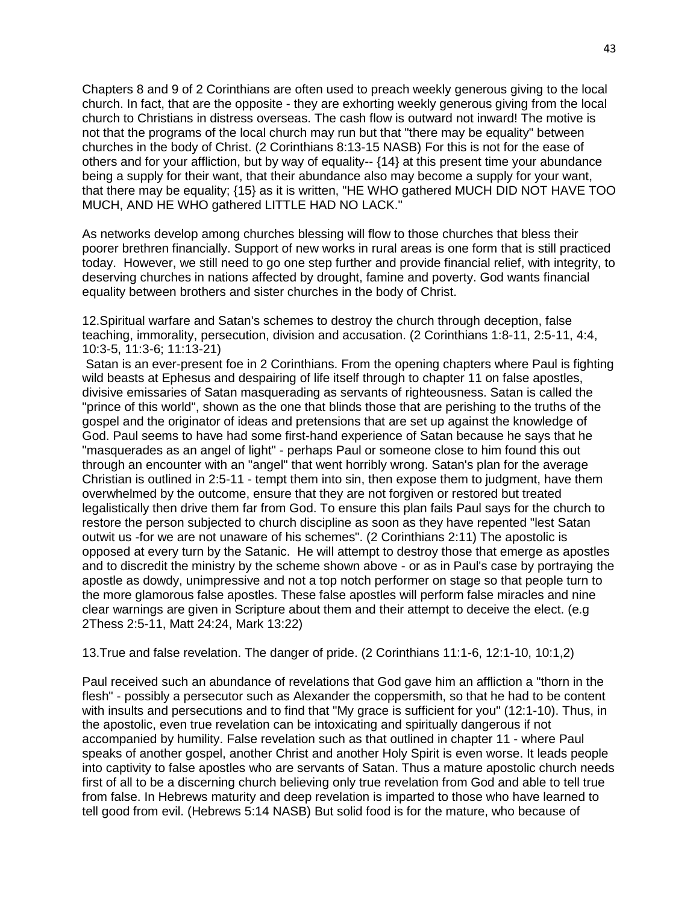Chapters 8 and 9 of 2 Corinthians are often used to preach weekly generous giving to the local church. In fact, that are the opposite - they are exhorting weekly generous giving from the local church to Christians in distress overseas. The cash flow is outward not inward! The motive is not that the programs of the local church may run but that "there may be equality" between churches in the body of Christ. (2 Corinthians 8:13-15 NASB) For this is not for the ease of others and for your affliction, but by way of equality-- {14} at this present time your abundance being a supply for their want, that their abundance also may become a supply for your want, that there may be equality; {15} as it is written, "HE WHO gathered MUCH DID NOT HAVE TOO MUCH, AND HE WHO gathered LITTLE HAD NO LACK."

As networks develop among churches blessing will flow to those churches that bless their poorer brethren financially. Support of new works in rural areas is one form that is still practiced today. However, we still need to go one step further and provide financial relief, with integrity, to deserving churches in nations affected by drought, famine and poverty. God wants financial equality between brothers and sister churches in the body of Christ.

12.Spiritual warfare and Satan's schemes to destroy the church through deception, false teaching, immorality, persecution, division and accusation. (2 Corinthians 1:8-11, 2:5-11, 4:4, 10:3-5, 11:3-6; 11:13-21)

Satan is an ever-present foe in 2 Corinthians. From the opening chapters where Paul is fighting wild beasts at Ephesus and despairing of life itself through to chapter 11 on false apostles, divisive emissaries of Satan masquerading as servants of righteousness. Satan is called the "prince of this world", shown as the one that blinds those that are perishing to the truths of the gospel and the originator of ideas and pretensions that are set up against the knowledge of God. Paul seems to have had some first-hand experience of Satan because he says that he "masquerades as an angel of light" - perhaps Paul or someone close to him found this out through an encounter with an "angel" that went horribly wrong. Satan's plan for the average Christian is outlined in 2:5-11 - tempt them into sin, then expose them to judgment, have them overwhelmed by the outcome, ensure that they are not forgiven or restored but treated legalistically then drive them far from God. To ensure this plan fails Paul says for the church to restore the person subjected to church discipline as soon as they have repented "lest Satan outwit us -for we are not unaware of his schemes". (2 Corinthians 2:11) The apostolic is opposed at every turn by the Satanic. He will attempt to destroy those that emerge as apostles and to discredit the ministry by the scheme shown above - or as in Paul's case by portraying the apostle as dowdy, unimpressive and not a top notch performer on stage so that people turn to the more glamorous false apostles. These false apostles will perform false miracles and nine clear warnings are given in Scripture about them and their attempt to deceive the elect. (e.g 2Thess 2:5-11, Matt 24:24, Mark 13:22)

13.True and false revelation. The danger of pride. (2 Corinthians 11:1-6, 12:1-10, 10:1,2)

Paul received such an abundance of revelations that God gave him an affliction a "thorn in the flesh" - possibly a persecutor such as Alexander the coppersmith, so that he had to be content with insults and persecutions and to find that "My grace is sufficient for you" (12:1-10). Thus, in the apostolic, even true revelation can be intoxicating and spiritually dangerous if not accompanied by humility. False revelation such as that outlined in chapter 11 - where Paul speaks of another gospel, another Christ and another Holy Spirit is even worse. It leads people into captivity to false apostles who are servants of Satan. Thus a mature apostolic church needs first of all to be a discerning church believing only true revelation from God and able to tell true from false. In Hebrews maturity and deep revelation is imparted to those who have learned to tell good from evil. (Hebrews 5:14 NASB) But solid food is for the mature, who because of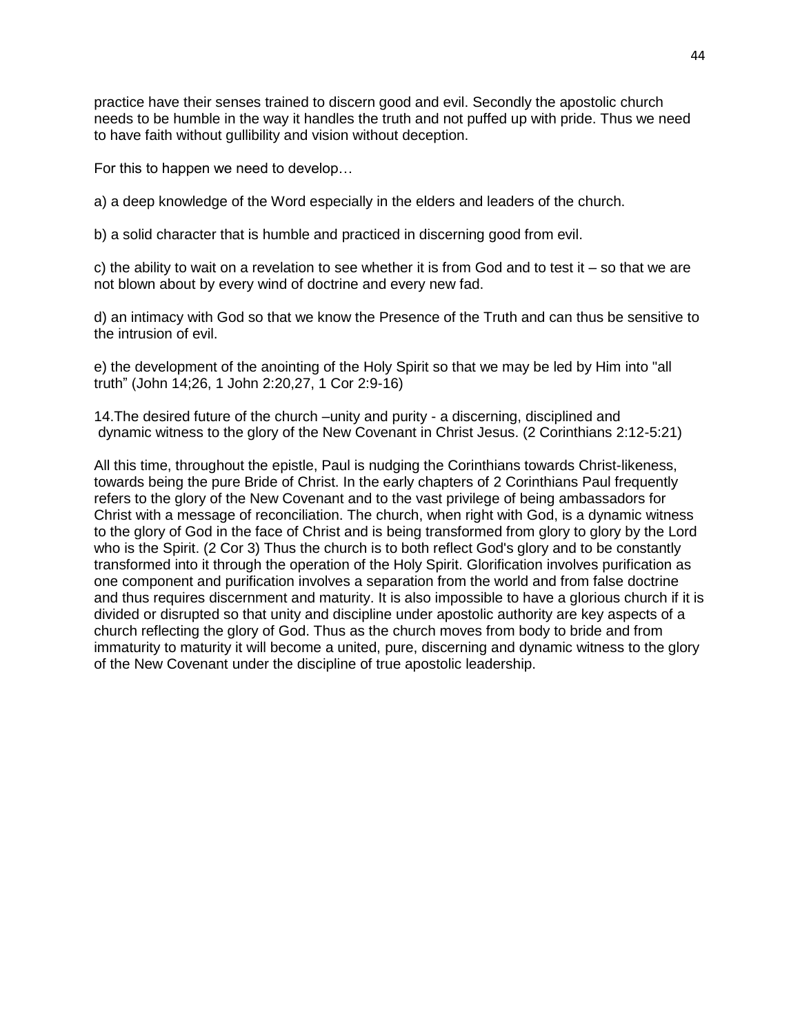practice have their senses trained to discern good and evil. Secondly the apostolic church needs to be humble in the way it handles the truth and not puffed up with pride. Thus we need to have faith without gullibility and vision without deception.

For this to happen we need to develop…

a) a deep knowledge of the Word especially in the elders and leaders of the church.

b) a solid character that is humble and practiced in discerning good from evil.

c) the ability to wait on a revelation to see whether it is from God and to test it – so that we are not blown about by every wind of doctrine and every new fad.

d) an intimacy with God so that we know the Presence of the Truth and can thus be sensitive to the intrusion of evil.

e) the development of the anointing of the Holy Spirit so that we may be led by Him into "all truth" (John 14;26, 1 John 2:20,27, 1 Cor 2:9-16)

14.The desired future of the church –unity and purity - a discerning, disciplined and dynamic witness to the glory of the New Covenant in Christ Jesus. (2 Corinthians 2:12-5:21)

All this time, throughout the epistle, Paul is nudging the Corinthians towards Christ-likeness, towards being the pure Bride of Christ. In the early chapters of 2 Corinthians Paul frequently refers to the glory of the New Covenant and to the vast privilege of being ambassadors for Christ with a message of reconciliation. The church, when right with God, is a dynamic witness to the glory of God in the face of Christ and is being transformed from glory to glory by the Lord who is the Spirit. (2 Cor 3) Thus the church is to both reflect God's glory and to be constantly transformed into it through the operation of the Holy Spirit. Glorification involves purification as one component and purification involves a separation from the world and from false doctrine and thus requires discernment and maturity. It is also impossible to have a glorious church if it is divided or disrupted so that unity and discipline under apostolic authority are key aspects of a church reflecting the glory of God. Thus as the church moves from body to bride and from immaturity to maturity it will become a united, pure, discerning and dynamic witness to the glory of the New Covenant under the discipline of true apostolic leadership.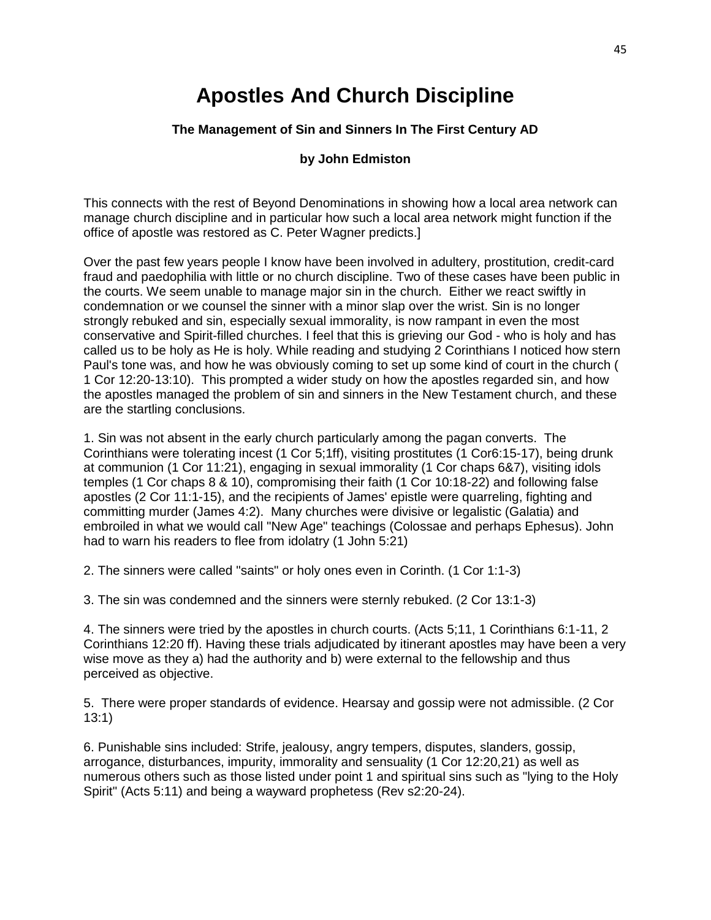# Apostles And Church Discipline

**The Management of Sin and Sinners In The First Century AD**

**by John Edmiston**

This connects with the rest of Beyond Denominations in showing how a local area network can manage church discipline and in particular how such a local area network might function if the office of apostle was restored as C. Peter Wagner predicts.]

Over the past few years people I know have been involved in adultery, prostitution, credit-card fraud and paedophilia with little or no church discipline. Two of these cases have been public in the courts. We seem unable to manage major sin in the church. Either we react swiftly in condemnation or we counsel the sinner with a minor slap over the wrist. Sin is no longer strongly rebuked and sin, especially sexual immorality, is now rampant in even the most conservative and Spirit-filled churches. I feel that this is grieving our God - who is holy and has called us to be holy as He is holy. While reading and studying 2 Corinthians I noticed how stern Paul's tone was, and how he was obviously coming to set up some kind of court in the church ( 1 Cor 12:20-13:10). This prompted a wider study on how the apostles regarded sin, and how the apostles managed the problem of sin and sinners in the New Testament church, and these are the startling conclusions.

1. Sin was not absent in the early church particularly among the pagan converts. The Corinthians were tolerating incest (1 Cor 5;1ff), visiting prostitutes (1 Cor6:15-17), being drunk at communion (1 Cor 11:21), engaging in sexual immorality (1 Cor chaps 6&7), visiting idols temples (1 Cor chaps 8 & 10), compromising their faith (1 Cor 10:18-22) and following false apostles (2 Cor 11:1-15), and the recipients of James' epistle were quarreling, fighting and committing murder (James 4:2). Many churches were divisive or legalistic (Galatia) and embroiled in what we would call "New Age" teachings (Colossae and perhaps Ephesus). John had to warn his readers to flee from idolatry (1 John 5:21)

2. The sinners were called "saints" or holy ones even in Corinth. (1 Cor 1:1-3)

3. The sin was condemned and the sinners were sternly rebuked. (2 Cor 13:1-3)

4. The sinners were tried by the apostles in church courts. (Acts 5;11, 1 Corinthians 6:1-11, 2 Corinthians 12:20 ff). Having these trials adjudicated by itinerant apostles may have been a very wise move as they a) had the authority and b) were external to the fellowship and thus perceived as objective.

5. There were proper standards of evidence. Hearsay and gossip were not admissible. (2 Cor 13:1)

6. Punishable sins included: Strife, jealousy, angry tempers, disputes, slanders, gossip, arrogance, disturbances, impurity, immorality and sensuality (1 Cor 12:20,21) as well as numerous others such as those listed under point 1 and spiritual sins such as "lying to the Holy Spirit" (Acts 5:11) and being a wayward prophetess (Rev s2:20-24).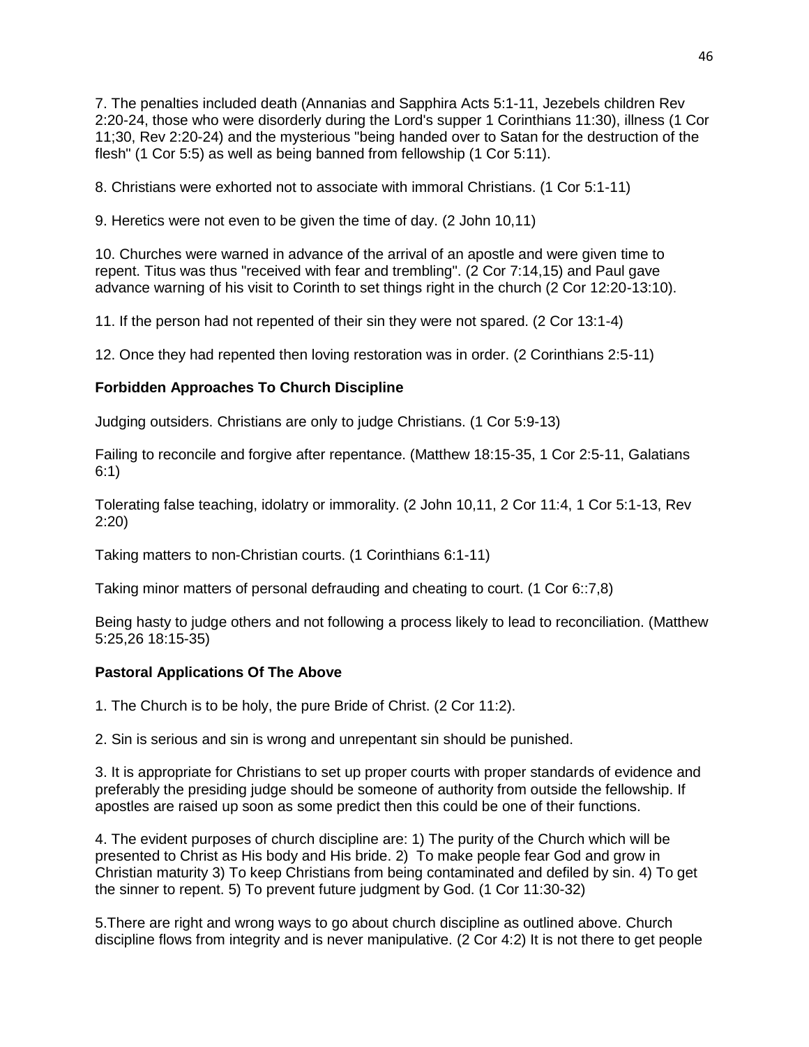7. The penalties included death (Annanias and Sapphira Acts 5:1-11, Jezebels children Rev 2:20-24, those who were disorderly during the Lord's supper 1 Corinthians 11:30), illness (1 Cor 11;30, Rev 2:20-24) and the mysterious "being handed over to Satan for the destruction of the flesh" (1 Cor 5:5) as well as being banned from fellowship (1 Cor 5:11).

8. Christians were exhorted not to associate with immoral Christians. (1 Cor 5:1-11)

9. Heretics were not even to be given the time of day. (2 John 10,11)

10. Churches were warned in advance of the arrival of an apostle and were given time to repent. Titus was thus "received with fear and trembling". (2 Cor 7:14,15) and Paul gave advance warning of his visit to Corinth to set things right in the church (2 Cor 12:20-13:10).

11. If the person had not repented of their sin they were not spared. (2 Cor 13:1-4)

12. Once they had repented then loving restoration was in order. (2 Corinthians 2:5-11)

**Forbidden Approaches To Church Discipline**

Judging outsiders. Christians are only to judge Christians. (1 Cor 5:9-13)

Failing to reconcile and forgive after repentance. (Matthew 18:15-35, 1 Cor 2:5-11, Galatians 6:1)

Tolerating false teaching, idolatry or immorality. (2 John 10,11, 2 Cor 11:4, 1 Cor 5:1-13, Rev 2:20)

Taking matters to non-Christian courts. (1 Corinthians 6:1-11)

Taking minor matters of personal defrauding and cheating to court. (1 Cor 6::7,8)

Being hasty to judge others and not following a process likely to lead to reconciliation. (Matthew 5:25,26 18:15-35)

**Pastoral Applications Of The Above**

1. The Church is to be holy, the pure Bride of Christ. (2 Cor 11:2).

2. Sin is serious and sin is wrong and unrepentant sin should be punished.

3. It is appropriate for Christians to set up proper courts with proper standards of evidence and preferably the presiding judge should be someone of authority from outside the fellowship. If apostles are raised up soon as some predict then this could be one of their functions.

4. The evident purposes of church discipline are: 1) The purity of the Church which will be presented to Christ as His body and His bride. 2) To make people fear God and grow in Christian maturity 3) To keep Christians from being contaminated and defiled by sin. 4) To get the sinner to repent. 5) To prevent future judgment by God. (1 Cor 11:30-32)

5.There are right and wrong ways to go about church discipline as outlined above. Church discipline flows from integrity and is never manipulative. (2 Cor 4:2) It is not there to get people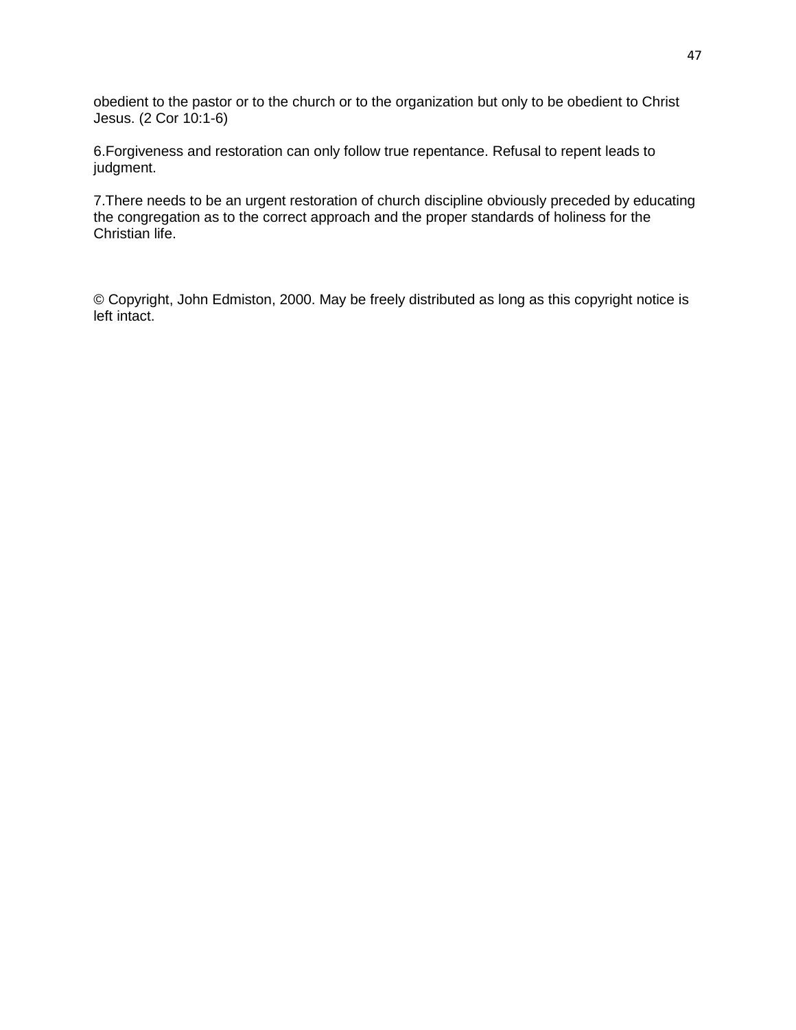obedient to the pastor or to the church or to the organization but only to be obedient to Christ Jesus. (2 Cor 10:1-6)

6.Forgiveness and restoration can only follow true repentance. Refusal to repent leads to judgment.

7.There needs to be an urgent restoration of church discipline obviously preceded by educating the congregation as to the correct approach and the proper standards of holiness for the Christian life.

© Copyright, John Edmiston, 2000. May be freely distributed as long as this copyright notice is left intact.